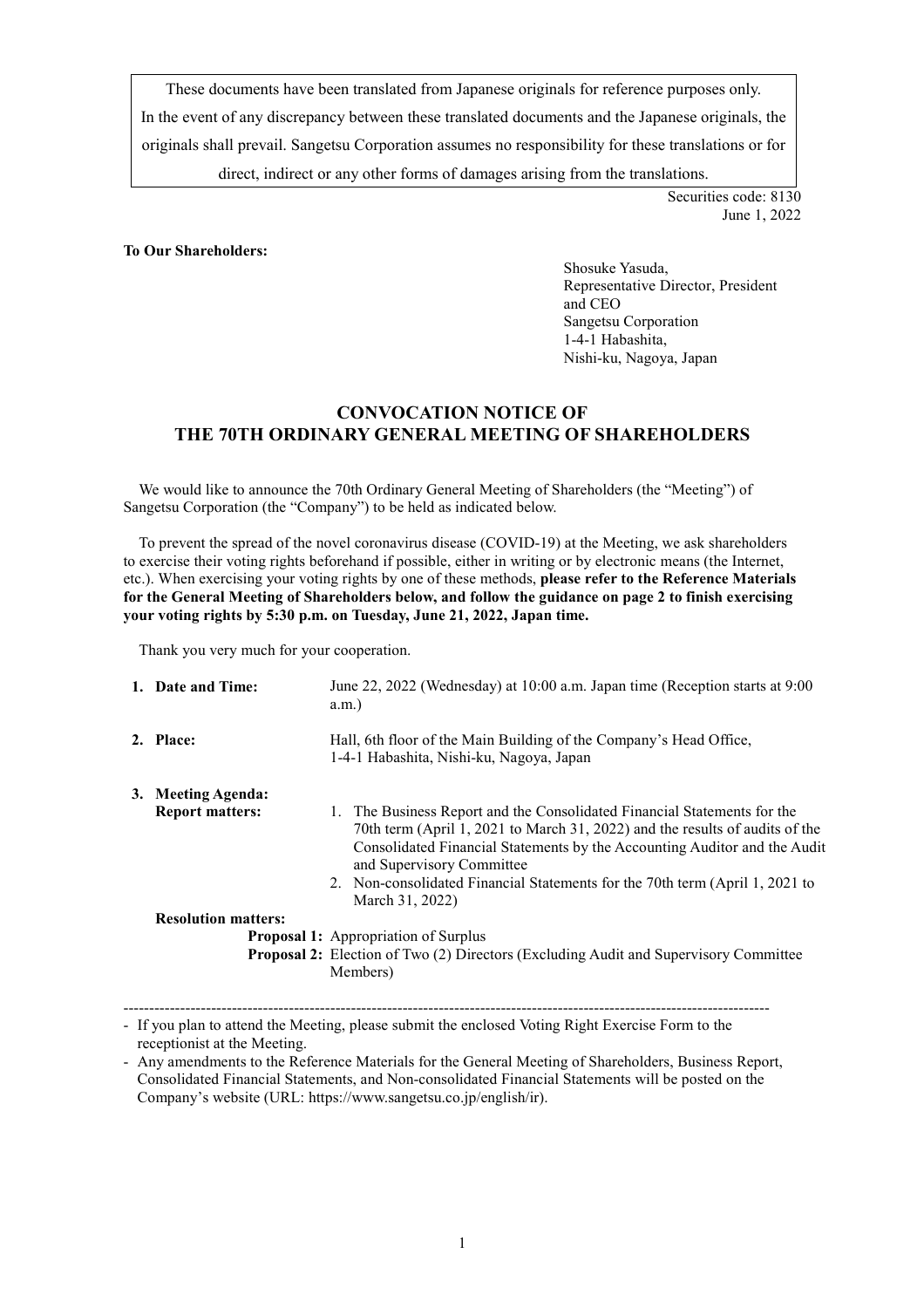These documents have been translated from Japanese originals for reference purposes only. In the event of any discrepancy between these translated documents and the Japanese originals, the originals shall prevail. Sangetsu Corporation assumes no responsibility for these translations or for direct, indirect or any other forms of damages arising from the translations.

Securities code: 8130
June 1, 2022

**To Our Shareholders:**

Shosuke Yasuda,
Representative Director, President and CEO
Sangetsu Corporation
1-4-1 Habashita,
Nishi-ku, Nagoya, Japan

# CONVOCATION NOTICE OF THE 70TH ORDINARY GENERAL MEETING OF SHAREHOLDERS

We would like to announce the 70th Ordinary General Meeting of Shareholders (the "Meeting") of Sangetsu Corporation (the "Company") to be held as indicated below.

To prevent the spread of the novel coronavirus disease (COVID-19) at the Meeting, we ask shareholders to exercise their voting rights beforehand if possible, either in writing or by electronic means (the Internet, etc.). When exercising your voting rights by one of these methods, **please refer to the Reference Materials for the General Meeting of Shareholders below, and follow the guidance on page 2 to finish exercising your voting rights by 5:30 p.m. on Tuesday, June 21, 2022, Japan time.**

Thank you very much for your cooperation.

1. **Date and Time:** June 22, 2022 (Wednesday) at 10:00 a.m. Japan time (Reception starts at 9:00 a.m.)

2. **Place:** Hall, 6th floor of the Main Building of the Company's Head Office, 1-4-1 Habashita, Nishi-ku, Nagoya, Japan

3. **Meeting Agenda:**

   **Report matters:**
   1. The Business Report and the Consolidated Financial Statements for the 70th term (April 1, 2021 to March 31, 2022) and the results of audits of the Consolidated Financial Statements by the Accounting Auditor and the Audit and Supervisory Committee
   2. Non-consolidated Financial Statements for the 70th term (April 1, 2021 to March 31, 2022)

   **Resolution matters:**

   **Proposal 1:** Appropriation of Surplus

   **Proposal 2:** Election of Two (2) Directors (Excluding Audit and Supervisory Committee Members)

---

- If you plan to attend the Meeting, please submit the enclosed Voting Right Exercise Form to the receptionist at the Meeting.
- Any amendments to the Reference Materials for the General Meeting of Shareholders, Business Report, Consolidated Financial Statements, and Non-consolidated Financial Statements will be posted on the Company's website (URL: https://www.sangetsu.co.jp/english/ir).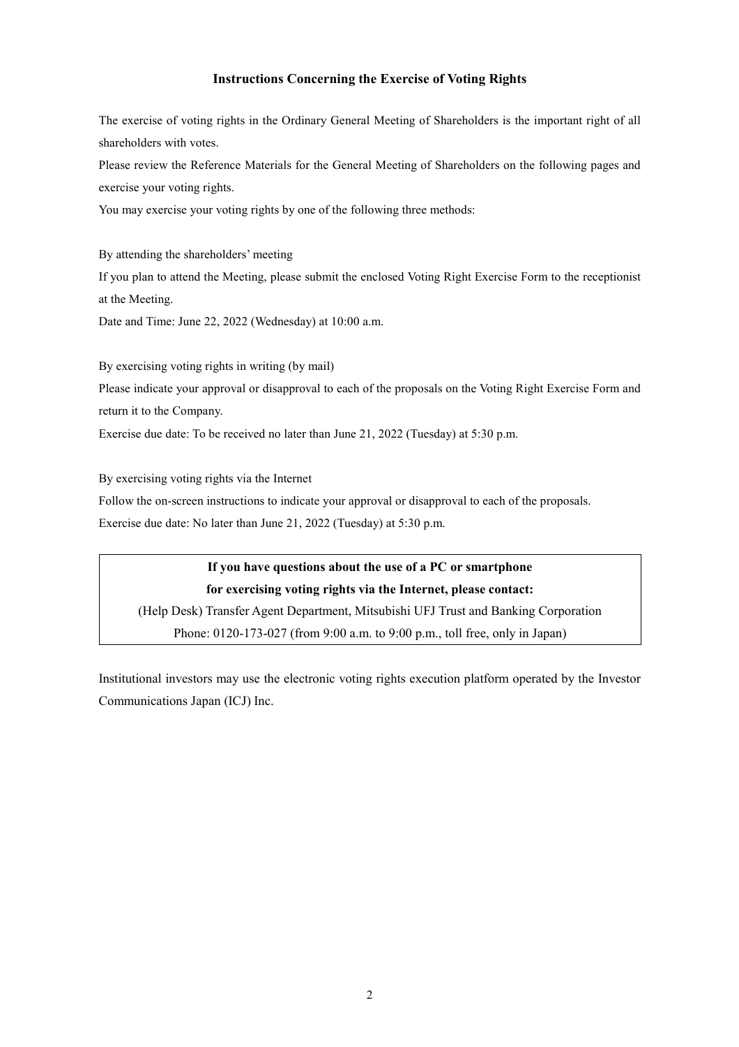## Instructions Concerning the Exercise of Voting Rights

The exercise of voting rights in the Ordinary General Meeting of Shareholders is the important right of all shareholders with votes.

Please review the Reference Materials for the General Meeting of Shareholders on the following pages and exercise your voting rights.

You may exercise your voting rights by one of the following three methods:

By attending the shareholders' meeting

If you plan to attend the Meeting, please submit the enclosed Voting Right Exercise Form to the receptionist at the Meeting.

Date and Time: June 22, 2022 (Wednesday) at 10:00 a.m.

By exercising voting rights in writing (by mail)

Please indicate your approval or disapproval to each of the proposals on the Voting Right Exercise Form and return it to the Company.

Exercise due date: To be received no later than June 21, 2022 (Tuesday) at 5:30 p.m.

By exercising voting rights via the Internet

Follow the on-screen instructions to indicate your approval or disapproval to each of the proposals.

Exercise due date: No later than June 21, 2022 (Tuesday) at 5:30 p.m.

**If you have questions about the use of a PC or smartphone for exercising voting rights via the Internet, please contact:**

(Help Desk) Transfer Agent Department, Mitsubishi UFJ Trust and Banking Corporation

Phone: 0120-173-027 (from 9:00 a.m. to 9:00 p.m., toll free, only in Japan)

Institutional investors may use the electronic voting rights execution platform operated by the Investor Communications Japan (ICJ) Inc.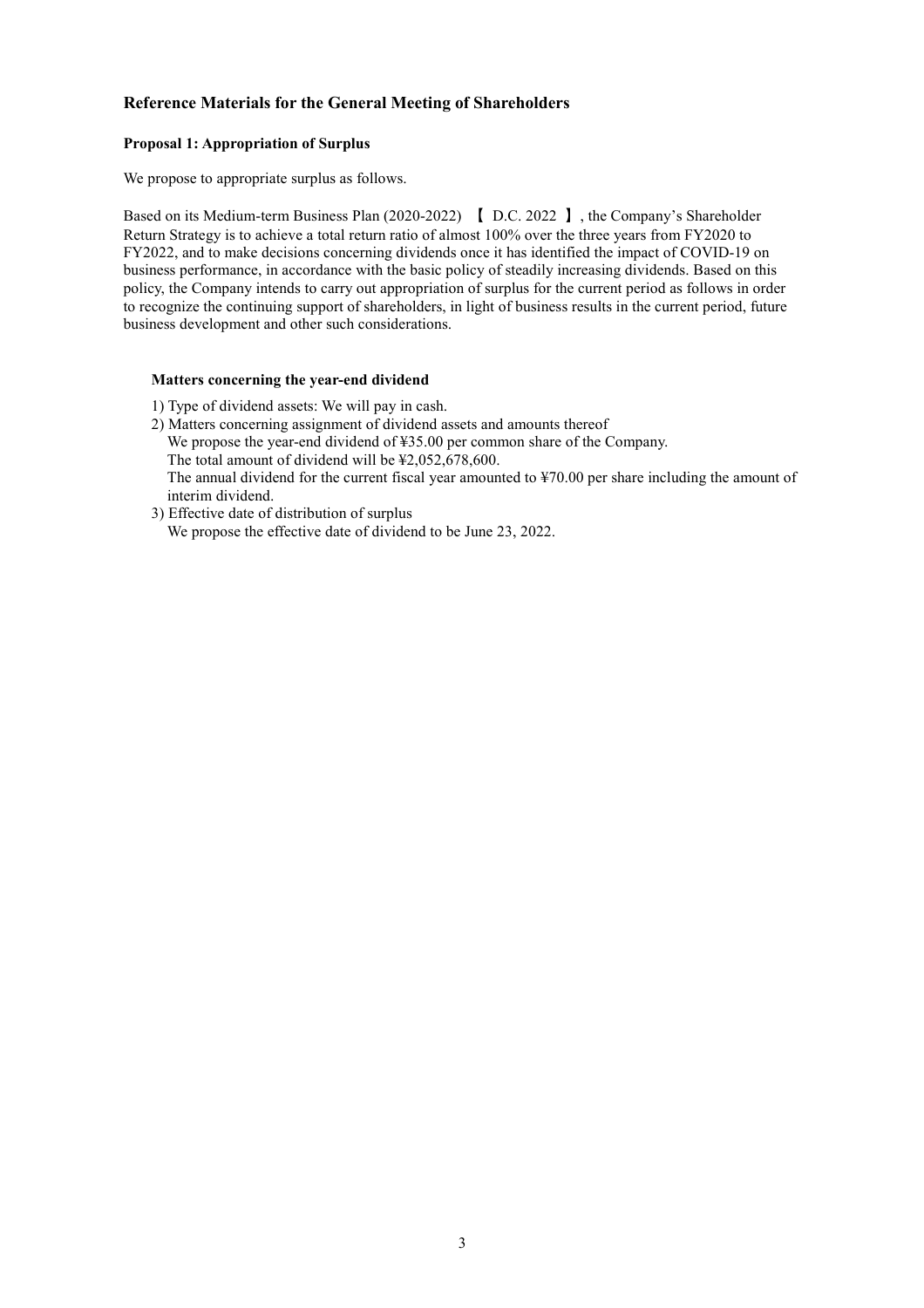## Reference Materials for the General Meeting of Shareholders

### Proposal 1: Appropriation of Surplus

We propose to appropriate surplus as follows.

Based on its Medium-term Business Plan (2020-2022) 【 D.C. 2022 】, the Company's Shareholder Return Strategy is to achieve a total return ratio of almost 100% over the three years from FY2020 to FY2022, and to make decisions concerning dividends once it has identified the impact of COVID-19 on business performance, in accordance with the basic policy of steadily increasing dividends. Based on this policy, the Company intends to carry out appropriation of surplus for the current period as follows in order to recognize the continuing support of shareholders, in light of business results in the current period, future business development and other such considerations.

**Matters concerning the year-end dividend**

1) Type of dividend assets: We will pay in cash.
2) Matters concerning assignment of dividend assets and amounts thereof
   We propose the year-end dividend of ¥35.00 per common share of the Company.
   The total amount of dividend will be ¥2,052,678,600.
   The annual dividend for the current fiscal year amounted to ¥70.00 per share including the amount of interim dividend.
3) Effective date of distribution of surplus
   We propose the effective date of dividend to be June 23, 2022.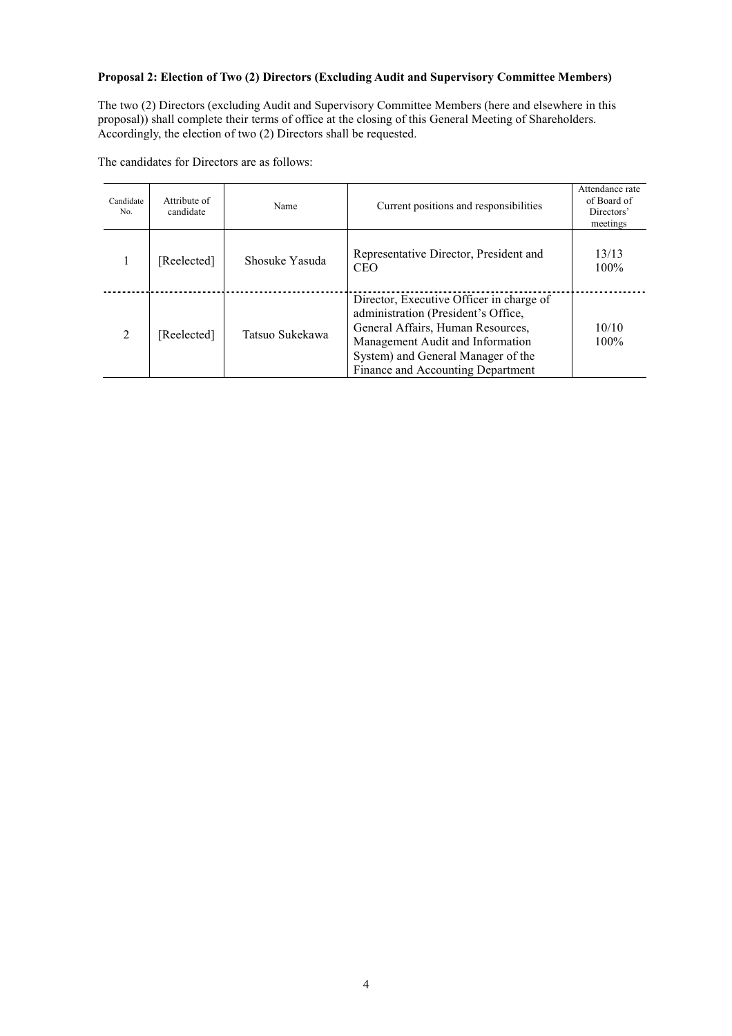**Proposal 2: Election of Two (2) Directors (Excluding Audit and Supervisory Committee Members)**

The two (2) Directors (excluding Audit and Supervisory Committee Members (here and elsewhere in this proposal)) shall complete their terms of office at the closing of this General Meeting of Shareholders. Accordingly, the election of two (2) Directors shall be requested.

The candidates for Directors are as follows:

| Candidate No. | Attribute of candidate | Name | Current positions and responsibilities | Attendance rate of Board of Directors' meetings |
|---|---|---|---|---|
| 1 | [Reelected] | Shosuke Yasuda | Representative Director, President and CEO | 13/13<br>100% |
| 2 | [Reelected] | Tatsuo Sukekawa | Director, Executive Officer in charge of administration (President's Office, General Affairs, Human Resources, Management Audit and Information System) and General Manager of the Finance and Accounting Department | 10/10<br>100% |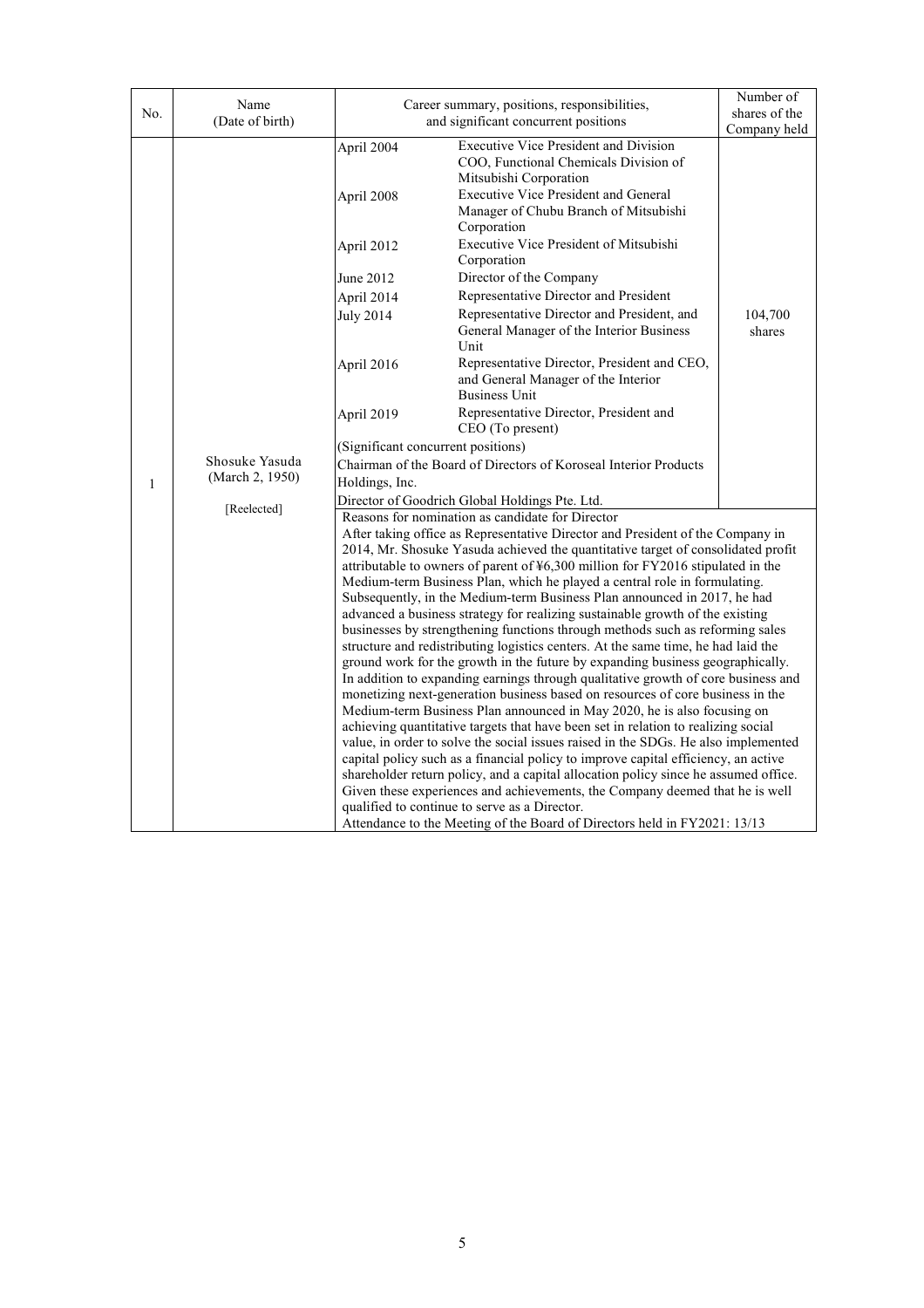| No. | Name (Date of birth) | Career summary, positions, responsibilities, and significant concurrent positions | Number of shares of the Company held |
|---|---|---|---|
| 1 | Shosuke Yasuda (March 2, 1950) [Reelected] | April 2004 Executive Vice President and Division COO, Functional Chemicals Division of Mitsubishi Corporation<br>April 2008 Executive Vice President and General Manager of Chubu Branch of Mitsubishi Corporation<br>April 2012 Executive Vice President of Mitsubishi Corporation<br>June 2012 Director of the Company<br>April 2014 Representative Director and President<br>July 2014 Representative Director and President, and General Manager of the Interior Business Unit<br>April 2016 Representative Director, President and CEO, and General Manager of the Interior Business Unit<br>April 2019 Representative Director, President and CEO (To present)<br>(Significant concurrent positions)<br>Chairman of the Board of Directors of Koroseal Interior Products Holdings, Inc.<br>Director of Goodrich Global Holdings Pte. Ltd. | 104,700 shares |
| | | Reasons for nomination as candidate for Director<br>After taking office as Representative Director and President of the Company in 2014, Mr. Shosuke Yasuda achieved the quantitative target of consolidated profit attributable to owners of parent of ¥6,300 million for FY2016 stipulated in the Medium-term Business Plan, which he played a central role in formulating. Subsequently, in the Medium-term Business Plan announced in 2017, he had advanced a business strategy for realizing sustainable growth of the existing businesses by strengthening functions through methods such as reforming sales structure and redistributing logistics centers. At the same time, he had laid the ground work for the growth in the future by expanding business geographically. In addition to expanding earnings through qualitative growth of core business and monetizing next-generation business based on resources of core business in the Medium-term Business Plan announced in May 2020, he is also focusing on achieving quantitative targets that have been set in relation to realizing social value, in order to solve the social issues raised in the SDGs. He also implemented capital policy such as a financial policy to improve capital efficiency, an active shareholder return policy, and a capital allocation policy since he assumed office. Given these experiences and achievements, the Company deemed that he is well qualified to continue to serve as a Director.<br>Attendance to the Meeting of the Board of Directors held in FY2021: 13/13 | |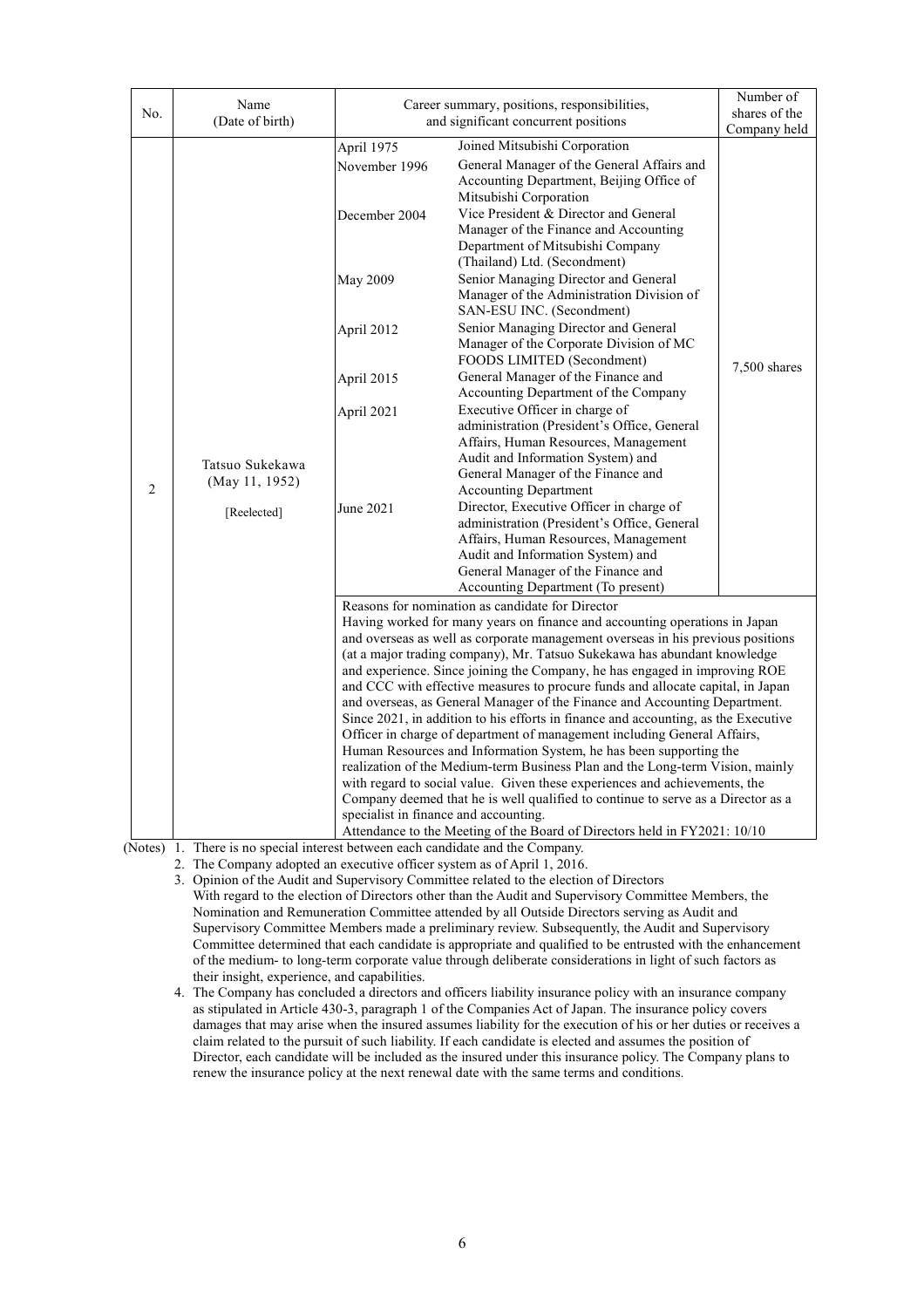| No. | Name (Date of birth) | Career summary, positions, responsibilities, and significant concurrent positions | | Number of shares of the Company held |
|---|---|---|---|---|
| 2 | Tatsuo Sukekawa (May 11, 1952) [Reelected] | April 1975 | Joined Mitsubishi Corporation | 7,500 shares |
| | | November 1996 | General Manager of the General Affairs and Accounting Department, Beijing Office of Mitsubishi Corporation | |
| | | December 2004 | Vice President & Director and General Manager of the Finance and Accounting Department of Mitsubishi Company (Thailand) Ltd. (Secondment) | |
| | | May 2009 | Senior Managing Director and General Manager of the Administration Division of SAN-ESU INC. (Secondment) | |
| | | April 2012 | Senior Managing Director and General Manager of the Corporate Division of MC FOODS LIMITED (Secondment) | |
| | | April 2015 | General Manager of the Finance and Accounting Department of the Company | |
| | | April 2021 | Executive Officer in charge of administration (President's Office, General Affairs, Human Resources, Management Audit and Information System) and General Manager of the Finance and Accounting Department | |
| | | June 2021 | Director, Executive Officer in charge of administration (President's Office, General Affairs, Human Resources, Management Audit and Information System) and General Manager of the Finance and Accounting Department (To present) | |
| | | Reasons for nomination as candidate for Director<br>Having worked for many years on finance and accounting operations in Japan and overseas as well as corporate management overseas in his previous positions (at a major trading company), Mr. Tatsuo Sukekawa has abundant knowledge and experience. Since joining the Company, he has engaged in improving ROE and CCC with effective measures to procure funds and allocate capital, in Japan and overseas, as General Manager of the Finance and Accounting Department. Since 2021, in addition to his efforts in finance and accounting, as the Executive Officer in charge of department of management including General Affairs, Human Resources and Information System, he has been supporting the realization of the Medium-term Business Plan and the Long-term Vision, mainly with regard to social value. Given these experiences and achievements, the Company deemed that he is well qualified to continue to serve as a Director as a specialist in finance and accounting.<br>Attendance to the Meeting of the Board of Directors held in FY2021: 10/10 | | |

(Notes)

1. There is no special interest between each candidate and the Company.
2. The Company adopted an executive officer system as of April 1, 2016.
3. Opinion of the Audit and Supervisory Committee related to the election of Directors
   With regard to the election of Directors other than the Audit and Supervisory Committee Members, the Nomination and Remuneration Committee attended by all Outside Directors serving as Audit and Supervisory Committee Members made a preliminary review. Subsequently, the Audit and Supervisory Committee determined that each candidate is appropriate and qualified to be entrusted with the enhancement of the medium- to long-term corporate value through deliberate considerations in light of such factors as their insight, experience, and capabilities.
4. The Company has concluded a directors and officers liability insurance policy with an insurance company as stipulated in Article 430-3, paragraph 1 of the Companies Act of Japan. The insurance policy covers damages that may arise when the insured assumes liability for the execution of his or her duties or receives a claim related to the pursuit of such liability. If each candidate is elected and assumes the position of Director, each candidate will be included as the insured under this insurance policy. The Company plans to renew the insurance policy at the next renewal date with the same terms and conditions.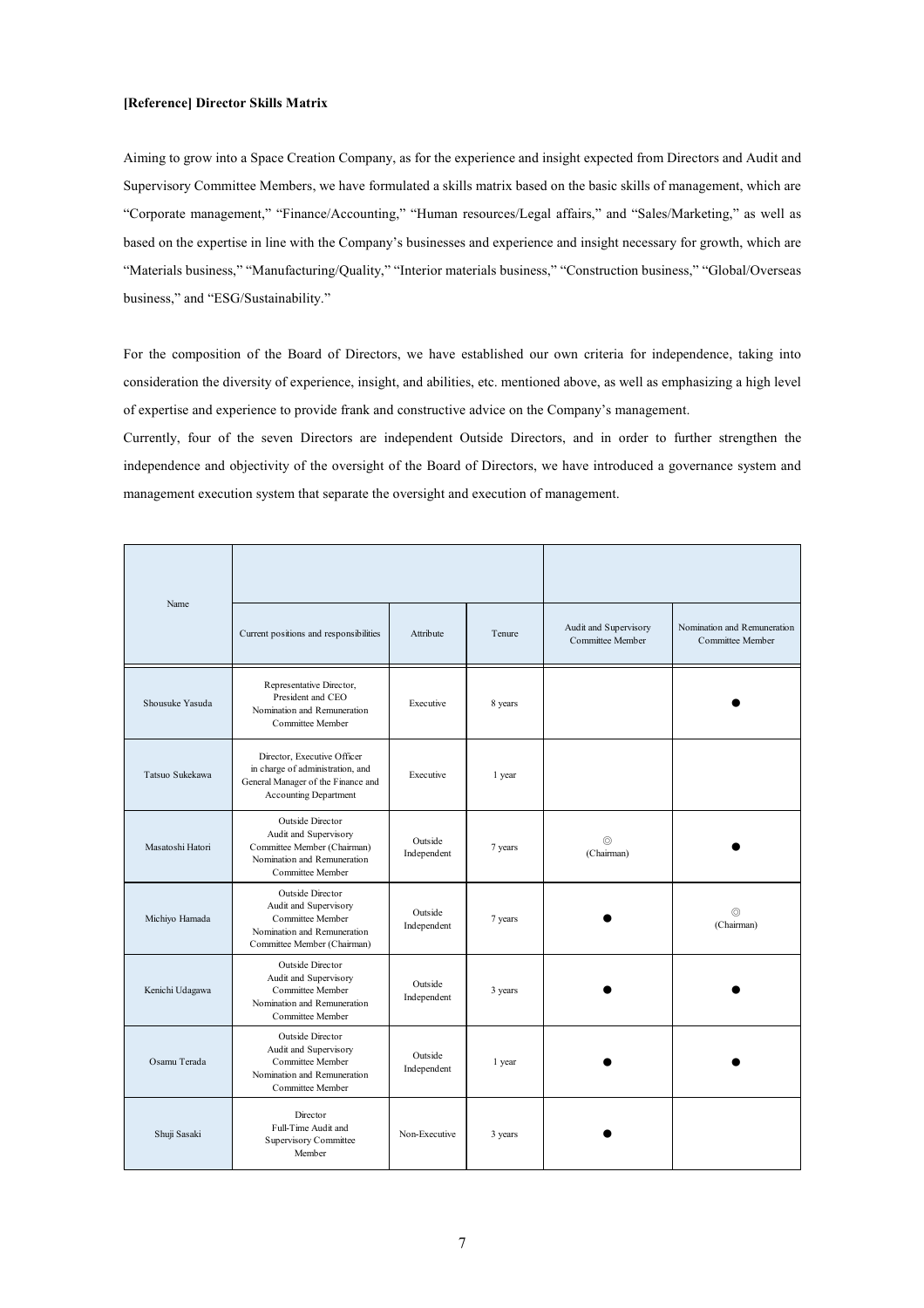**[Reference] Director Skills Matrix**

Aiming to grow into a Space Creation Company, as for the experience and insight expected from Directors and Audit and Supervisory Committee Members, we have formulated a skills matrix based on the basic skills of management, which are "Corporate management," "Finance/Accounting," "Human resources/Legal affairs," and "Sales/Marketing," as well as based on the expertise in line with the Company's businesses and experience and insight necessary for growth, which are "Materials business," "Manufacturing/Quality," "Interior materials business," "Construction business," "Global/Overseas business," and "ESG/Sustainability."

For the composition of the Board of Directors, we have established our own criteria for independence, taking into consideration the diversity of experience, insight, and abilities, etc. mentioned above, as well as emphasizing a high level of expertise and experience to provide frank and constructive advice on the Company's management.

Currently, four of the seven Directors are independent Outside Directors, and in order to further strengthen the independence and objectivity of the oversight of the Board of Directors, we have introduced a governance system and management execution system that separate the oversight and execution of management.

| Name | Current positions and responsibilities | Attribute | Tenure | Audit and Supervisory Committee Member | Nomination and Remuneration Committee Member |
|---|---|---|---|---|---|
| Shousuke Yasuda | Representative Director, President and CEO Nomination and Remuneration Committee Member | Executive | 8 years | | ● |
| Tatsuo Sukekawa | Director, Executive Officer in charge of administration, and General Manager of the Finance and Accounting Department | Executive | 1 year | | |
| Masatoshi Hatori | Outside Director Audit and Supervisory Committee Member (Chairman) Nomination and Remuneration Committee Member | Outside Independent | 7 years | ◎ (Chairman) | ● |
| Michiyo Hamada | Outside Director Audit and Supervisory Committee Member Nomination and Remuneration Committee Member (Chairman) | Outside Independent | 7 years | ● | ◎ (Chairman) |
| Kenichi Udagawa | Outside Director Audit and Supervisory Committee Member Nomination and Remuneration Committee Member | Outside Independent | 3 years | ● | ● |
| Osamu Terada | Outside Director Audit and Supervisory Committee Member Nomination and Remuneration Committee Member | Outside Independent | 1 year | ● | ● |
| Shuji Sasaki | Director Full-Time Audit and Supervisory Committee Member | Non-Executive | 3 years | ● | |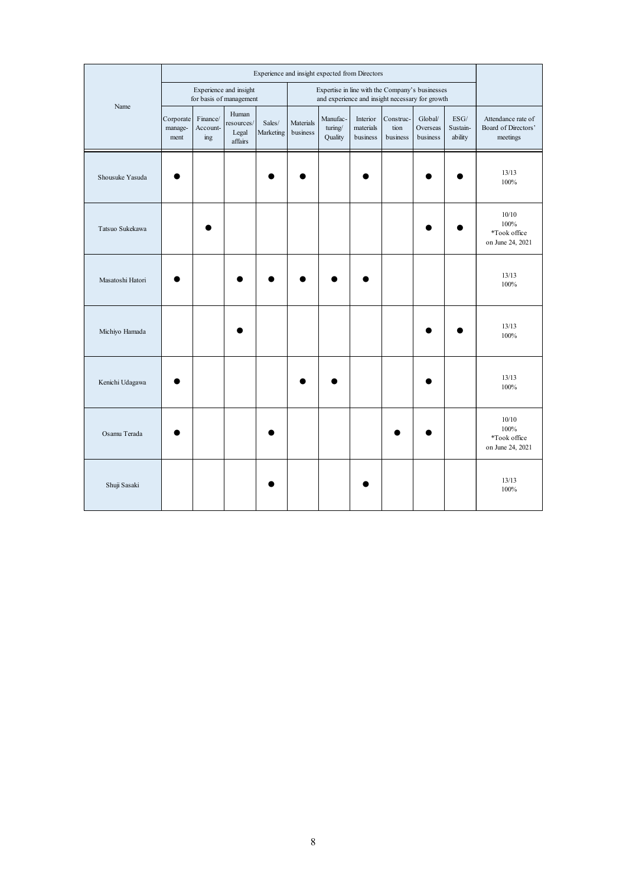| Name | Experience and insight expected from Directors | | | | | | | | | | Attendance rate of Board of Directors' meetings |
|---|---|---|---|---|---|---|---|---|---|---|---|
| | Experience and insight for basis of management | | | | Expertise in line with the Company's businesses and experience and insight necessary for growth | | | | | | |
| | Corporate manage-ment | Finance/ Account-ing | Human resources/ Legal affairs | Sales/ Marketing | Materials business | Manufac-turing/ Quality | Interior materials business | Construc-tion business | Global/ Overseas business | ESG/ Sustain-ability | |
| Shousuke Yasuda | ● | | | ● | ● | | ● | | ● | ● | 13/13<br>100% |
| Tatsuo Sukekawa | | ● | | | | | | | ● | ● | 10/10<br>100%<br>*Took office on June 24, 2021 |
| Masatoshi Hatori | ● | | ● | ● | ● | ● | ● | | | | 13/13<br>100% |
| Michiyo Hamada | | | ● | | | | | | ● | ● | 13/13<br>100% |
| Kenichi Udagawa | ● | | | | ● | ● | | | ● | | 13/13<br>100% |
| Osamu Terada | ● | | | ● | | | | ● | ● | | 10/10<br>100%<br>*Took office on June 24, 2021 |
| Shuji Sasaki | | | | ● | | | ● | | | | 13/13<br>100% |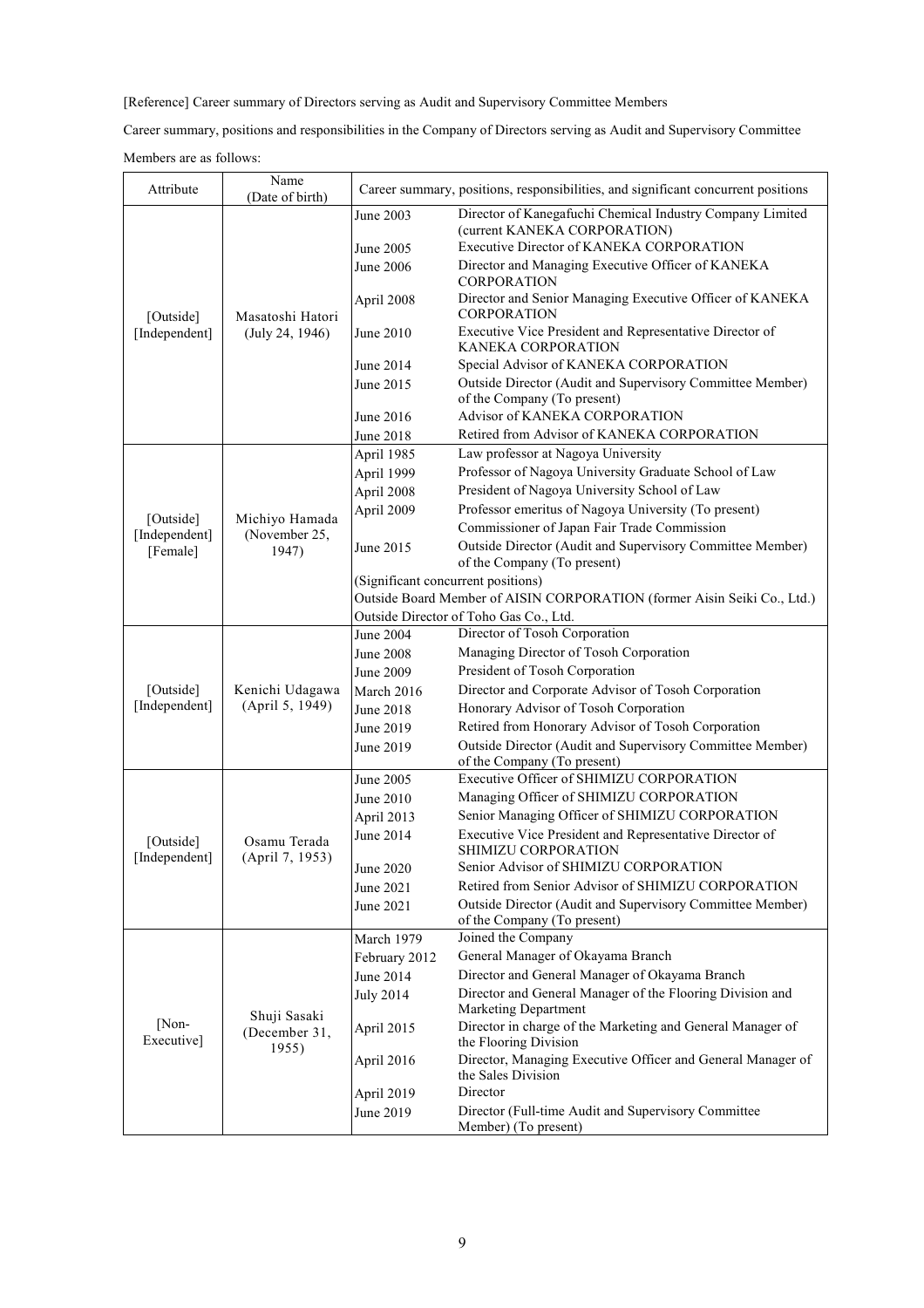[Reference] Career summary of Directors serving as Audit and Supervisory Committee Members

Career summary, positions and responsibilities in the Company of Directors serving as Audit and Supervisory Committee Members are as follows:

| Attribute | Name (Date of birth) | Career summary, positions, responsibilities, and significant concurrent positions | |
|---|---|---|---|
| [Outside] [Independent] | Masatoshi Hatori (July 24, 1946) | June 2003 | Director of Kanegafuchi Chemical Industry Company Limited (current KANEKA CORPORATION) |
| | | June 2005 | Executive Director of KANEKA CORPORATION |
| | | June 2006 | Director and Managing Executive Officer of KANEKA CORPORATION |
| | | April 2008 | Director and Senior Managing Executive Officer of KANEKA CORPORATION |
| | | June 2010 | Executive Vice President and Representative Director of KANEKA CORPORATION |
| | | June 2014 | Special Advisor of KANEKA CORPORATION |
| | | June 2015 | Outside Director (Audit and Supervisory Committee Member) of the Company (To present) |
| | | June 2016 | Advisor of KANEKA CORPORATION |
| | | June 2018 | Retired from Advisor of KANEKA CORPORATION |
| [Outside] [Independent] [Female] | Michiyo Hamada (November 25, 1947) | April 1985 | Law professor at Nagoya University |
| | | April 1999 | Professor of Nagoya University Graduate School of Law |
| | | April 2008 | President of Nagoya University School of Law |
| | | April 2009 | Professor emeritus of Nagoya University (To present) |
| | | | Commissioner of Japan Fair Trade Commission |
| | | June 2015 | Outside Director (Audit and Supervisory Committee Member) of the Company (To present) |
| | | (Significant concurrent positions) | |
| | | Outside Board Member of AISIN CORPORATION (former Aisin Seiki Co., Ltd.) | |
| | | Outside Director of Toho Gas Co., Ltd. | |
| [Outside] [Independent] | Kenichi Udagawa (April 5, 1949) | June 2004 | Director of Tosoh Corporation |
| | | June 2008 | Managing Director of Tosoh Corporation |
| | | June 2009 | President of Tosoh Corporation |
| | | March 2016 | Director and Corporate Advisor of Tosoh Corporation |
| | | June 2018 | Honorary Advisor of Tosoh Corporation |
| | | June 2019 | Retired from Honorary Advisor of Tosoh Corporation |
| | | June 2019 | Outside Director (Audit and Supervisory Committee Member) of the Company (To present) |
| [Outside] [Independent] | Osamu Terada (April 7, 1953) | June 2005 | Executive Officer of SHIMIZU CORPORATION |
| | | June 2010 | Managing Officer of SHIMIZU CORPORATION |
| | | April 2013 | Senior Managing Officer of SHIMIZU CORPORATION |
| | | June 2014 | Executive Vice President and Representative Director of SHIMIZU CORPORATION |
| | | June 2020 | Senior Advisor of SHIMIZU CORPORATION |
| | | June 2021 | Retired from Senior Advisor of SHIMIZU CORPORATION |
| | | June 2021 | Outside Director (Audit and Supervisory Committee Member) of the Company (To present) |
| [Non-Executive] | Shuji Sasaki (December 31, 1955) | March 1979 | Joined the Company |
| | | February 2012 | General Manager of Okayama Branch |
| | | June 2014 | Director and General Manager of Okayama Branch |
| | | July 2014 | Director and General Manager of the Flooring Division and Marketing Department |
| | | April 2015 | Director in charge of the Marketing and General Manager of the Flooring Division |
| | | April 2016 | Director, Managing Executive Officer and General Manager of the Sales Division |
| | | April 2019 | Director |
| | | June 2019 | Director (Full-time Audit and Supervisory Committee Member) (To present) |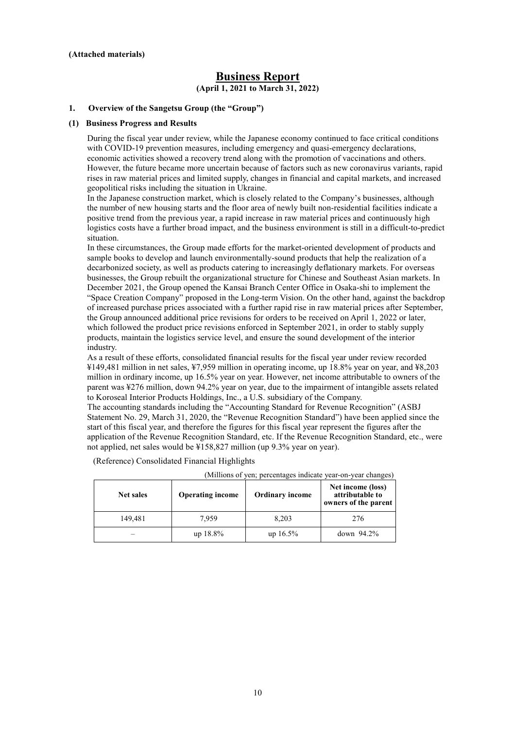**(Attached materials)**

# Business Report

**(April 1, 2021 to March 31, 2022)**

## 1. Overview of the Sangetsu Group (the "Group")

### (1) Business Progress and Results

During the fiscal year under review, while the Japanese economy continued to face critical conditions with COVID-19 prevention measures, including emergency and quasi-emergency declarations, economic activities showed a recovery trend along with the promotion of vaccinations and others. However, the future became more uncertain because of factors such as new coronavirus variants, rapid rises in raw material prices and limited supply, changes in financial and capital markets, and increased geopolitical risks including the situation in Ukraine.

In the Japanese construction market, which is closely related to the Company's businesses, although the number of new housing starts and the floor area of newly built non-residential facilities indicate a positive trend from the previous year, a rapid increase in raw material prices and continuously high logistics costs have a further broad impact, and the business environment is still in a difficult-to-predict situation.

In these circumstances, the Group made efforts for the market-oriented development of products and sample books to develop and launch environmentally-sound products that help the realization of a decarbonized society, as well as products catering to increasingly deflationary markets. For overseas businesses, the Group rebuilt the organizational structure for Chinese and Southeast Asian markets. In December 2021, the Group opened the Kansai Branch Center Office in Osaka-shi to implement the "Space Creation Company" proposed in the Long-term Vision. On the other hand, against the backdrop of increased purchase prices associated with a further rapid rise in raw material prices after September, the Group announced additional price revisions for orders to be received on April 1, 2022 or later, which followed the product price revisions enforced in September 2021, in order to stably supply products, maintain the logistics service level, and ensure the sound development of the interior industry.

As a result of these efforts, consolidated financial results for the fiscal year under review recorded ¥149,481 million in net sales, ¥7,959 million in operating income, up 18.8% year on year, and ¥8,203 million in ordinary income, up 16.5% year on year. However, net income attributable to owners of the parent was ¥276 million, down 94.2% year on year, due to the impairment of intangible assets related to Koroseal Interior Products Holdings, Inc., a U.S. subsidiary of the Company.

The accounting standards including the "Accounting Standard for Revenue Recognition" (ASBJ Statement No. 29, March 31, 2020, the "Revenue Recognition Standard") have been applied since the start of this fiscal year, and therefore the figures for this fiscal year represent the figures after the application of the Revenue Recognition Standard, etc. If the Revenue Recognition Standard, etc., were not applied, net sales would be ¥158,827 million (up 9.3% year on year).

(Reference) Consolidated Financial Highlights

(Millions of yen; percentages indicate year-on-year changes)

| Net sales | Operating income | Ordinary income | Net income (loss) attributable to owners of the parent |
|---|---|---|---|
| 149,481 | 7,959 | 8,203 | 276 |
| – | up 18.8% | up 16.5% | down 94.2% |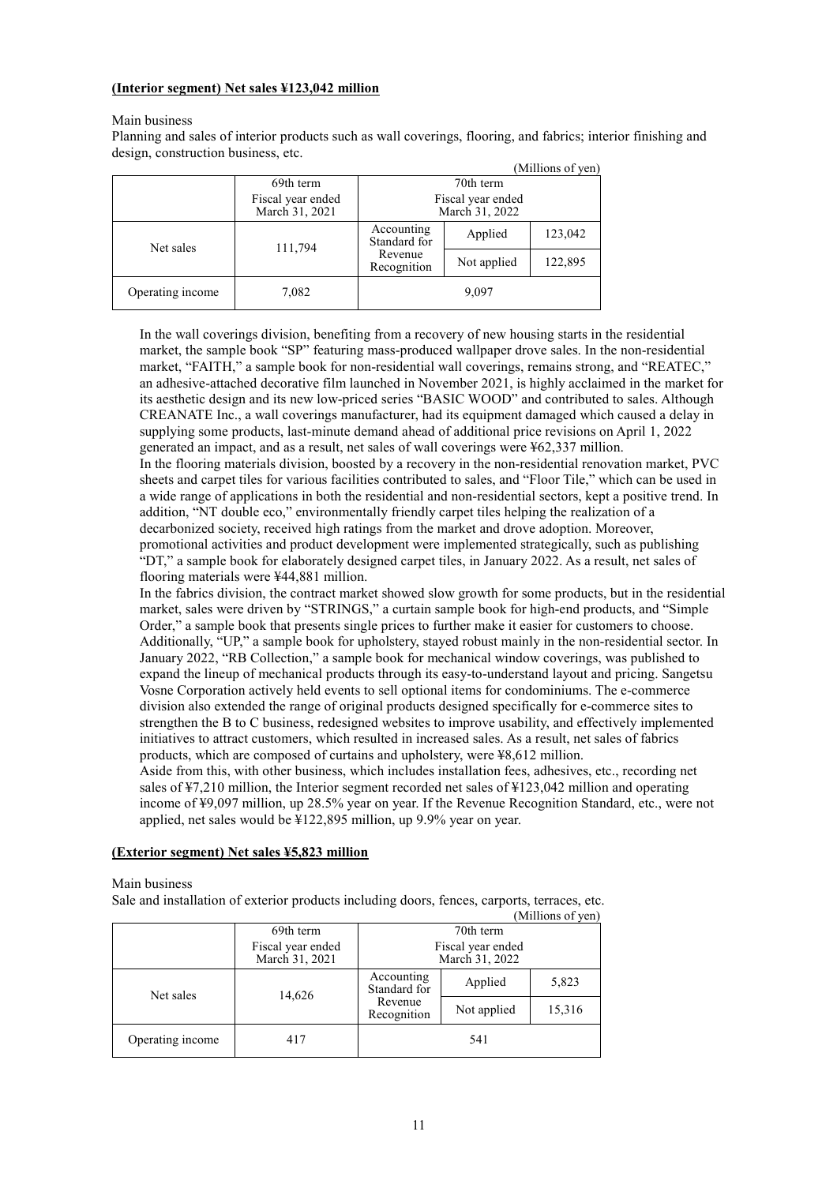**(Interior segment) Net sales ¥123,042 million**

Main business

Planning and sales of interior products such as wall coverings, flooring, and fabrics; interior finishing and design, construction business, etc.

(Millions of yen)

| | 69th term<br>Fiscal year ended March 31, 2021 | 70th term<br>Fiscal year ended March 31, 2022 | | |
|---|---|---|---|---|
| Net sales | 111,794 | Accounting Standard for Revenue Recognition | Applied | 123,042 |
| | | | Not applied | 122,895 |
| Operating income | 7,082 | 9,097 | | |

In the wall coverings division, benefiting from a recovery of new housing starts in the residential market, the sample book "SP" featuring mass-produced wallpaper drove sales. In the non-residential market, "FAITH," a sample book for non-residential wall coverings, remains strong, and "REATEC," an adhesive-attached decorative film launched in November 2021, is highly acclaimed in the market for its aesthetic design and its new low-priced series "BASIC WOOD" and contributed to sales. Although CREANATE Inc., a wall coverings manufacturer, had its equipment damaged which caused a delay in supplying some products, last-minute demand ahead of additional price revisions on April 1, 2022 generated an impact, and as a result, net sales of wall coverings were ¥62,337 million.

In the flooring materials division, boosted by a recovery in the non-residential renovation market, PVC sheets and carpet tiles for various facilities contributed to sales, and "Floor Tile," which can be used in a wide range of applications in both the residential and non-residential sectors, kept a positive trend. In addition, "NT double eco," environmentally friendly carpet tiles helping the realization of a decarbonized society, received high ratings from the market and drove adoption. Moreover, promotional activities and product development were implemented strategically, such as publishing "DT," a sample book for elaborately designed carpet tiles, in January 2022. As a result, net sales of flooring materials were ¥44,881 million.

In the fabrics division, the contract market showed slow growth for some products, but in the residential market, sales were driven by "STRINGS," a curtain sample book for high-end products, and "Simple Order," a sample book that presents single prices to further make it easier for customers to choose. Additionally, "UP," a sample book for upholstery, stayed robust mainly in the non-residential sector. In January 2022, "RB Collection," a sample book for mechanical window coverings, was published to expand the lineup of mechanical products through its easy-to-understand layout and pricing. Sangetsu Vosne Corporation actively held events to sell optional items for condominiums. The e-commerce division also extended the range of original products designed specifically for e-commerce sites to strengthen the B to C business, redesigned websites to improve usability, and effectively implemented initiatives to attract customers, which resulted in increased sales. As a result, net sales of fabrics products, which are composed of curtains and upholstery, were ¥8,612 million.

Aside from this, with other business, which includes installation fees, adhesives, etc., recording net sales of ¥7,210 million, the Interior segment recorded net sales of ¥123,042 million and operating income of ¥9,097 million, up 28.5% year on year. If the Revenue Recognition Standard, etc., were not applied, net sales would be ¥122,895 million, up 9.9% year on year.

**(Exterior segment) Net sales ¥5,823 million**

Main business

Sale and installation of exterior products including doors, fences, carports, terraces, etc.

(Millions of yen)

| | 69th term<br>Fiscal year ended March 31, 2021 | 70th term<br>Fiscal year ended March 31, 2022 | | |
|---|---|---|---|---|
| Net sales | 14,626 | Accounting Standard for Revenue Recognition | Applied | 5,823 |
| | | | Not applied | 15,316 |
| Operating income | 417 | 541 | | |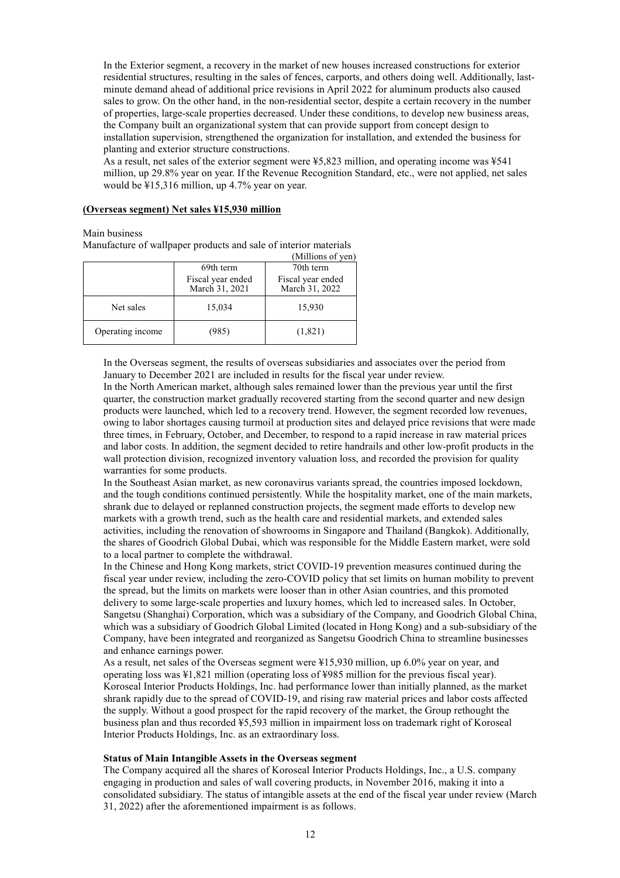In the Exterior segment, a recovery in the market of new houses increased constructions for exterior residential structures, resulting in the sales of fences, carports, and others doing well. Additionally, last-minute demand ahead of additional price revisions in April 2022 for aluminum products also caused sales to grow. On the other hand, in the non-residential sector, despite a certain recovery in the number of properties, large-scale properties decreased. Under these conditions, to develop new business areas, the Company built an organizational system that can provide support from concept design to installation supervision, strengthened the organization for installation, and extended the business for planting and exterior structure constructions.

As a result, net sales of the exterior segment were ¥5,823 million, and operating income was ¥541 million, up 29.8% year on year. If the Revenue Recognition Standard, etc., were not applied, net sales would be ¥15,316 million, up 4.7% year on year.

**(Overseas segment) Net sales ¥15,930 million**

Main business

Manufacture of wallpaper products and sale of interior materials

(Millions of yen)

| | 69th term<br>Fiscal year ended March 31, 2021 | 70th term<br>Fiscal year ended March 31, 2022 |
|---|---|---|
| Net sales | 15,034 | 15,930 |
| Operating income | (985) | (1,821) |

In the Overseas segment, the results of overseas subsidiaries and associates over the period from January to December 2021 are included in results for the fiscal year under review.

In the North American market, although sales remained lower than the previous year until the first quarter, the construction market gradually recovered starting from the second quarter and new design products were launched, which led to a recovery trend. However, the segment recorded low revenues, owing to labor shortages causing turmoil at production sites and delayed price revisions that were made three times, in February, October, and December, to respond to a rapid increase in raw material prices and labor costs. In addition, the segment decided to retire handrails and other low-profit products in the wall protection division, recognized inventory valuation loss, and recorded the provision for quality warranties for some products.

In the Southeast Asian market, as new coronavirus variants spread, the countries imposed lockdown, and the tough conditions continued persistently. While the hospitality market, one of the main markets, shrank due to delayed or replanned construction projects, the segment made efforts to develop new markets with a growth trend, such as the health care and residential markets, and extended sales activities, including the renovation of showrooms in Singapore and Thailand (Bangkok). Additionally, the shares of Goodrich Global Dubai, which was responsible for the Middle Eastern market, were sold to a local partner to complete the withdrawal.

In the Chinese and Hong Kong markets, strict COVID-19 prevention measures continued during the fiscal year under review, including the zero-COVID policy that set limits on human mobility to prevent the spread, but the limits on markets were looser than in other Asian countries, and this promoted delivery to some large-scale properties and luxury homes, which led to increased sales. In October, Sangetsu (Shanghai) Corporation, which was a subsidiary of the Company, and Goodrich Global China, which was a subsidiary of Goodrich Global Limited (located in Hong Kong) and a sub-subsidiary of the Company, have been integrated and reorganized as Sangetsu Goodrich China to streamline businesses and enhance earnings power.

As a result, net sales of the Overseas segment were ¥15,930 million, up 6.0% year on year, and operating loss was ¥1,821 million (operating loss of ¥985 million for the previous fiscal year). Koroseal Interior Products Holdings, Inc. had performance lower than initially planned, as the market shrank rapidly due to the spread of COVID-19, and rising raw material prices and labor costs affected the supply. Without a good prospect for the rapid recovery of the market, the Group rethought the business plan and thus recorded ¥5,593 million in impairment loss on trademark right of Koroseal Interior Products Holdings, Inc. as an extraordinary loss.

**Status of Main Intangible Assets in the Overseas segment**

The Company acquired all the shares of Koroseal Interior Products Holdings, Inc., a U.S. company engaging in production and sales of wall covering products, in November 2016, making it into a consolidated subsidiary. The status of intangible assets at the end of the fiscal year under review (March 31, 2022) after the aforementioned impairment is as follows.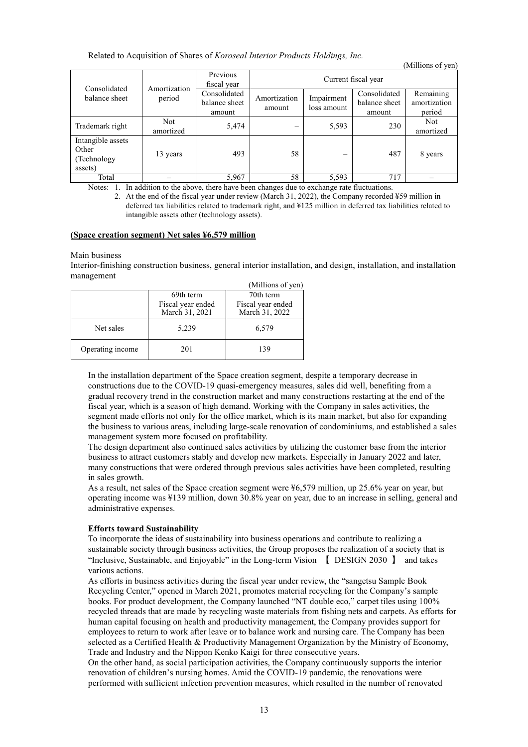Related to Acquisition of Shares of *Koroseal Interior Products Holdings, Inc.*

(Millions of yen)

| Consolidated balance sheet | Amortization period | Previous fiscal year | Current fiscal year | | | |
|---|---|---|---|---|---|---|
| | | Consolidated balance sheet amount | Amortization amount | Impairment loss amount | Consolidated balance sheet amount | Remaining amortization period |
| Trademark right | Not amortized | 5,474 | – | 5,593 | 230 | Not amortized |
| Intangible assets Other (Technology assets) | 13 years | 493 | 58 | – | 487 | 8 years |
| Total | – | 5,967 | 58 | 5,593 | 717 | – |

Notes: 1. In addition to the above, there have been changes due to exchange rate fluctuations.

2. At the end of the fiscal year under review (March 31, 2022), the Company recorded ¥59 million in deferred tax liabilities related to trademark right, and ¥125 million in deferred tax liabilities related to intangible assets other (technology assets).

**(Space creation segment) Net sales ¥6,579 million**

Main business

Interior-finishing construction business, general interior installation, and design, installation, and installation management

(Millions of yen)

| | 69th term Fiscal year ended March 31, 2021 | 70th term Fiscal year ended March 31, 2022 |
|---|---|---|
| Net sales | 5,239 | 6,579 |
| Operating income | 201 | 139 |

In the installation department of the Space creation segment, despite a temporary decrease in constructions due to the COVID-19 quasi-emergency measures, sales did well, benefiting from a gradual recovery trend in the construction market and many constructions restarting at the end of the fiscal year, which is a season of high demand. Working with the Company in sales activities, the segment made efforts not only for the office market, which is its main market, but also for expanding the business to various areas, including large-scale renovation of condominiums, and established a sales management system more focused on profitability.

The design department also continued sales activities by utilizing the customer base from the interior business to attract customers stably and develop new markets. Especially in January 2022 and later, many constructions that were ordered through previous sales activities have been completed, resulting in sales growth.

As a result, net sales of the Space creation segment were ¥6,579 million, up 25.6% year on year, but operating income was ¥139 million, down 30.8% year on year, due to an increase in selling, general and administrative expenses.

**Efforts toward Sustainability**

To incorporate the ideas of sustainability into business operations and contribute to realizing a sustainable society through business activities, the Group proposes the realization of a society that is "Inclusive, Sustainable, and Enjoyable" in the Long-term Vision 【 DESIGN 2030 】 and takes various actions.

As efforts in business activities during the fiscal year under review, the "sangetsu Sample Book Recycling Center," opened in March 2021, promotes material recycling for the Company's sample books. For product development, the Company launched "NT double eco," carpet tiles using 100% recycled threads that are made by recycling waste materials from fishing nets and carpets. As efforts for human capital focusing on health and productivity management, the Company provides support for employees to return to work after leave or to balance work and nursing care. The Company has been selected as a Certified Health & Productivity Management Organization by the Ministry of Economy, Trade and Industry and the Nippon Kenko Kaigi for three consecutive years.

On the other hand, as social participation activities, the Company continuously supports the interior renovation of children's nursing homes. Amid the COVID-19 pandemic, the renovations were performed with sufficient infection prevention measures, which resulted in the number of renovated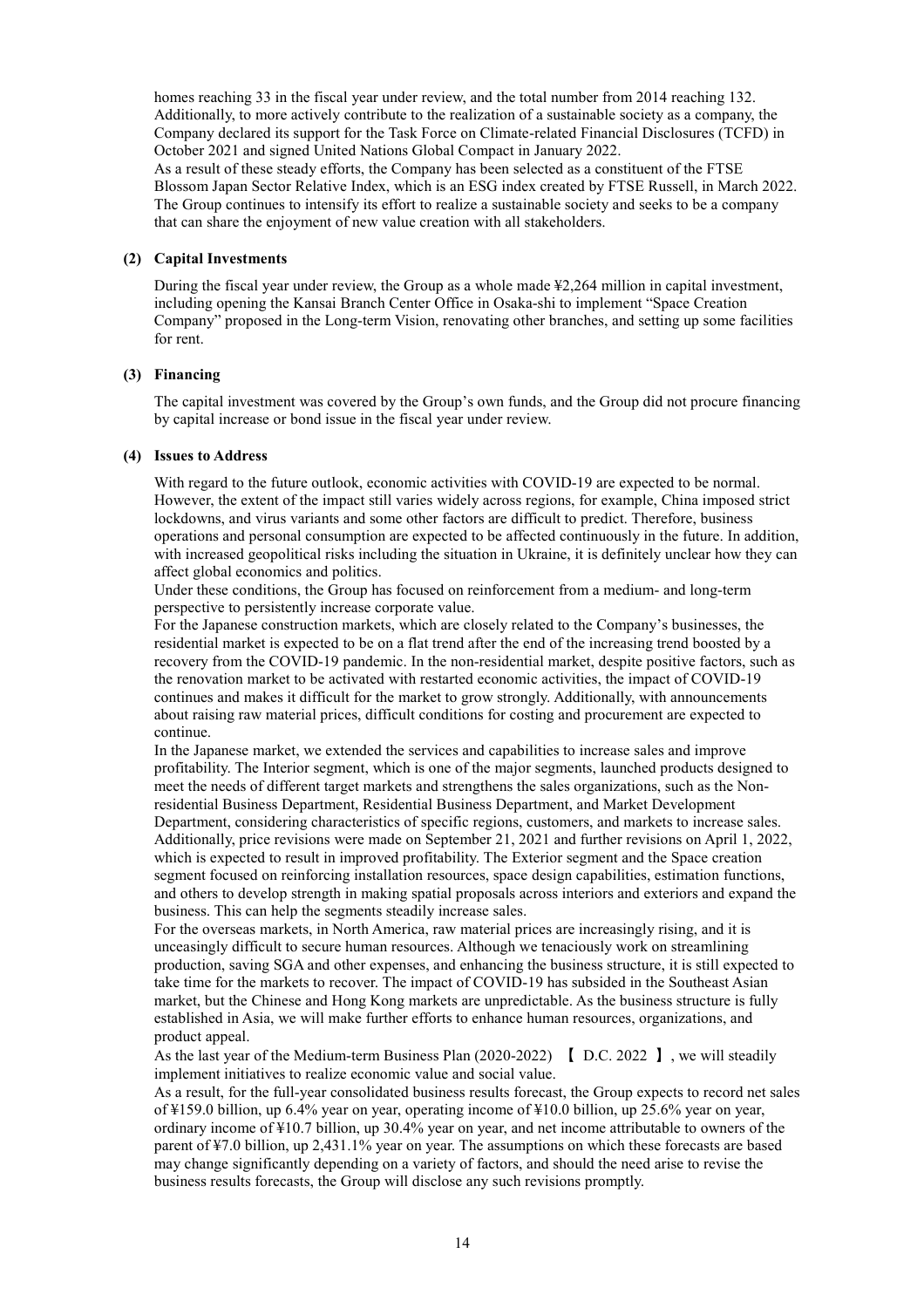homes reaching 33 in the fiscal year under review, and the total number from 2014 reaching 132. Additionally, to more actively contribute to the realization of a sustainable society as a company, the Company declared its support for the Task Force on Climate-related Financial Disclosures (TCFD) in October 2021 and signed United Nations Global Compact in January 2022.
As a result of these steady efforts, the Company has been selected as a constituent of the FTSE Blossom Japan Sector Relative Index, which is an ESG index created by FTSE Russell, in March 2022. The Group continues to intensify its effort to realize a sustainable society and seeks to be a company that can share the enjoyment of new value creation with all stakeholders.

### (2) Capital Investments

During the fiscal year under review, the Group as a whole made ¥2,264 million in capital investment, including opening the Kansai Branch Center Office in Osaka-shi to implement "Space Creation Company" proposed in the Long-term Vision, renovating other branches, and setting up some facilities for rent.

### (3) Financing

The capital investment was covered by the Group's own funds, and the Group did not procure financing by capital increase or bond issue in the fiscal year under review.

### (4) Issues to Address

With regard to the future outlook, economic activities with COVID-19 are expected to be normal. However, the extent of the impact still varies widely across regions, for example, China imposed strict lockdowns, and virus variants and some other factors are difficult to predict. Therefore, business operations and personal consumption are expected to be affected continuously in the future. In addition, with increased geopolitical risks including the situation in Ukraine, it is definitely unclear how they can affect global economics and politics.
Under these conditions, the Group has focused on reinforcement from a medium- and long-term perspective to persistently increase corporate value.
For the Japanese construction markets, which are closely related to the Company's businesses, the residential market is expected to be on a flat trend after the end of the increasing trend boosted by a recovery from the COVID-19 pandemic. In the non-residential market, despite positive factors, such as the renovation market to be activated with restarted economic activities, the impact of COVID-19 continues and makes it difficult for the market to grow strongly. Additionally, with announcements about raising raw material prices, difficult conditions for costing and procurement are expected to continue.
In the Japanese market, we extended the services and capabilities to increase sales and improve profitability. The Interior segment, which is one of the major segments, launched products designed to meet the needs of different target markets and strengthens the sales organizations, such as the Non-residential Business Department, Residential Business Department, and Market Development Department, considering characteristics of specific regions, customers, and markets to increase sales. Additionally, price revisions were made on September 21, 2021 and further revisions on April 1, 2022, which is expected to result in improved profitability. The Exterior segment and the Space creation segment focused on reinforcing installation resources, space design capabilities, estimation functions, and others to develop strength in making spatial proposals across interiors and exteriors and expand the business. This can help the segments steadily increase sales.
For the overseas markets, in North America, raw material prices are increasingly rising, and it is unceasingly difficult to secure human resources. Although we tenaciously work on streamlining production, saving SGA and other expenses, and enhancing the business structure, it is still expected to take time for the markets to recover. The impact of COVID-19 has subsided in the Southeast Asian market, but the Chinese and Hong Kong markets are unpredictable. As the business structure is fully established in Asia, we will make further efforts to enhance human resources, organizations, and product appeal.
As the last year of the Medium-term Business Plan (2020-2022) 【 D.C. 2022 】, we will steadily implement initiatives to realize economic value and social value.
As a result, for the full-year consolidated business results forecast, the Group expects to record net sales of ¥159.0 billion, up 6.4% year on year, operating income of ¥10.0 billion, up 25.6% year on year, ordinary income of ¥10.7 billion, up 30.4% year on year, and net income attributable to owners of the parent of ¥7.0 billion, up 2,431.1% year on year. The assumptions on which these forecasts are based may change significantly depending on a variety of factors, and should the need arise to revise the business results forecasts, the Group will disclose any such revisions promptly.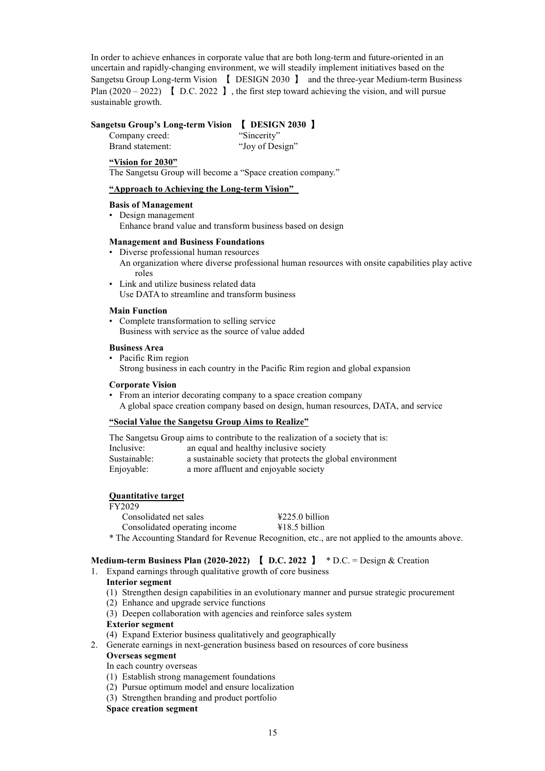In order to achieve enhances in corporate value that are both long-term and future-oriented in an uncertain and rapidly-changing environment, we will steadily implement initiatives based on the Sangetsu Group Long-term Vision 【 DESIGN 2030 】 and the three-year Medium-term Business Plan (2020 – 2022) 【 D.C. 2022 】, the first step toward achieving the vision, and will pursue sustainable growth.

### Sangetsu Group's Long-term Vision 【 DESIGN 2030 】

Company creed: "Sincerity"
Brand statement: "Joy of Design"

**"Vision for 2030"**

The Sangetsu Group will become a "Space creation company."

**"Approach to Achieving the Long-term Vision"**

**Basis of Management**

- Design management
  Enhance brand value and transform business based on design

**Management and Business Foundations**

- Diverse professional human resources
  An organization where diverse professional human resources with onsite capabilities play active roles
- Link and utilize business related data
  Use DATA to streamline and transform business

**Main Function**

- Complete transformation to selling service
  Business with service as the source of value added

**Business Area**

- Pacific Rim region
  Strong business in each country in the Pacific Rim region and global expansion

**Corporate Vision**

- From an interior decorating company to a space creation company
  A global space creation company based on design, human resources, DATA, and service

**"Social Value the Sangetsu Group Aims to Realize"**

The Sangetsu Group aims to contribute to the realization of a society that is:

Inclusive: an equal and healthy inclusive society
Sustainable: a sustainable society that protects the global environment
Enjoyable: a more affluent and enjoyable society

**Quantitative target**

FY2029

| | |
|---|---|
| Consolidated net sales | ¥225.0 billion |
| Consolidated operating income | ¥18.5 billion |

* The Accounting Standard for Revenue Recognition, etc., are not applied to the amounts above.

### Medium-term Business Plan (2020-2022) 【 D.C. 2022 】 * D.C. = Design & Creation

1. Expand earnings through qualitative growth of core business
   **Interior segment**
   (1) Strengthen design capabilities in an evolutionary manner and pursue strategic procurement
   (2) Enhance and upgrade service functions
   (3) Deepen collaboration with agencies and reinforce sales system
   **Exterior segment**
   (4) Expand Exterior business qualitatively and geographically
2. Generate earnings in next-generation business based on resources of core business
   **Overseas segment**
   In each country overseas
   (1) Establish strong management foundations
   (2) Pursue optimum model and ensure localization
   (3) Strengthen branding and product portfolio
   **Space creation segment**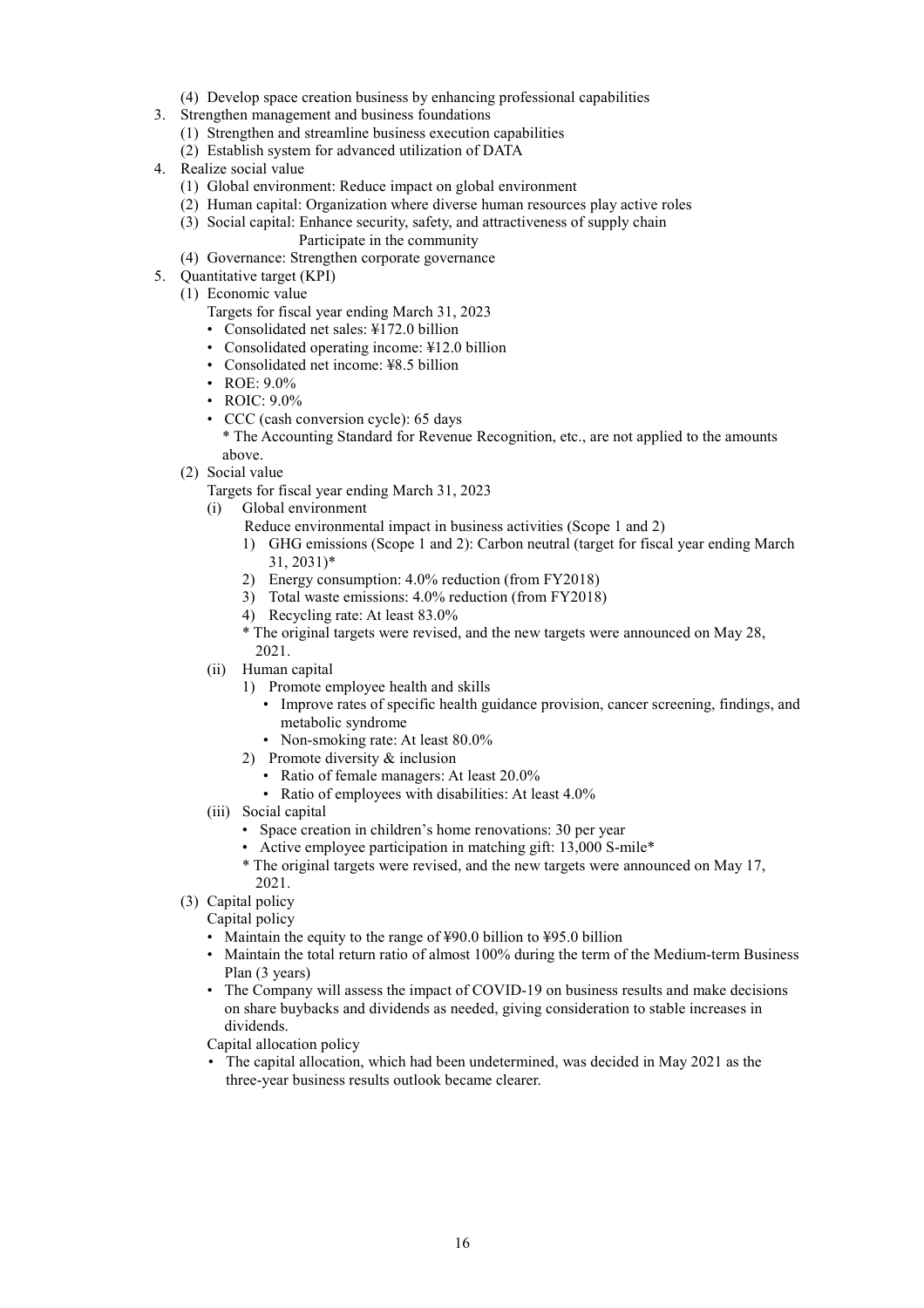(4) Develop space creation business by enhancing professional capabilities

3. Strengthen management and business foundations
   (1) Strengthen and streamline business execution capabilities
   (2) Establish system for advanced utilization of DATA
4. Realize social value
   (1) Global environment: Reduce impact on global environment
   (2) Human capital: Organization where diverse human resources play active roles
   (3) Social capital: Enhance security, safety, and attractiveness of supply chain
       Participate in the community
   (4) Governance: Strengthen corporate governance
5. Quantitative target (KPI)
   (1) Economic value
       Targets for fiscal year ending March 31, 2023
       - Consolidated net sales: ¥172.0 billion
       - Consolidated operating income: ¥12.0 billion
       - Consolidated net income: ¥8.5 billion
       - ROE: 9.0%
       - ROIC: 9.0%
       - CCC (cash conversion cycle): 65 days
         * The Accounting Standard for Revenue Recognition, etc., are not applied to the amounts above.
   (2) Social value
       Targets for fiscal year ending March 31, 2023
       (i) Global environment
           Reduce environmental impact in business activities (Scope 1 and 2)
           1) GHG emissions (Scope 1 and 2): Carbon neutral (target for fiscal year ending March 31, 2031)*
           2) Energy consumption: 4.0% reduction (from FY2018)
           3) Total waste emissions: 4.0% reduction (from FY2018)
           4) Recycling rate: At least 83.0%
           * The original targets were revised, and the new targets were announced on May 28, 2021.
       (ii) Human capital
           1) Promote employee health and skills
              - Improve rates of specific health guidance provision, cancer screening, findings, and metabolic syndrome
              - Non-smoking rate: At least 80.0%
           2) Promote diversity & inclusion
              - Ratio of female managers: At least 20.0%
              - Ratio of employees with disabilities: At least 4.0%
       (iii) Social capital
           - Space creation in children's home renovations: 30 per year
           - Active employee participation in matching gift: 13,000 S-mile*
           * The original targets were revised, and the new targets were announced on May 17, 2021.
   (3) Capital policy
       Capital policy
       - Maintain the equity to the range of ¥90.0 billion to ¥95.0 billion
       - Maintain the total return ratio of almost 100% during the term of the Medium-term Business Plan (3 years)
       - The Company will assess the impact of COVID-19 on business results and make decisions on share buybacks and dividends as needed, giving consideration to stable increases in dividends.

       Capital allocation policy
       - The capital allocation, which had been undetermined, was decided in May 2021 as the three-year business results outlook became clearer.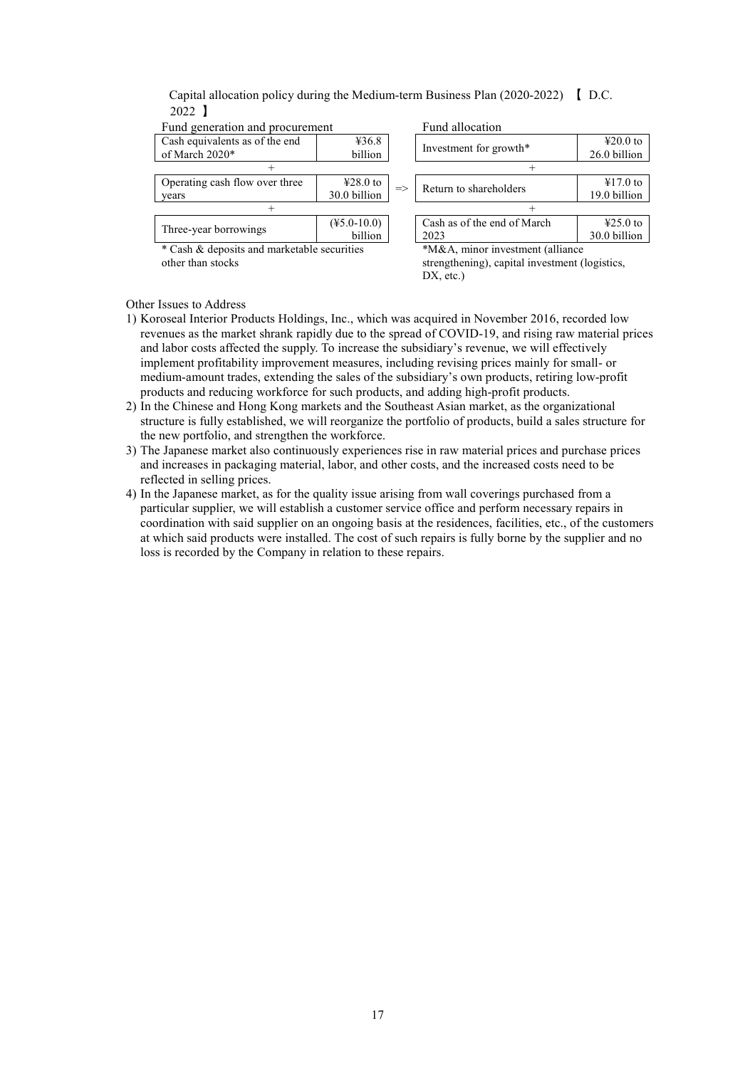Capital allocation policy during the Medium-term Business Plan (2020-2022) 【 D.C. 2022 】

| Fund generation and procurement | | | Fund allocation | |
|---|---|---|---|---|
| Cash equivalents as of the end of March 2020* | ¥36.8 billion | | Investment for growth* | ¥20.0 to 26.0 billion |
| + | | | + | |
| Operating cash flow over three years | ¥28.0 to 30.0 billion | => | Return to shareholders | ¥17.0 to 19.0 billion |
| + | | | + | |
| Three-year borrowings | (¥5.0-10.0) billion | | Cash as of the end of March 2023 | ¥25.0 to 30.0 billion |

\* Cash & deposits and marketable securities other than stocks

*M&A, minor investment (alliance strengthening), capital investment (logistics, DX, etc.)

Other Issues to Address

1) Koroseal Interior Products Holdings, Inc., which was acquired in November 2016, recorded low revenues as the market shrank rapidly due to the spread of COVID-19, and rising raw material prices and labor costs affected the supply. To increase the subsidiary's revenue, we will effectively implement profitability improvement measures, including revising prices mainly for small- or medium-amount trades, extending the sales of the subsidiary's own products, retiring low-profit products and reducing workforce for such products, and adding high-profit products.
2) In the Chinese and Hong Kong markets and the Southeast Asian market, as the organizational structure is fully established, we will reorganize the portfolio of products, build a sales structure for the new portfolio, and strengthen the workforce.
3) The Japanese market also continuously experiences rise in raw material prices and purchase prices and increases in packaging material, labor, and other costs, and the increased costs need to be reflected in selling prices.
4) In the Japanese market, as for the quality issue arising from wall coverings purchased from a particular supplier, we will establish a customer service office and perform necessary repairs in coordination with said supplier on an ongoing basis at the residences, facilities, etc., of the customers at which said products were installed. The cost of such repairs is fully borne by the supplier and no loss is recorded by the Company in relation to these repairs.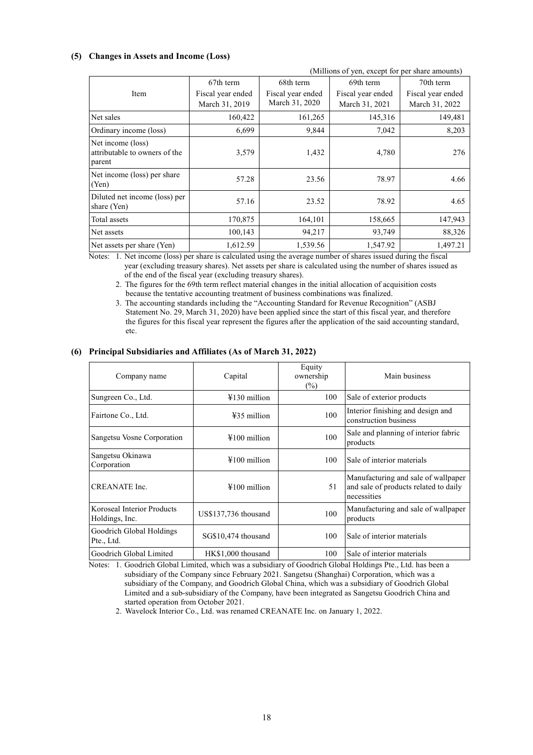### (5) Changes in Assets and Income (Loss)

(Millions of yen, except for per share amounts)

| Item | 67th term<br>Fiscal year ended<br>March 31, 2019 | 68th term<br>Fiscal year ended<br>March 31, 2020 | 69th term<br>Fiscal year ended<br>March 31, 2021 | 70th term<br>Fiscal year ended<br>March 31, 2022 |
|---|---|---|---|---|
| Net sales | 160,422 | 161,265 | 145,316 | 149,481 |
| Ordinary income (loss) | 6,699 | 9,844 | 7,042 | 8,203 |
| Net income (loss) attributable to owners of the parent | 3,579 | 1,432 | 4,780 | 276 |
| Net income (loss) per share (Yen) | 57.28 | 23.56 | 78.97 | 4.66 |
| Diluted net income (loss) per share (Yen) | 57.16 | 23.52 | 78.92 | 4.65 |
| Total assets | 170,875 | 164,101 | 158,665 | 147,943 |
| Net assets | 100,143 | 94,217 | 93,749 | 88,326 |
| Net assets per share (Yen) | 1,612.59 | 1,539.56 | 1,547.92 | 1,497.21 |

Notes: 1. Net income (loss) per share is calculated using the average number of shares issued during the fiscal year (excluding treasury shares). Net assets per share is calculated using the number of shares issued as of the end of the fiscal year (excluding treasury shares).

2. The figures for the 69th term reflect material changes in the initial allocation of acquisition costs because the tentative accounting treatment of business combinations was finalized.

3. The accounting standards including the "Accounting Standard for Revenue Recognition" (ASBJ Statement No. 29, March 31, 2020) have been applied since the start of this fiscal year, and therefore the figures for this fiscal year represent the figures after the application of the said accounting standard, etc.

### (6) Principal Subsidiaries and Affiliates (As of March 31, 2022)

| Company name | Capital | Equity ownership (%) | Main business |
|---|---|---|---|
| Sungreen Co., Ltd. | ¥130 million | 100 | Sale of exterior products |
| Fairtone Co., Ltd. | ¥35 million | 100 | Interior finishing and design and construction business |
| Sangetsu Vosne Corporation | ¥100 million | 100 | Sale and planning of interior fabric products |
| Sangetsu Okinawa Corporation | ¥100 million | 100 | Sale of interior materials |
| CREANATE Inc. | ¥100 million | 51 | Manufacturing and sale of wallpaper and sale of products related to daily necessities |
| Koroseal Interior Products Holdings, Inc. | US$137,736 thousand | 100 | Manufacturing and sale of wallpaper products |
| Goodrich Global Holdings Pte., Ltd. | SG$10,474 thousand | 100 | Sale of interior materials |
| Goodrich Global Limited | HK$1,000 thousand | 100 | Sale of interior materials |

Notes: 1. Goodrich Global Limited, which was a subsidiary of Goodrich Global Holdings Pte., Ltd. has been a subsidiary of the Company since February 2021. Sangetsu (Shanghai) Corporation, which was a subsidiary of the Company, and Goodrich Global China, which was a subsidiary of Goodrich Global Limited and a sub-subsidiary of the Company, have been integrated as Sangetsu Goodrich China and started operation from October 2021.

2. Wavelock Interior Co., Ltd. was renamed CREANATE Inc. on January 1, 2022.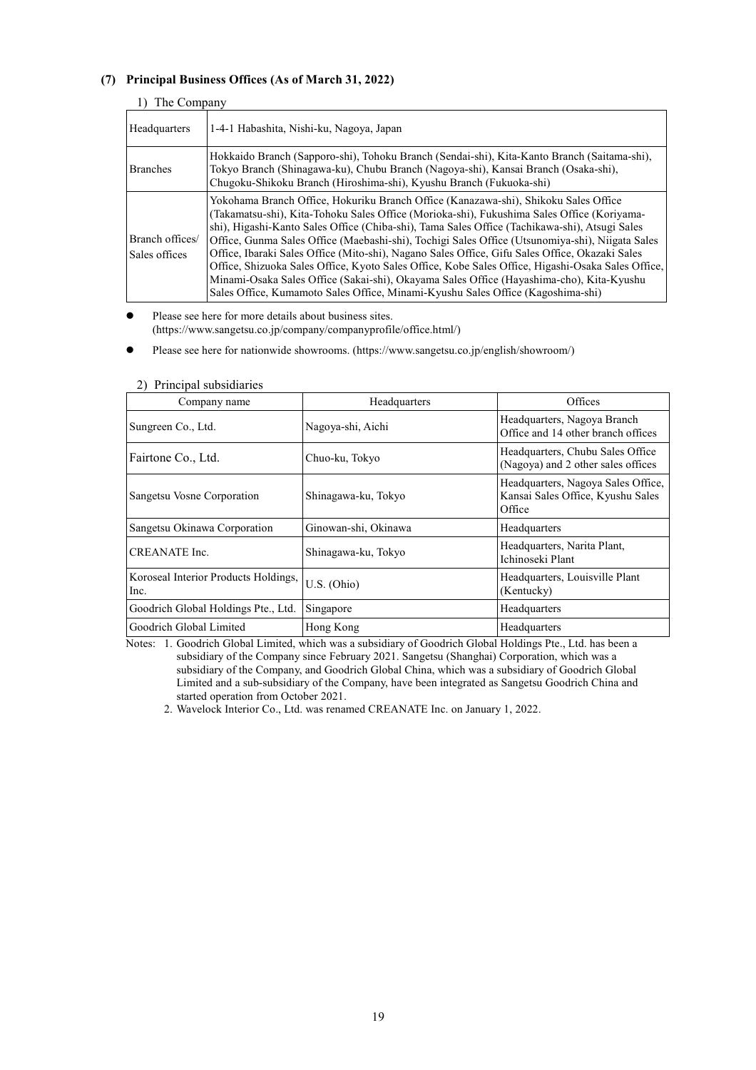### (7) Principal Business Offices (As of March 31, 2022)

1) The Company

| | |
|---|---|
| Headquarters | 1-4-1 Habashita, Nishi-ku, Nagoya, Japan |
| Branches | Hokkaido Branch (Sapporo-shi), Tohoku Branch (Sendai-shi), Kita-Kanto Branch (Saitama-shi), Tokyo Branch (Shinagawa-ku), Chubu Branch (Nagoya-shi), Kansai Branch (Osaka-shi), Chugoku-Shikoku Branch (Hiroshima-shi), Kyushu Branch (Fukuoka-shi) |
| Branch offices/ Sales offices | Yokohama Branch Office, Hokuriku Branch Office (Kanazawa-shi), Shikoku Sales Office (Takamatsu-shi), Kita-Tohoku Sales Office (Morioka-shi), Fukushima Sales Office (Koriyama-shi), Higashi-Kanto Sales Office (Chiba-shi), Tama Sales Office (Tachikawa-shi), Atsugi Sales Office, Gunma Sales Office (Maebashi-shi), Tochigi Sales Office (Utsunomiya-shi), Niigata Sales Office, Ibaraki Sales Office (Mito-shi), Nagano Sales Office, Gifu Sales Office, Okazaki Sales Office, Shizuoka Sales Office, Kyoto Sales Office, Kobe Sales Office, Higashi-Osaka Sales Office, Minami-Osaka Sales Office (Sakai-shi), Okayama Sales Office (Hayashima-cho), Kita-Kyushu Sales Office, Kumamoto Sales Office, Minami-Kyushu Sales Office (Kagoshima-shi) |

- Please see here for more details about business sites. (https://www.sangetsu.co.jp/company/companyprofile/office.html/)
- Please see here for nationwide showrooms. (https://www.sangetsu.co.jp/english/showroom/)

2) Principal subsidiaries

| Company name | Headquarters | Offices |
|---|---|---|
| Sungreen Co., Ltd. | Nagoya-shi, Aichi | Headquarters, Nagoya Branch Office and 14 other branch offices |
| Fairtone Co., Ltd. | Chuo-ku, Tokyo | Headquarters, Chubu Sales Office (Nagoya) and 2 other sales offices |
| Sangetsu Vosne Corporation | Shinagawa-ku, Tokyo | Headquarters, Nagoya Sales Office, Kansai Sales Office, Kyushu Sales Office |
| Sangetsu Okinawa Corporation | Ginowan-shi, Okinawa | Headquarters |
| CREANATE Inc. | Shinagawa-ku, Tokyo | Headquarters, Narita Plant, Ichinoseki Plant |
| Koroseal Interior Products Holdings, Inc. | U.S. (Ohio) | Headquarters, Louisville Plant (Kentucky) |
| Goodrich Global Holdings Pte., Ltd. | Singapore | Headquarters |
| Goodrich Global Limited | Hong Kong | Headquarters |

Notes: 1. Goodrich Global Limited, which was a subsidiary of Goodrich Global Holdings Pte., Ltd. has been a subsidiary of the Company since February 2021. Sangetsu (Shanghai) Corporation, which was a subsidiary of the Company, and Goodrich Global China, which was a subsidiary of Goodrich Global Limited and a sub-subsidiary of the Company, have been integrated as Sangetsu Goodrich China and started operation from October 2021.

2. Wavelock Interior Co., Ltd. was renamed CREANATE Inc. on January 1, 2022.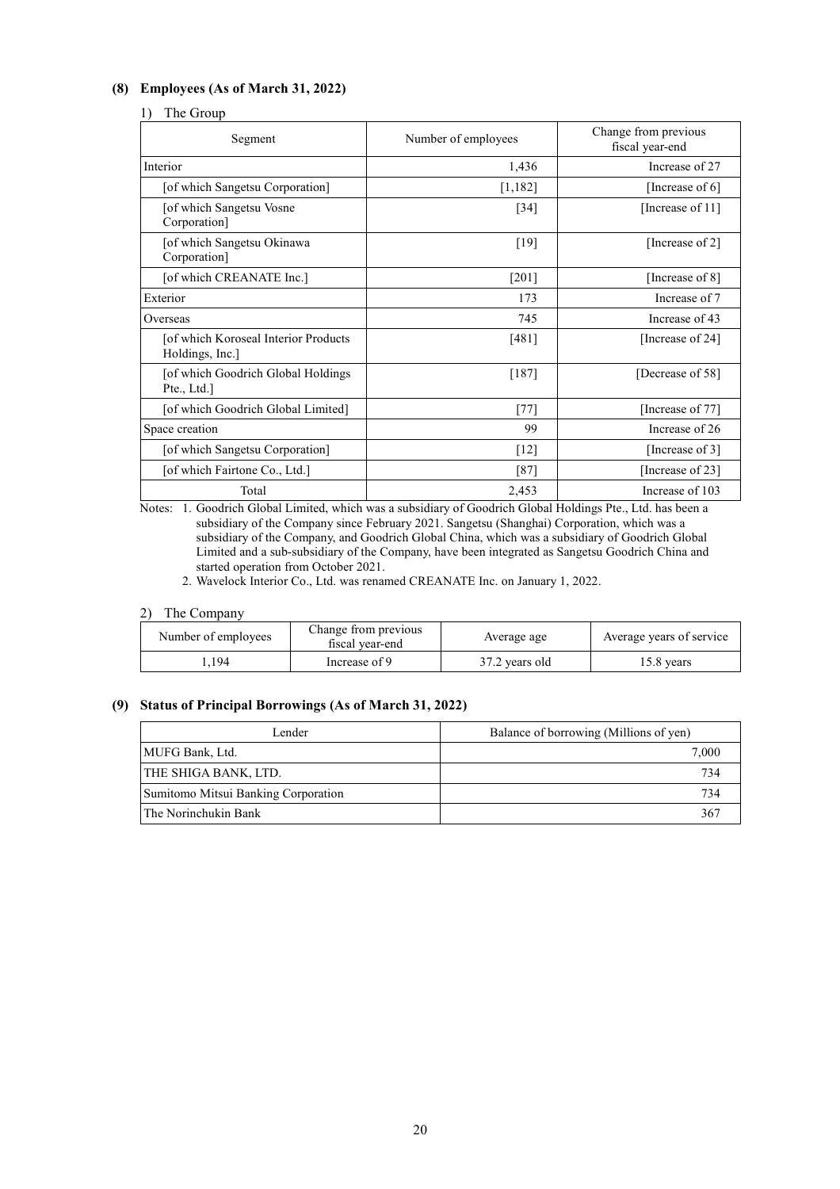### (8) Employees (As of March 31, 2022)

1) The Group

| Segment | Number of employees | Change from previous fiscal year-end |
|---|---|---|
| Interior | 1,436 | Increase of 27 |
| [of which Sangetsu Corporation] | [1,182] | [Increase of 6] |
| [of which Sangetsu Vosne Corporation] | [34] | [Increase of 11] |
| [of which Sangetsu Okinawa Corporation] | [19] | [Increase of 2] |
| [of which CREANATE Inc.] | [201] | [Increase of 8] |
| Exterior | 173 | Increase of 7 |
| Overseas | 745 | Increase of 43 |
| [of which Koroseal Interior Products Holdings, Inc.] | [481] | [Increase of 24] |
| [of which Goodrich Global Holdings Pte., Ltd.] | [187] | [Decrease of 58] |
| [of which Goodrich Global Limited] | [77] | [Increase of 77] |
| Space creation | 99 | Increase of 26 |
| [of which Sangetsu Corporation] | [12] | [Increase of 3] |
| [of which Fairtone Co., Ltd.] | [87] | [Increase of 23] |
| Total | 2,453 | Increase of 103 |

Notes: 1. Goodrich Global Limited, which was a subsidiary of Goodrich Global Holdings Pte., Ltd. has been a subsidiary of the Company since February 2021. Sangetsu (Shanghai) Corporation, which was a subsidiary of the Company, and Goodrich Global China, which was a subsidiary of Goodrich Global Limited and a sub-subsidiary of the Company, have been integrated as Sangetsu Goodrich China and started operation from October 2021.

2. Wavelock Interior Co., Ltd. was renamed CREANATE Inc. on January 1, 2022.

2) The Company

| Number of employees | Change from previous fiscal year-end | Average age | Average years of service |
|---|---|---|---|
| 1,194 | Increase of 9 | 37.2 years old | 15.8 years |

### (9) Status of Principal Borrowings (As of March 31, 2022)

| Lender | Balance of borrowing (Millions of yen) |
|---|---|
| MUFG Bank, Ltd. | 7,000 |
| THE SHIGA BANK, LTD. | 734 |
| Sumitomo Mitsui Banking Corporation | 734 |
| The Norinchukin Bank | 367 |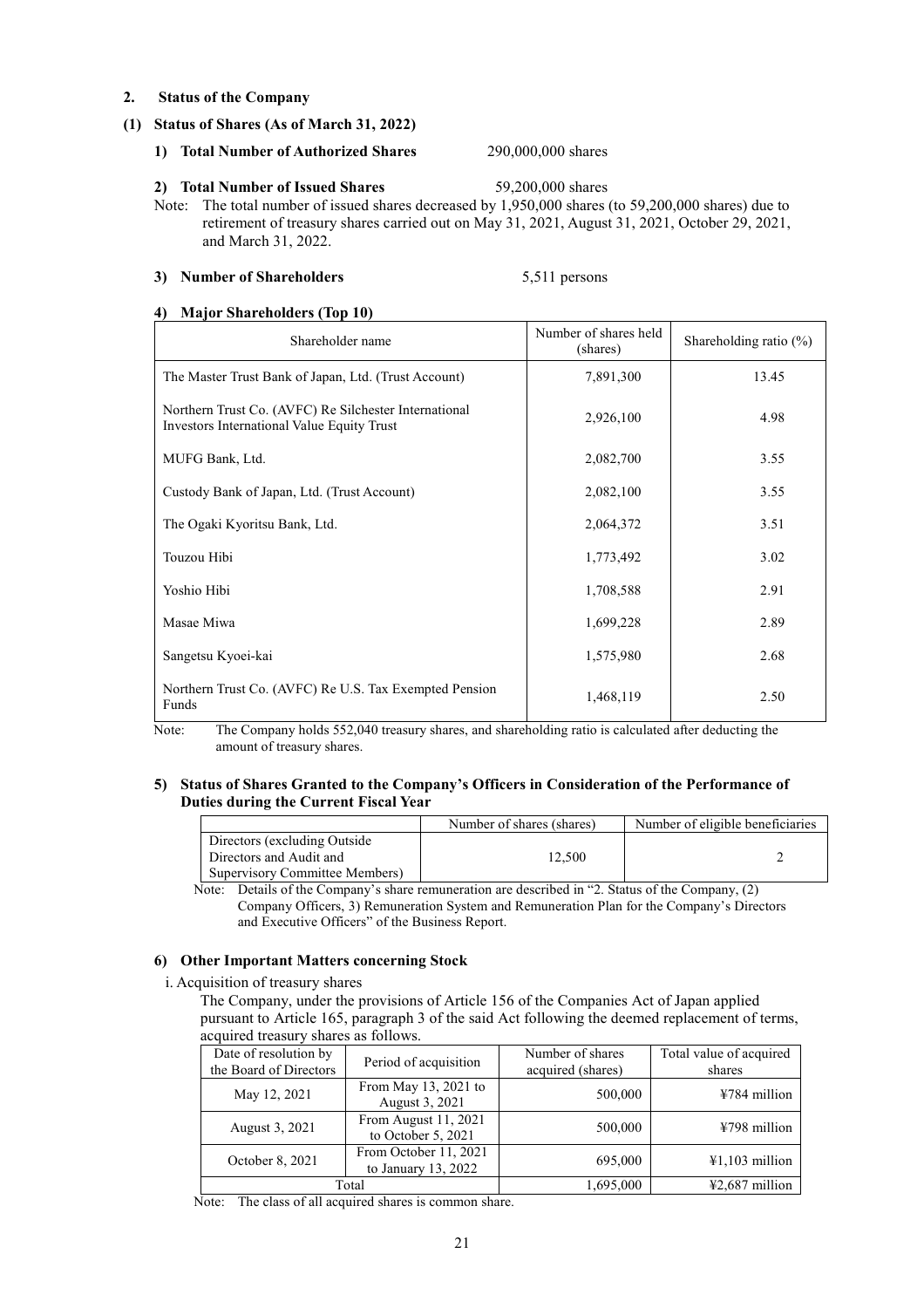## 2. Status of the Company

### (1) Status of Shares (As of March 31, 2022)

#### 1) Total Number of Authorized Shares

290,000,000 shares

#### 2) Total Number of Issued Shares

59,200,000 shares

Note: The total number of issued shares decreased by 1,950,000 shares (to 59,200,000 shares) due to retirement of treasury shares carried out on May 31, 2021, August 31, 2021, October 29, 2021, and March 31, 2022.

#### 3) Number of Shareholders

5,511 persons

#### 4) Major Shareholders (Top 10)

| Shareholder name | Number of shares held (shares) | Shareholding ratio (%) |
|---|---|---|
| The Master Trust Bank of Japan, Ltd. (Trust Account) | 7,891,300 | 13.45 |
| Northern Trust Co. (AVFC) Re Silchester International Investors International Value Equity Trust | 2,926,100 | 4.98 |
| MUFG Bank, Ltd. | 2,082,700 | 3.55 |
| Custody Bank of Japan, Ltd. (Trust Account) | 2,082,100 | 3.55 |
| The Ogaki Kyoritsu Bank, Ltd. | 2,064,372 | 3.51 |
| Touzou Hibi | 1,773,492 | 3.02 |
| Yoshio Hibi | 1,708,588 | 2.91 |
| Masae Miwa | 1,699,228 | 2.89 |
| Sangetsu Kyoei-kai | 1,575,980 | 2.68 |
| Northern Trust Co. (AVFC) Re U.S. Tax Exempted Pension Funds | 1,468,119 | 2.50 |

Note: The Company holds 552,040 treasury shares, and shareholding ratio is calculated after deducting the amount of treasury shares.

#### 5) Status of Shares Granted to the Company's Officers in Consideration of the Performance of Duties during the Current Fiscal Year

| | Number of shares (shares) | Number of eligible beneficiaries |
|---|---|---|
| Directors (excluding Outside Directors and Audit and Supervisory Committee Members) | 12,500 | 2 |

Note: Details of the Company's share remuneration are described in "2. Status of the Company, (2) Company Officers, 3) Remuneration System and Remuneration Plan for the Company's Directors and Executive Officers" of the Business Report.

#### 6) Other Important Matters concerning Stock

i. Acquisition of treasury shares

The Company, under the provisions of Article 156 of the Companies Act of Japan applied pursuant to Article 165, paragraph 3 of the said Act following the deemed replacement of terms, acquired treasury shares as follows.

| Date of resolution by the Board of Directors | Period of acquisition | Number of shares acquired (shares) | Total value of acquired shares |
|---|---|---|---|
| May 12, 2021 | From May 13, 2021 to August 3, 2021 | 500,000 | ¥784 million |
| August 3, 2021 | From August 11, 2021 to October 5, 2021 | 500,000 | ¥798 million |
| October 8, 2021 | From October 11, 2021 to January 13, 2022 | 695,000 | ¥1,103 million |
| Total | | 1,695,000 | ¥2,687 million |

Note: The class of all acquired shares is common share.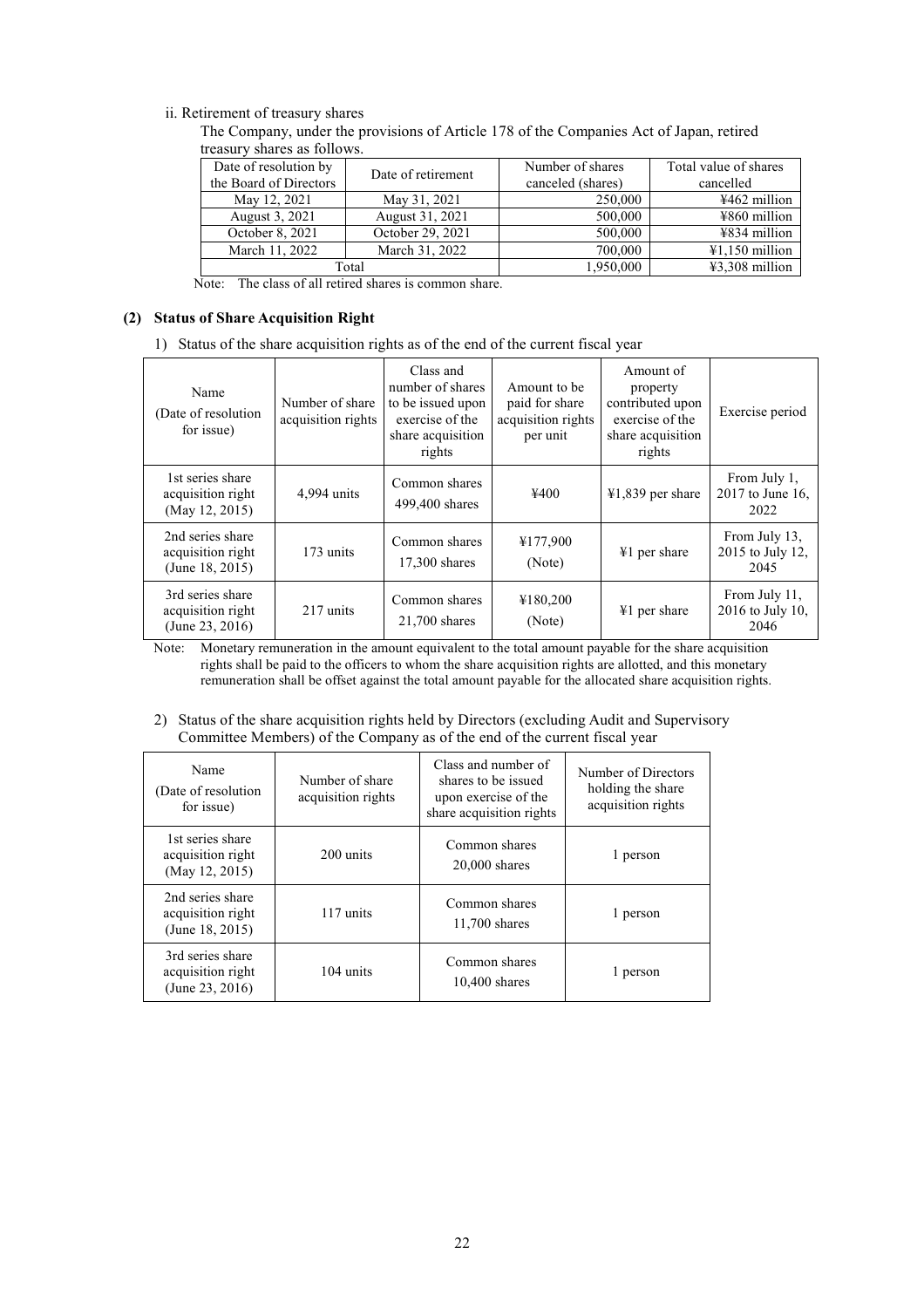ii. Retirement of treasury shares

The Company, under the provisions of Article 178 of the Companies Act of Japan, retired treasury shares as follows.

| Date of resolution by the Board of Directors | Date of retirement | Number of shares canceled (shares) | Total value of shares cancelled |
|---|---|---|---|
| May 12, 2021 | May 31, 2021 | 250,000 | ¥462 million |
| August 3, 2021 | August 31, 2021 | 500,000 | ¥860 million |
| October 8, 2021 | October 29, 2021 | 500,000 | ¥834 million |
| March 11, 2022 | March 31, 2022 | 700,000 | ¥1,150 million |
| Total | | 1,950,000 | ¥3,308 million |

Note: The class of all retired shares is common share.

### (2) Status of Share Acquisition Right

1) Status of the share acquisition rights as of the end of the current fiscal year

| Name (Date of resolution for issue) | Number of share acquisition rights | Class and number of shares to be issued upon exercise of the share acquisition rights | Amount to be paid for share acquisition rights per unit | Amount of property contributed upon exercise of the share acquisition rights | Exercise period |
|---|---|---|---|---|---|
| 1st series share acquisition right (May 12, 2015) | 4,994 units | Common shares 499,400 shares | ¥400 | ¥1,839 per share | From July 1, 2017 to June 16, 2022 |
| 2nd series share acquisition right (June 18, 2015) | 173 units | Common shares 17,300 shares | ¥177,900 (Note) | ¥1 per share | From July 13, 2015 to July 12, 2045 |
| 3rd series share acquisition right (June 23, 2016) | 217 units | Common shares 21,700 shares | ¥180,200 (Note) | ¥1 per share | From July 11, 2016 to July 10, 2046 |

Note: Monetary remuneration in the amount equivalent to the total amount payable for the share acquisition rights shall be paid to the officers to whom the share acquisition rights are allotted, and this monetary remuneration shall be offset against the total amount payable for the allocated share acquisition rights.

2) Status of the share acquisition rights held by Directors (excluding Audit and Supervisory Committee Members) of the Company as of the end of the current fiscal year

| Name (Date of resolution for issue) | Number of share acquisition rights | Class and number of shares to be issued upon exercise of the share acquisition rights | Number of Directors holding the share acquisition rights |
|---|---|---|---|
| 1st series share acquisition right (May 12, 2015) | 200 units | Common shares 20,000 shares | 1 person |
| 2nd series share acquisition right (June 18, 2015) | 117 units | Common shares 11,700 shares | 1 person |
| 3rd series share acquisition right (June 23, 2016) | 104 units | Common shares 10,400 shares | 1 person |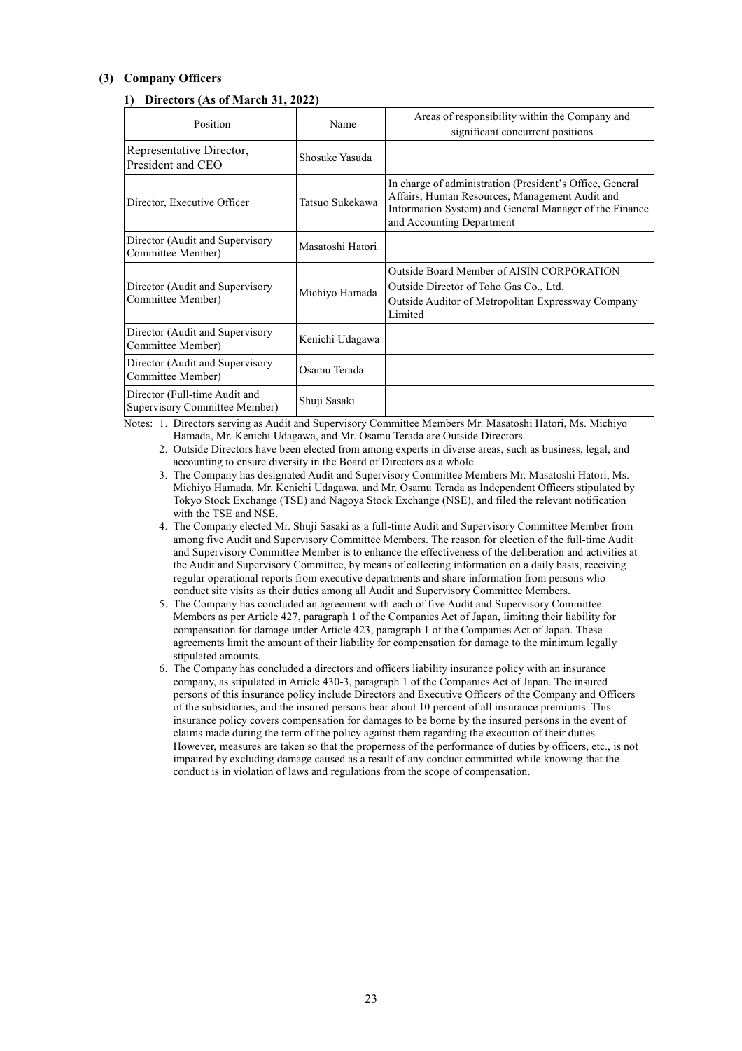### (3) Company Officers

#### 1) Directors (As of March 31, 2022)

| Position | Name | Areas of responsibility within the Company and significant concurrent positions |
|---|---|---|
| Representative Director, President and CEO | Shosuke Yasuda | |
| Director, Executive Officer | Tatsuo Sukekawa | In charge of administration (President's Office, General Affairs, Human Resources, Management Audit and Information System) and General Manager of the Finance and Accounting Department |
| Director (Audit and Supervisory Committee Member) | Masatoshi Hatori | |
| Director (Audit and Supervisory Committee Member) | Michiyo Hamada | Outside Board Member of AISIN CORPORATION<br>Outside Director of Toho Gas Co., Ltd.<br>Outside Auditor of Metropolitan Expressway Company Limited |
| Director (Audit and Supervisory Committee Member) | Kenichi Udagawa | |
| Director (Audit and Supervisory Committee Member) | Osamu Terada | |
| Director (Full-time Audit and Supervisory Committee Member) | Shuji Sasaki | |

Notes:
1. Directors serving as Audit and Supervisory Committee Members Mr. Masatoshi Hatori, Ms. Michiyo Hamada, Mr. Kenichi Udagawa, and Mr. Osamu Terada are Outside Directors.
2. Outside Directors have been elected from among experts in diverse areas, such as business, legal, and accounting to ensure diversity in the Board of Directors as a whole.
3. The Company has designated Audit and Supervisory Committee Members Mr. Masatoshi Hatori, Ms. Michiyo Hamada, Mr. Kenichi Udagawa, and Mr. Osamu Terada as Independent Officers stipulated by Tokyo Stock Exchange (TSE) and Nagoya Stock Exchange (NSE), and filed the relevant notification with the TSE and NSE.
4. The Company elected Mr. Shuji Sasaki as a full-time Audit and Supervisory Committee Member from among five Audit and Supervisory Committee Members. The reason for election of the full-time Audit and Supervisory Committee Member is to enhance the effectiveness of the deliberation and activities at the Audit and Supervisory Committee, by means of collecting information on a daily basis, receiving regular operational reports from executive departments and share information from persons who conduct site visits as their duties among all Audit and Supervisory Committee Members.
5. The Company has concluded an agreement with each of five Audit and Supervisory Committee Members as per Article 427, paragraph 1 of the Companies Act of Japan, limiting their liability for compensation for damage under Article 423, paragraph 1 of the Companies Act of Japan. These agreements limit the amount of their liability for compensation for damage to the minimum legally stipulated amounts.
6. The Company has concluded a directors and officers liability insurance policy with an insurance company, as stipulated in Article 430-3, paragraph 1 of the Companies Act of Japan. The insured persons of this insurance policy include Directors and Executive Officers of the Company and Officers of the subsidiaries, and the insured persons bear about 10 percent of all insurance premiums. This insurance policy covers compensation for damages to be borne by the insured persons in the event of claims made during the term of the policy against them regarding the execution of their duties. However, measures are taken so that the properness of the performance of duties by officers, etc., is not impaired by excluding damage caused as a result of any conduct committed while knowing that the conduct is in violation of laws and regulations from the scope of compensation.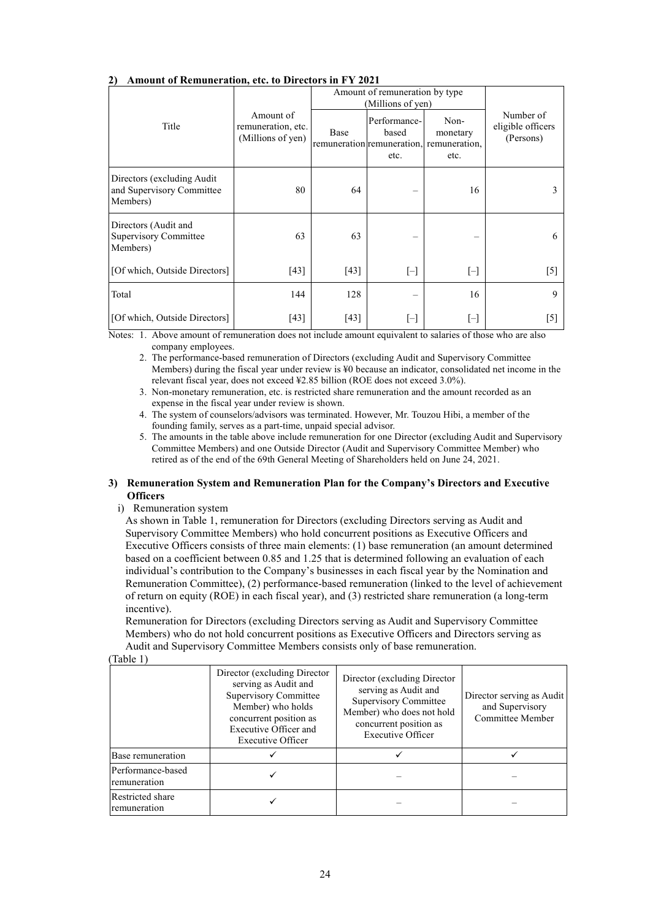#### 2) Amount of Remuneration, etc. to Directors in FY 2021

| Title | Amount of remuneration, etc. (Millions of yen) | Amount of remuneration by type (Millions of yen) | | | Number of eligible officers (Persons) |
|---|---|---|---|---|---|
| | | Base remuneration | Performance-based remuneration, etc. | Non-monetary remuneration, etc. | |
| Directors (excluding Audit and Supervisory Committee Members) | 80 | 64 | – | 16 | 3 |
| Directors (Audit and Supervisory Committee Members) | 63 | 63 | – | – | 6 |
| [Of which, Outside Directors] | [43] | [43] | [–] | [–] | [5] |
| Total | 144 | 128 | – | 16 | 9 |
| [Of which, Outside Directors] | [43] | [43] | [–] | [–] | [5] |

Notes: 1. Above amount of remuneration does not include amount equivalent to salaries of those who are also company employees.

2. The performance-based remuneration of Directors (excluding Audit and Supervisory Committee Members) during the fiscal year under review is ¥0 because an indicator, consolidated net income in the relevant fiscal year, does not exceed ¥2.85 billion (ROE does not exceed 3.0%).

3. Non-monetary remuneration, etc. is restricted share remuneration and the amount recorded as an expense in the fiscal year under review is shown.

4. The system of counselors/advisors was terminated. However, Mr. Touzou Hibi, a member of the founding family, serves as a part-time, unpaid special advisor.

5. The amounts in the table above include remuneration for one Director (excluding Audit and Supervisory Committee Members) and one Outside Director (Audit and Supervisory Committee Member) who retired as of the end of the 69th General Meeting of Shareholders held on June 24, 2021.

#### 3) Remuneration System and Remuneration Plan for the Company's Directors and Executive Officers

i) Remuneration system

As shown in Table 1, remuneration for Directors (excluding Directors serving as Audit and Supervisory Committee Members) who hold concurrent positions as Executive Officers and Executive Officers consists of three main elements: (1) base remuneration (an amount determined based on a coefficient between 0.85 and 1.25 that is determined following an evaluation of each individual's contribution to the Company's businesses in each fiscal year by the Nomination and Remuneration Committee), (2) performance-based remuneration (linked to the level of achievement of return on equity (ROE) in each fiscal year), and (3) restricted share remuneration (a long-term incentive).

Remuneration for Directors (excluding Directors serving as Audit and Supervisory Committee Members) who do not hold concurrent positions as Executive Officers and Directors serving as Audit and Supervisory Committee Members consists only of base remuneration.

(Table 1)

| | Director (excluding Director serving as Audit and Supervisory Committee Member) who holds concurrent position as Executive Officer and Executive Officer | Director (excluding Director serving as Audit and Supervisory Committee Member) who does not hold concurrent position as Executive Officer | Director serving as Audit and Supervisory Committee Member |
|---|---|---|---|
| Base remuneration | ✓ | ✓ | ✓ |
| Performance-based remuneration | ✓ | – | – |
| Restricted share remuneration | ✓ | – | – |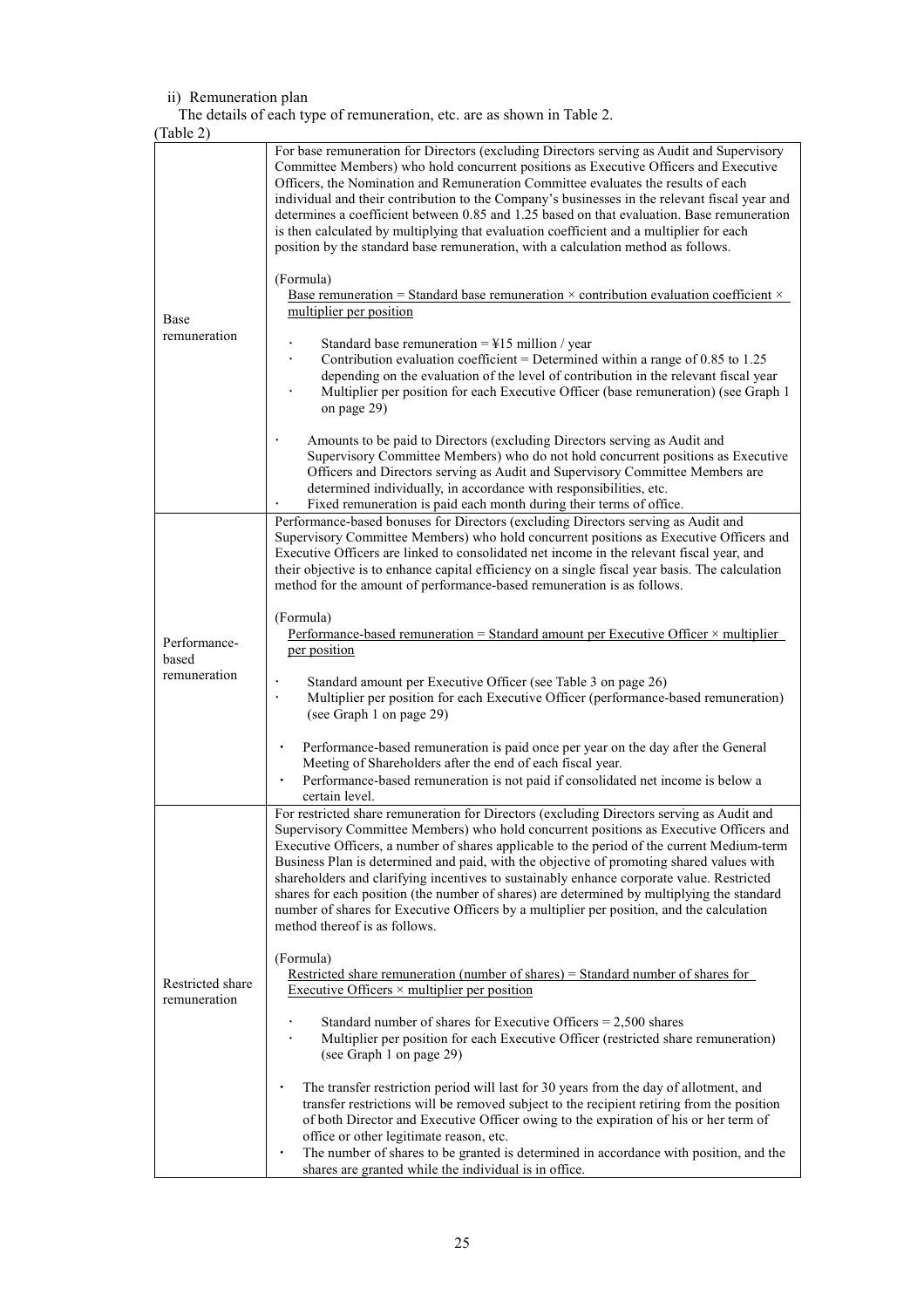ii) Remuneration plan

The details of each type of remuneration, etc. are as shown in Table 2.

(Table 2)

| | |
|---|---|
| Base remuneration | For base remuneration for Directors (excluding Directors serving as Audit and Supervisory Committee Members) who hold concurrent positions as Executive Officers and Executive Officers, the Nomination and Remuneration Committee evaluates the results of each individual and their contribution to the Company's businesses in the relevant fiscal year and determines a coefficient between 0.85 and 1.25 based on that evaluation. Base remuneration is then calculated by multiplying that evaluation coefficient and a multiplier for each position by the standard base remuneration, with a calculation method as follows.<br><br>(Formula)<br>Base remuneration = Standard base remuneration × contribution evaluation coefficient × multiplier per position<br><br>・ Standard base remuneration = ¥15 million / year<br>・ Contribution evaluation coefficient = Determined within a range of 0.85 to 1.25 depending on the evaluation of the level of contribution in the relevant fiscal year<br>・ Multiplier per position for each Executive Officer (base remuneration) (see Graph 1 on page 29)<br><br>・ Amounts to be paid to Directors (excluding Directors serving as Audit and Supervisory Committee Members) who do not hold concurrent positions as Executive Officers and Directors serving as Audit and Supervisory Committee Members are determined individually, in accordance with responsibilities, etc.<br>・ Fixed remuneration is paid each month during their terms of office. |
| Performance-based remuneration | Performance-based bonuses for Directors (excluding Directors serving as Audit and Supervisory Committee Members) who hold concurrent positions as Executive Officers and Executive Officers are linked to consolidated net income in the relevant fiscal year, and their objective is to enhance capital efficiency on a single fiscal year basis. The calculation method for the amount of performance-based remuneration is as follows.<br><br>(Formula)<br>Performance-based remuneration = Standard amount per Executive Officer × multiplier per position<br><br>・ Standard amount per Executive Officer (see Table 3 on page 26)<br>・ Multiplier per position for each Executive Officer (performance-based remuneration) (see Graph 1 on page 29)<br><br>・ Performance-based remuneration is paid once per year on the day after the General Meeting of Shareholders after the end of each fiscal year.<br>・ Performance-based remuneration is not paid if consolidated net income is below a certain level. |
| Restricted share remuneration | For restricted share remuneration for Directors (excluding Directors serving as Audit and Supervisory Committee Members) who hold concurrent positions as Executive Officers and Executive Officers, a number of shares applicable to the period of the current Medium-term Business Plan is determined and paid, with the objective of promoting shared values with shareholders and clarifying incentives to sustainably enhance corporate value. Restricted shares for each position (the number of shares) are determined by multiplying the standard number of shares for Executive Officers by a multiplier per position, and the calculation method thereof is as follows.<br><br>(Formula)<br>Restricted share remuneration (number of shares) = Standard number of shares for Executive Officers × multiplier per position<br><br>・ Standard number of shares for Executive Officers = 2,500 shares<br>・ Multiplier per position for each Executive Officer (restricted share remuneration) (see Graph 1 on page 29)<br><br>・ The transfer restriction period will last for 30 years from the day of allotment, and transfer restrictions will be removed subject to the recipient retiring from the position of both Director and Executive Officer owing to the expiration of his or her term of office or other legitimate reason, etc.<br>・ The number of shares to be granted is determined in accordance with position, and the shares are granted while the individual is in office. |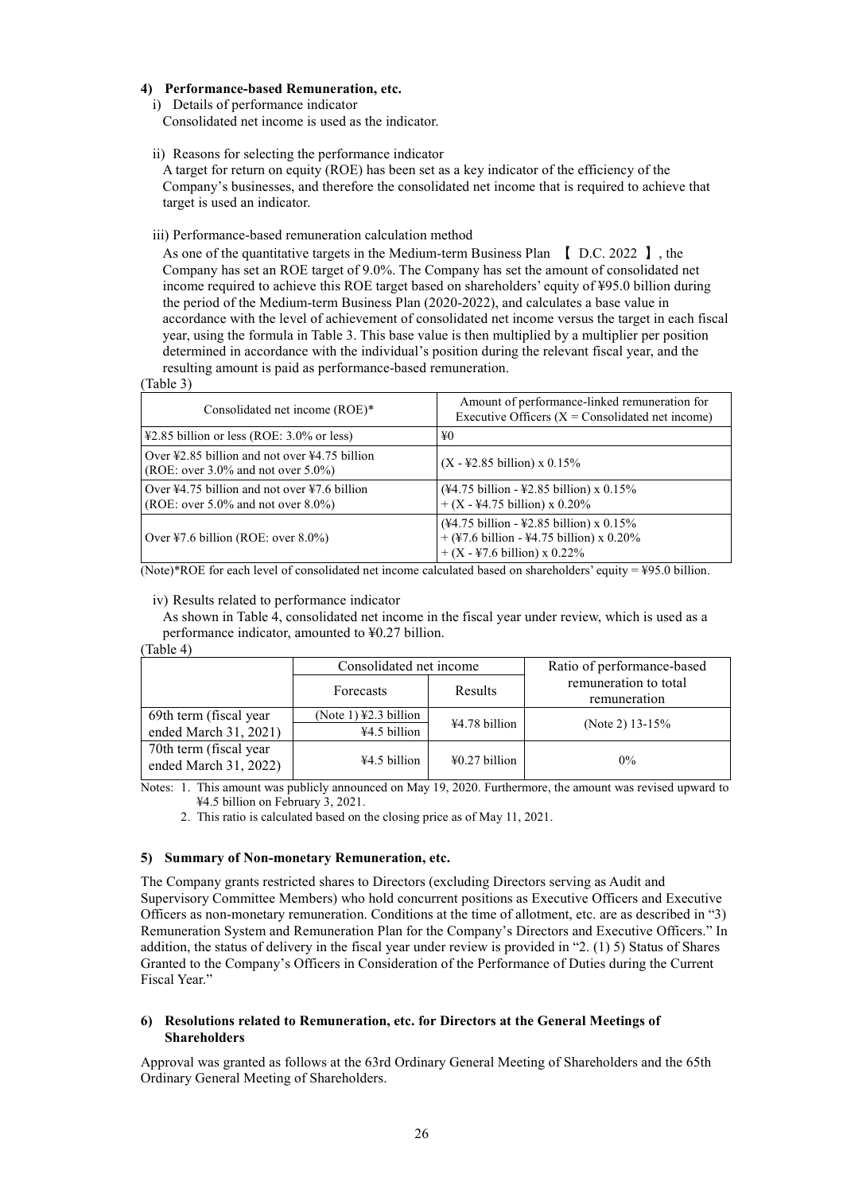#### 4) Performance-based Remuneration, etc.

i) Details of performance indicator

Consolidated net income is used as the indicator.

ii) Reasons for selecting the performance indicator

A target for return on equity (ROE) has been set as a key indicator of the efficiency of the Company's businesses, and therefore the consolidated net income that is required to achieve that target is used an indicator.

iii) Performance-based remuneration calculation method

As one of the quantitative targets in the Medium-term Business Plan 【 D.C. 2022 】, the Company has set an ROE target of 9.0%. The Company has set the amount of consolidated net income required to achieve this ROE target based on shareholders' equity of ¥95.0 billion during the period of the Medium-term Business Plan (2020-2022), and calculates a base value in accordance with the level of achievement of consolidated net income versus the target in each fiscal year, using the formula in Table 3. This base value is then multiplied by a multiplier per position determined in accordance with the individual's position during the relevant fiscal year, and the resulting amount is paid as performance-based remuneration.

(Table 3)

| Consolidated net income (ROE)* | Amount of performance-linked remuneration for Executive Officers (X = Consolidated net income) |
|---|---|
| ¥2.85 billion or less (ROE: 3.0% or less) | ¥0 |
| Over ¥2.85 billion and not over ¥4.75 billion (ROE: over 3.0% and not over 5.0%) | (X - ¥2.85 billion) x 0.15% |
| Over ¥4.75 billion and not over ¥7.6 billion (ROE: over 5.0% and not over 8.0%) | (¥4.75 billion - ¥2.85 billion) x 0.15% + (X - ¥4.75 billion) x 0.20% |
| Over ¥7.6 billion (ROE: over 8.0%) | (¥4.75 billion - ¥2.85 billion) x 0.15% + (¥7.6 billion - ¥4.75 billion) x 0.20% + (X - ¥7.6 billion) x 0.22% |

(Note)*ROE for each level of consolidated net income calculated based on shareholders' equity = ¥95.0 billion.

iv) Results related to performance indicator

As shown in Table 4, consolidated net income in the fiscal year under review, which is used as a performance indicator, amounted to ¥0.27 billion.

(Table 4)

| | Consolidated net income | | Ratio of performance-based remuneration to total remuneration |
|---|---|---|---|
| | Forecasts | Results | |
| 69th term (fiscal year ended March 31, 2021) | (Note 1) ¥2.3 billion<br>¥4.5 billion | ¥4.78 billion | (Note 2) 13-15% |
| 70th term (fiscal year ended March 31, 2022) | ¥4.5 billion | ¥0.27 billion | 0% |

Notes: 1. This amount was publicly announced on May 19, 2020. Furthermore, the amount was revised upward to ¥4.5 billion on February 3, 2021.

2. This ratio is calculated based on the closing price as of May 11, 2021.

#### 5) Summary of Non-monetary Remuneration, etc.

The Company grants restricted shares to Directors (excluding Directors serving as Audit and Supervisory Committee Members) who hold concurrent positions as Executive Officers and Executive Officers as non-monetary remuneration. Conditions at the time of allotment, etc. are as described in "3) Remuneration System and Remuneration Plan for the Company's Directors and Executive Officers." In addition, the status of delivery in the fiscal year under review is provided in "2. (1) 5) Status of Shares Granted to the Company's Officers in Consideration of the Performance of Duties during the Current Fiscal Year."

#### 6) Resolutions related to Remuneration, etc. for Directors at the General Meetings of Shareholders

Approval was granted as follows at the 63rd Ordinary General Meeting of Shareholders and the 65th Ordinary General Meeting of Shareholders.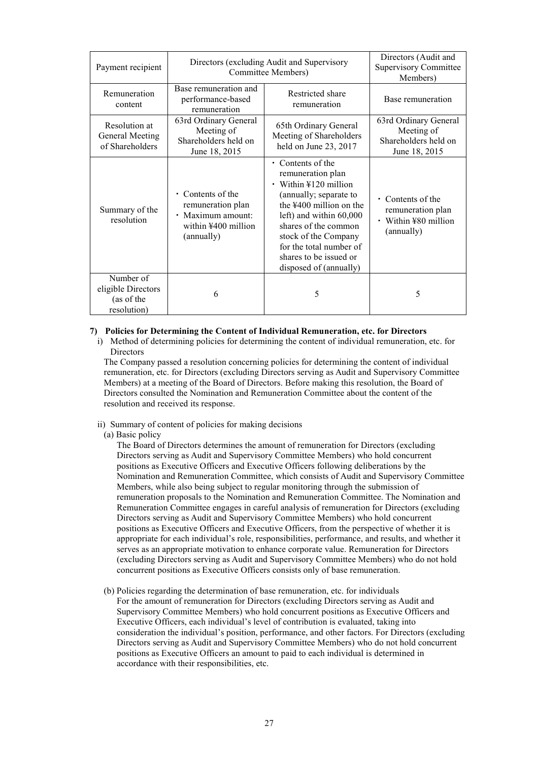| Payment recipient | Directors (excluding Audit and Supervisory Committee Members) | | Directors (Audit and Supervisory Committee Members) |
|---|---|---|---|
| Remuneration content | Base remuneration and performance-based remuneration | Restricted share remuneration | Base remuneration |
| Resolution at General Meeting of Shareholders | 63rd Ordinary General Meeting of Shareholders held on June 18, 2015 | 65th Ordinary General Meeting of Shareholders held on June 23, 2017 | 63rd Ordinary General Meeting of Shareholders held on June 18, 2015 |
| Summary of the resolution | ・Contents of the remuneration plan<br>・Maximum amount: within ¥400 million (annually) | ・Contents of the remuneration plan<br>・Within ¥120 million (annually; separate to the ¥400 million on the left) and within 60,000 shares of the common stock of the Company for the total number of shares to be issued or disposed of (annually) | ・Contents of the remuneration plan<br>・Within ¥80 million (annually) |
| Number of eligible Directors (as of the resolution) | 6 | 5 | 5 |

**7) Policies for Determining the Content of Individual Remuneration, etc. for Directors**

i) Method of determining policies for determining the content of individual remuneration, etc. for Directors

The Company passed a resolution concerning policies for determining the content of individual remuneration, etc. for Directors (excluding Directors serving as Audit and Supervisory Committee Members) at a meeting of the Board of Directors. Before making this resolution, the Board of Directors consulted the Nomination and Remuneration Committee about the content of the resolution and received its response.

ii) Summary of content of policies for making decisions

(a) Basic policy

The Board of Directors determines the amount of remuneration for Directors (excluding Directors serving as Audit and Supervisory Committee Members) who hold concurrent positions as Executive Officers and Executive Officers following deliberations by the Nomination and Remuneration Committee, which consists of Audit and Supervisory Committee Members, while also being subject to regular monitoring through the submission of remuneration proposals to the Nomination and Remuneration Committee. The Nomination and Remuneration Committee engages in careful analysis of remuneration for Directors (excluding Directors serving as Audit and Supervisory Committee Members) who hold concurrent positions as Executive Officers and Executive Officers, from the perspective of whether it is appropriate for each individual's role, responsibilities, performance, and results, and whether it serves as an appropriate motivation to enhance corporate value. Remuneration for Directors (excluding Directors serving as Audit and Supervisory Committee Members) who do not hold concurrent positions as Executive Officers consists only of base remuneration.

(b) Policies regarding the determination of base remuneration, etc. for individuals

For the amount of remuneration for Directors (excluding Directors serving as Audit and Supervisory Committee Members) who hold concurrent positions as Executive Officers and Executive Officers, each individual's level of contribution is evaluated, taking into consideration the individual's position, performance, and other factors. For Directors (excluding Directors serving as Audit and Supervisory Committee Members) who do not hold concurrent positions as Executive Officers an amount to paid to each individual is determined in accordance with their responsibilities, etc.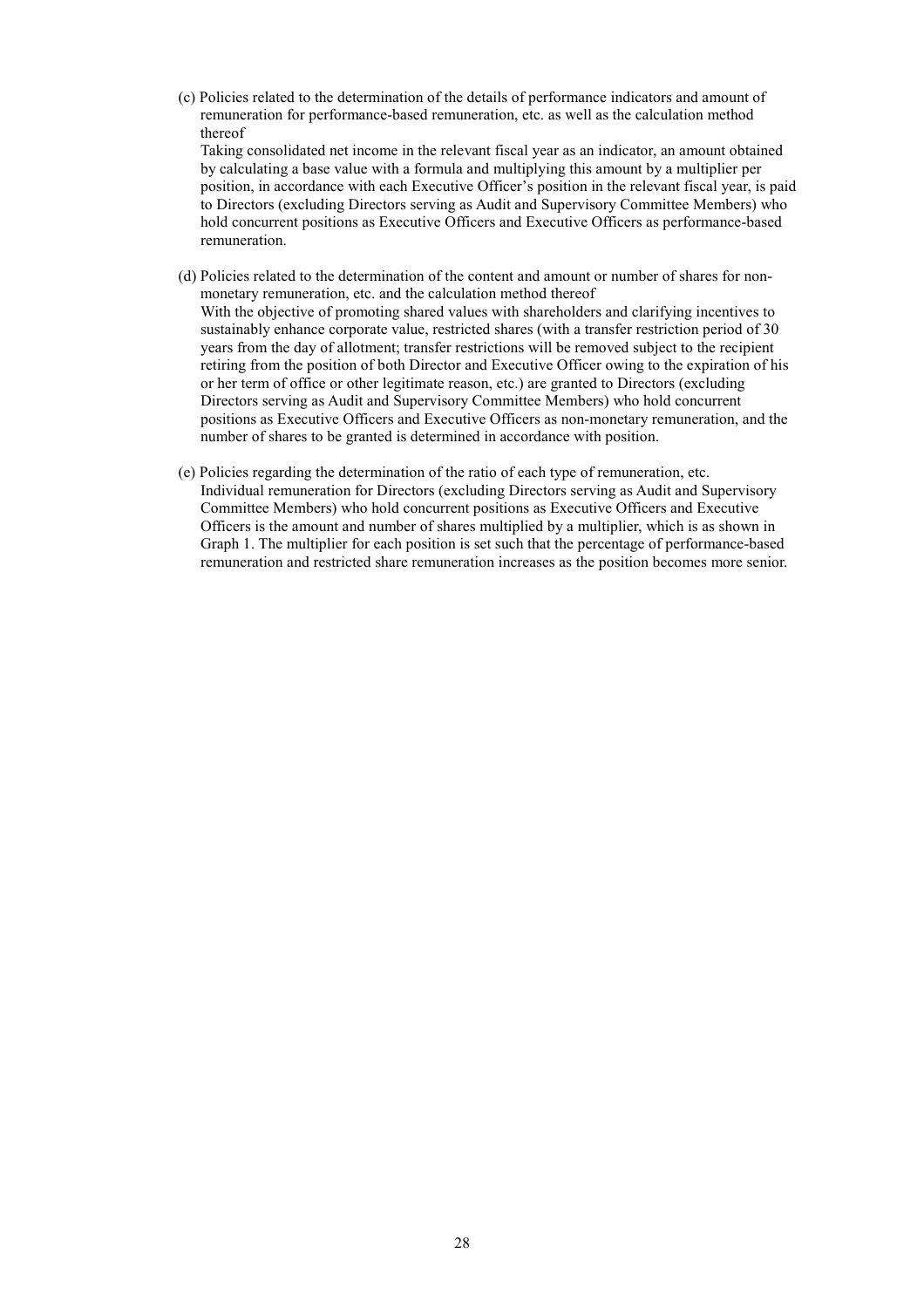(c) Policies related to the determination of the details of performance indicators and amount of remuneration for performance-based remuneration, etc. as well as the calculation method thereof

Taking consolidated net income in the relevant fiscal year as an indicator, an amount obtained by calculating a base value with a formula and multiplying this amount by a multiplier per position, in accordance with each Executive Officer's position in the relevant fiscal year, is paid to Directors (excluding Directors serving as Audit and Supervisory Committee Members) who hold concurrent positions as Executive Officers and Executive Officers as performance-based remuneration.

(d) Policies related to the determination of the content and amount or number of shares for non-monetary remuneration, etc. and the calculation method thereof

With the objective of promoting shared values with shareholders and clarifying incentives to sustainably enhance corporate value, restricted shares (with a transfer restriction period of 30 years from the day of allotment; transfer restrictions will be removed subject to the recipient retiring from the position of both Director and Executive Officer owing to the expiration of his or her term of office or other legitimate reason, etc.) are granted to Directors (excluding Directors serving as Audit and Supervisory Committee Members) who hold concurrent positions as Executive Officers and Executive Officers as non-monetary remuneration, and the number of shares to be granted is determined in accordance with position.

(e) Policies regarding the determination of the ratio of each type of remuneration, etc.

Individual remuneration for Directors (excluding Directors serving as Audit and Supervisory Committee Members) who hold concurrent positions as Executive Officers and Executive Officers is the amount and number of shares multiplied by a multiplier, which is as shown in Graph 1. The multiplier for each position is set such that the percentage of performance-based remuneration and restricted share remuneration increases as the position becomes more senior.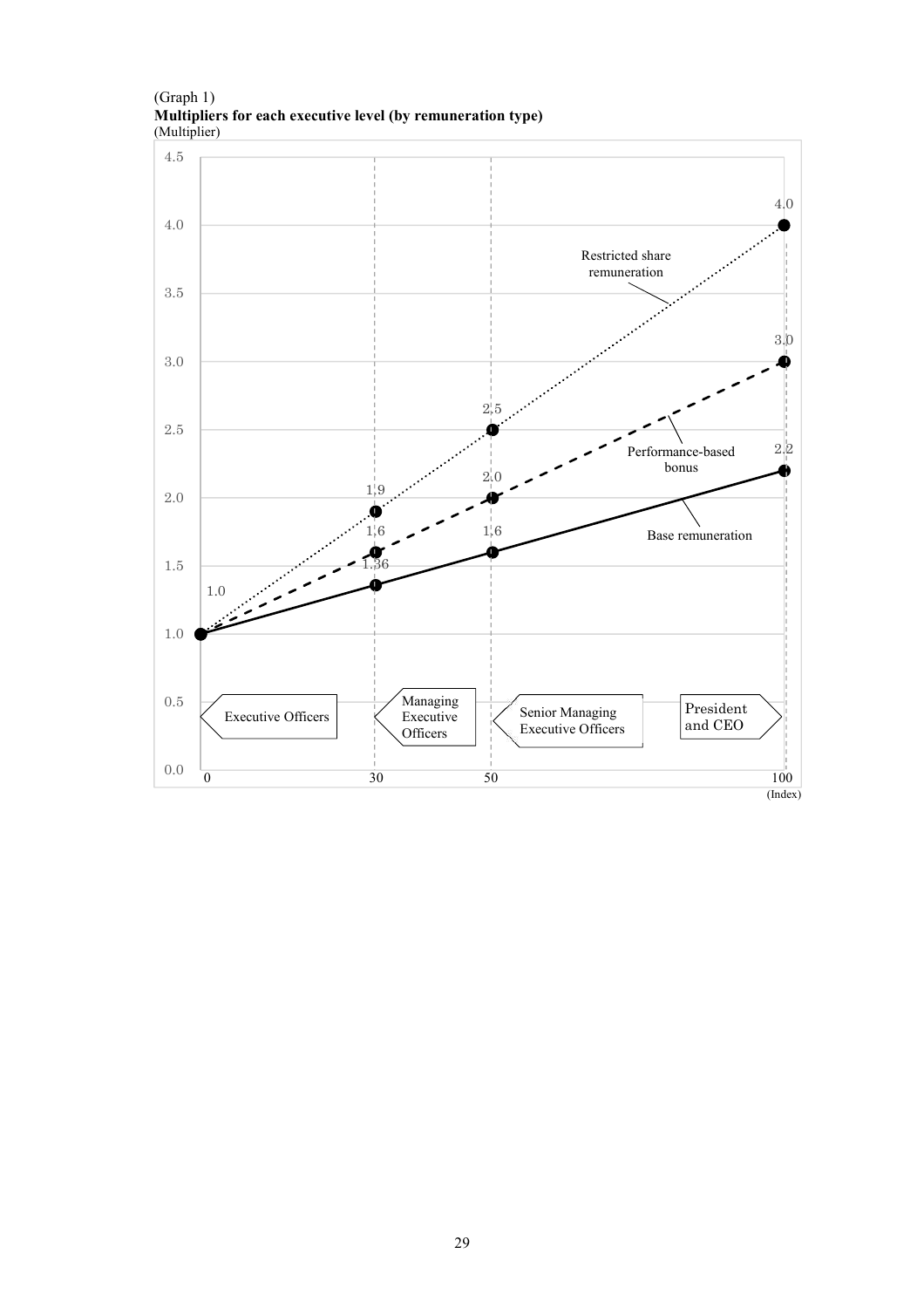(Graph 1)

**Multipliers for each executive level (by remuneration type)**

(Multiplier)

| Index | Executive level | Base remuneration | Performance-based bonus | Restricted share remuneration |
|---|---|---|---|---|
| 0 | Executive Officers | 1.0 | 1.0 | 1.0 |
| 30 | Managing Executive Officers | 1.36 | 1.6 | 1.9 |
| 50 | Senior Managing Executive Officers | 1.6 | 2.0 | 2.5 |
| 100 | President and CEO | 2.2 | 3.0 | 4.0 |

(Index)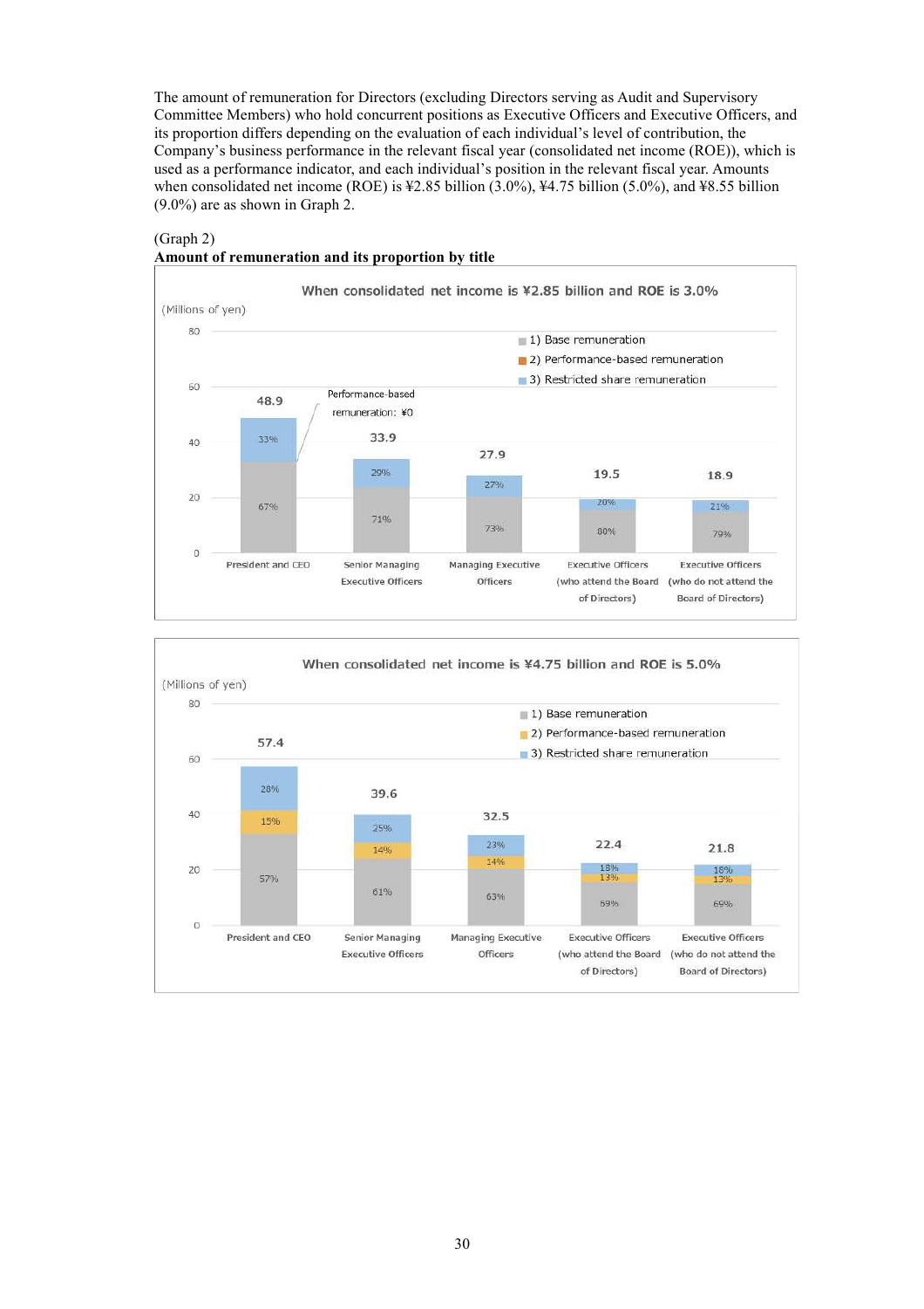The amount of remuneration for Directors (excluding Directors serving as Audit and Supervisory Committee Members) who hold concurrent positions as Executive Officers and Executive Officers, and its proportion differs depending on the evaluation of each individual's level of contribution, the Company's business performance in the relevant fiscal year (consolidated net income (ROE)), which is used as a performance indicator, and each individual's position in the relevant fiscal year. Amounts when consolidated net income (ROE) is ¥2.85 billion (3.0%), ¥4.75 billion (5.0%), and ¥8.55 billion (9.0%) are as shown in Graph 2.

(Graph 2)

**Amount of remuneration and its proportion by title**

**When consolidated net income is ¥2.85 billion and ROE is 3.0%**

(Millions of yen)

| Title | Total | 1) Base remuneration | 2) Performance-based remuneration | 3) Restricted share remuneration |
|---|---|---|---|---|
| President and CEO | 48.9 | 67% | ¥0 | 33% |
| Senior Managing Executive Officers | 33.9 | 71% | ¥0 | 29% |
| Managing Executive Officers | 27.9 | 73% | ¥0 | 27% |
| Executive Officers (who attend the Board of Directors) | 19.5 | 80% | ¥0 | 20% |
| Executive Officers (who do not attend the Board of Directors) | 18.9 | 79% | ¥0 | 21% |

Performance-based remuneration: ¥0

**When consolidated net income is ¥4.75 billion and ROE is 5.0%**

(Millions of yen)

| Title | Total | 1) Base remuneration | 2) Performance-based remuneration | 3) Restricted share remuneration |
|---|---|---|---|---|
| President and CEO | 57.4 | 57% | 15% | 28% |
| Senior Managing Executive Officers | 39.6 | 61% | 14% | 25% |
| Managing Executive Officers | 32.5 | 63% | 14% | 23% |
| Executive Officers (who attend the Board of Directors) | 22.4 | 69% | 13% | 18% |
| Executive Officers (who do not attend the Board of Directors) | 21.8 | 69% | 13% | 18% |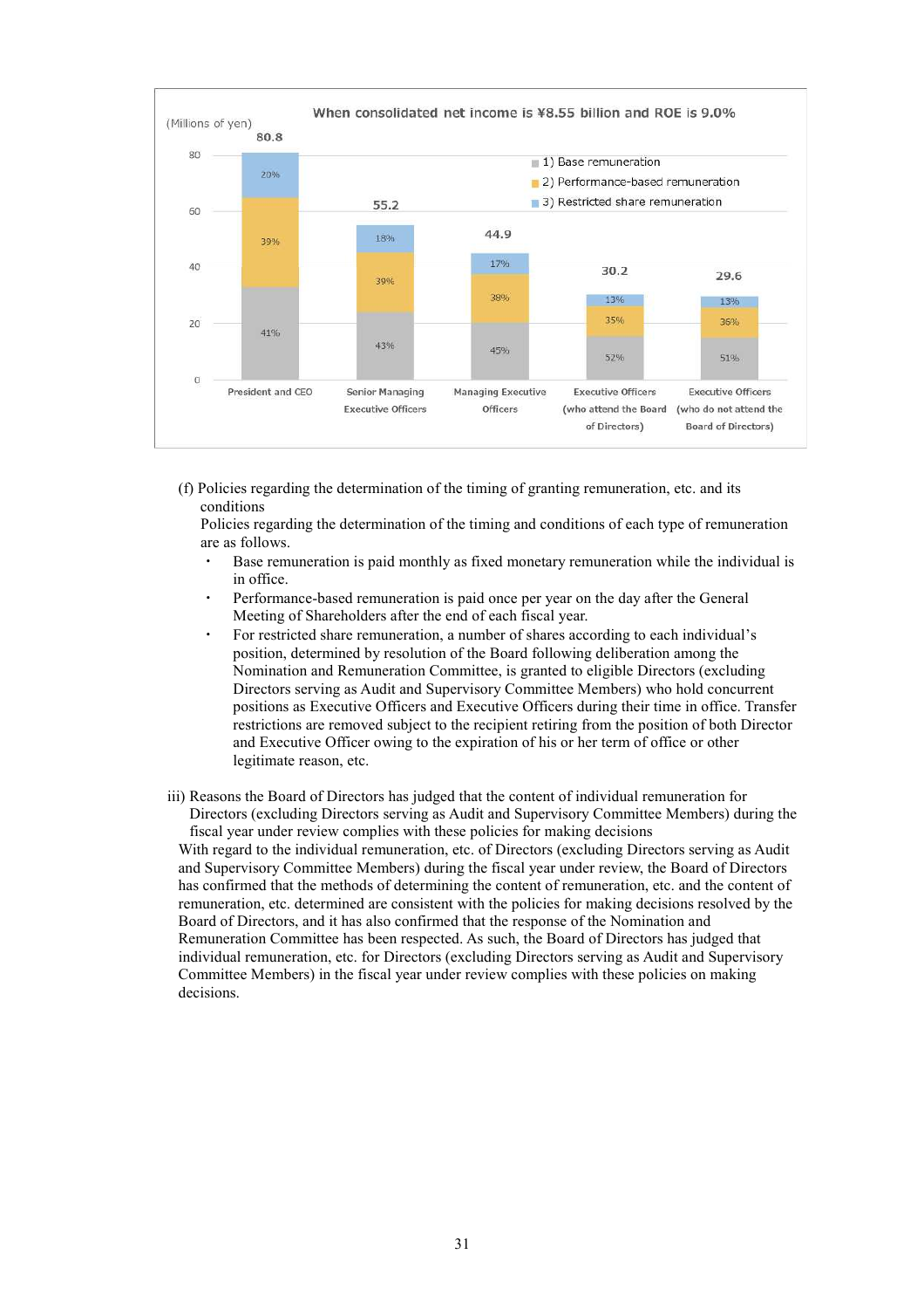When consolidated net income is ¥8.55 billion and ROE is 9.0%

(Millions of yen)

| | President and CEO | Senior Managing Executive Officers | Managing Executive Officers | Executive Officers (who attend the Board of Directors) | Executive Officers (who do not attend the Board of Directors) |
|---|---|---|---|---|---|
| Total | 80.8 | 55.2 | 44.9 | 30.2 | 29.6 |
| 1) Base remuneration | 41% | 43% | 45% | 52% | 51% |
| 2) Performance-based remuneration | 39% | 39% | 38% | 35% | 36% |
| 3) Restricted share remuneration | 20% | 18% | 17% | 13% | 13% |

(f) Policies regarding the determination of the timing of granting remuneration, etc. and its conditions

Policies regarding the determination of the timing and conditions of each type of remuneration are as follows.

- Base remuneration is paid monthly as fixed monetary remuneration while the individual is in office.
- Performance-based remuneration is paid once per year on the day after the General Meeting of Shareholders after the end of each fiscal year.
- For restricted share remuneration, a number of shares according to each individual's position, determined by resolution of the Board following deliberation among the Nomination and Remuneration Committee, is granted to eligible Directors (excluding Directors serving as Audit and Supervisory Committee Members) who hold concurrent positions as Executive Officers and Executive Officers during their time in office. Transfer restrictions are removed subject to the recipient retiring from the position of both Director and Executive Officer owing to the expiration of his or her term of office or other legitimate reason, etc.

iii) Reasons the Board of Directors has judged that the content of individual remuneration for Directors (excluding Directors serving as Audit and Supervisory Committee Members) during the fiscal year under review complies with these policies for making decisions

With regard to the individual remuneration, etc. of Directors (excluding Directors serving as Audit and Supervisory Committee Members) during the fiscal year under review, the Board of Directors has confirmed that the methods of determining the content of remuneration, etc. and the content of remuneration, etc. determined are consistent with the policies for making decisions resolved by the Board of Directors, and it has also confirmed that the response of the Nomination and Remuneration Committee has been respected. As such, the Board of Directors has judged that individual remuneration, etc. for Directors (excluding Directors serving as Audit and Supervisory Committee Members) in the fiscal year under review complies with these policies on making decisions.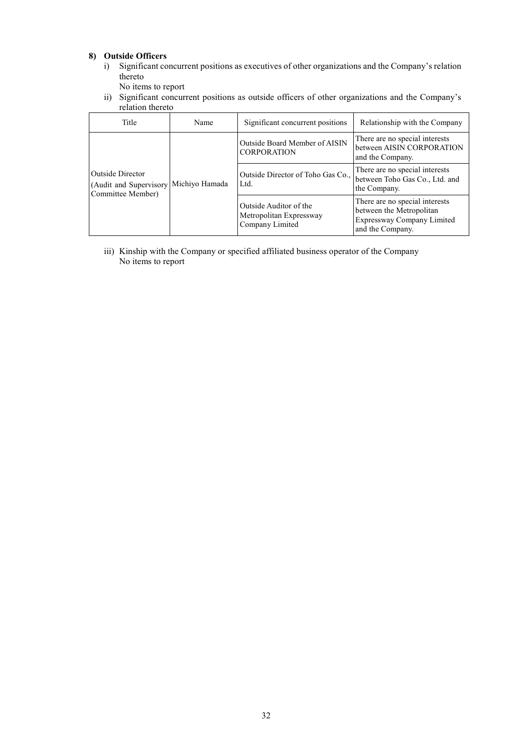### 8) Outside Officers

i) Significant concurrent positions as executives of other organizations and the Company's relation thereto

No items to report

ii) Significant concurrent positions as outside officers of other organizations and the Company's relation thereto

| Title | Name | Significant concurrent positions | Relationship with the Company |
|---|---|---|---|
| Outside Director (Audit and Supervisory Committee Member) | Michiyo Hamada | Outside Board Member of AISIN CORPORATION | There are no special interests between AISIN CORPORATION and the Company. |
| | | Outside Director of Toho Gas Co., Ltd. | There are no special interests between Toho Gas Co., Ltd. and the Company. |
| | | Outside Auditor of the Metropolitan Expressway Company Limited | There are no special interests between the Metropolitan Expressway Company Limited and the Company. |

iii) Kinship with the Company or specified affiliated business operator of the Company

No items to report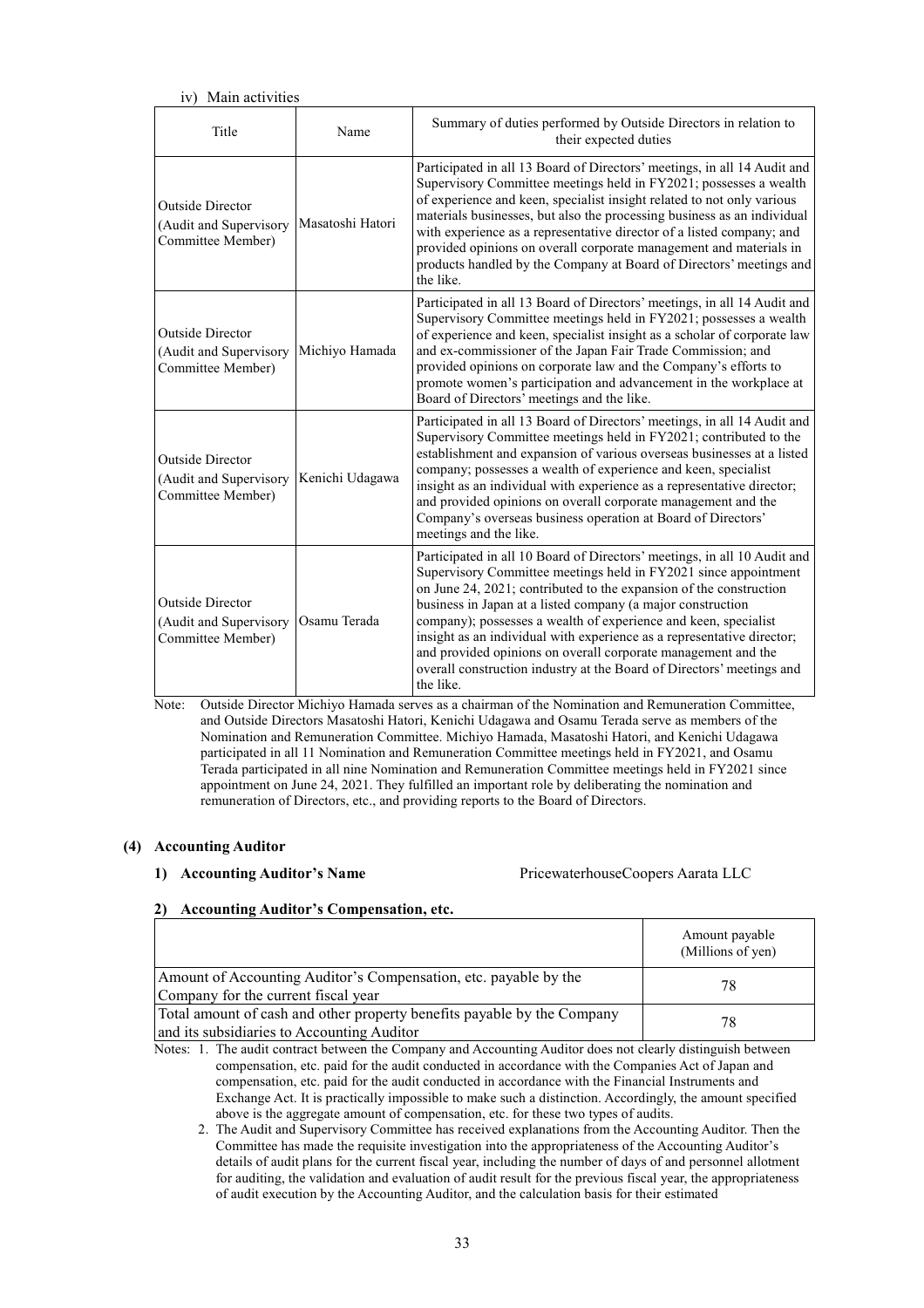iv) Main activities

| Title | Name | Summary of duties performed by Outside Directors in relation to their expected duties |
|---|---|---|
| Outside Director (Audit and Supervisory Committee Member) | Masatoshi Hatori | Participated in all 13 Board of Directors' meetings, in all 14 Audit and Supervisory Committee meetings held in FY2021; possesses a wealth of experience and keen, specialist insight related to not only various materials businesses, but also the processing business as an individual with experience as a representative director of a listed company; and provided opinions on overall corporate management and materials in products handled by the Company at Board of Directors' meetings and the like. |
| Outside Director (Audit and Supervisory Committee Member) | Michiyo Hamada | Participated in all 13 Board of Directors' meetings, in all 14 Audit and Supervisory Committee meetings held in FY2021; possesses a wealth of experience and keen, specialist insight as a scholar of corporate law and ex-commissioner of the Japan Fair Trade Commission; and provided opinions on corporate law and the Company's efforts to promote women's participation and advancement in the workplace at Board of Directors' meetings and the like. |
| Outside Director (Audit and Supervisory Committee Member) | Kenichi Udagawa | Participated in all 13 Board of Directors' meetings, in all 14 Audit and Supervisory Committee meetings held in FY2021; contributed to the establishment and expansion of various overseas businesses at a listed company; possesses a wealth of experience and keen, specialist insight as an individual with experience as a representative director; and provided opinions on overall corporate management and the Company's overseas business operation at Board of Directors' meetings and the like. |
| Outside Director (Audit and Supervisory Committee Member) | Osamu Terada | Participated in all 10 Board of Directors' meetings, in all 10 Audit and Supervisory Committee meetings held in FY2021 since appointment on June 24, 2021; contributed to the expansion of the construction business in Japan at a listed company (a major construction company); possesses a wealth of experience and keen, specialist insight as an individual with experience as a representative director; and provided opinions on overall corporate management and the overall construction industry at the Board of Directors' meetings and the like. |

Note: Outside Director Michiyo Hamada serves as a chairman of the Nomination and Remuneration Committee, and Outside Directors Masatoshi Hatori, Kenichi Udagawa and Osamu Terada serve as members of the Nomination and Remuneration Committee. Michiyo Hamada, Masatoshi Hatori, and Kenichi Udagawa participated in all 11 Nomination and Remuneration Committee meetings held in FY2021, and Osamu Terada participated in all nine Nomination and Remuneration Committee meetings held in FY2021 since appointment on June 24, 2021. They fulfilled an important role by deliberating the nomination and remuneration of Directors, etc., and providing reports to the Board of Directors.

### (4) Accounting Auditor

**1) Accounting Auditor's Name** PricewaterhouseCoopers Aarata LLC

**2) Accounting Auditor's Compensation, etc.**

| | Amount payable (Millions of yen) |
|---|---|
| Amount of Accounting Auditor's Compensation, etc. payable by the Company for the current fiscal year | 78 |
| Total amount of cash and other property benefits payable by the Company and its subsidiaries to Accounting Auditor | 78 |

Notes: 1. The audit contract between the Company and Accounting Auditor does not clearly distinguish between compensation, etc. paid for the audit conducted in accordance with the Companies Act of Japan and compensation, etc. paid for the audit conducted in accordance with the Financial Instruments and Exchange Act. It is practically impossible to make such a distinction. Accordingly, the amount specified above is the aggregate amount of compensation, etc. for these two types of audits.

2. The Audit and Supervisory Committee has received explanations from the Accounting Auditor. Then the Committee has made the requisite investigation into the appropriateness of the Accounting Auditor's details of audit plans for the current fiscal year, including the number of days of and personnel allotment for auditing, the validation and evaluation of audit result for the previous fiscal year, the appropriateness of audit execution by the Accounting Auditor, and the calculation basis for their estimated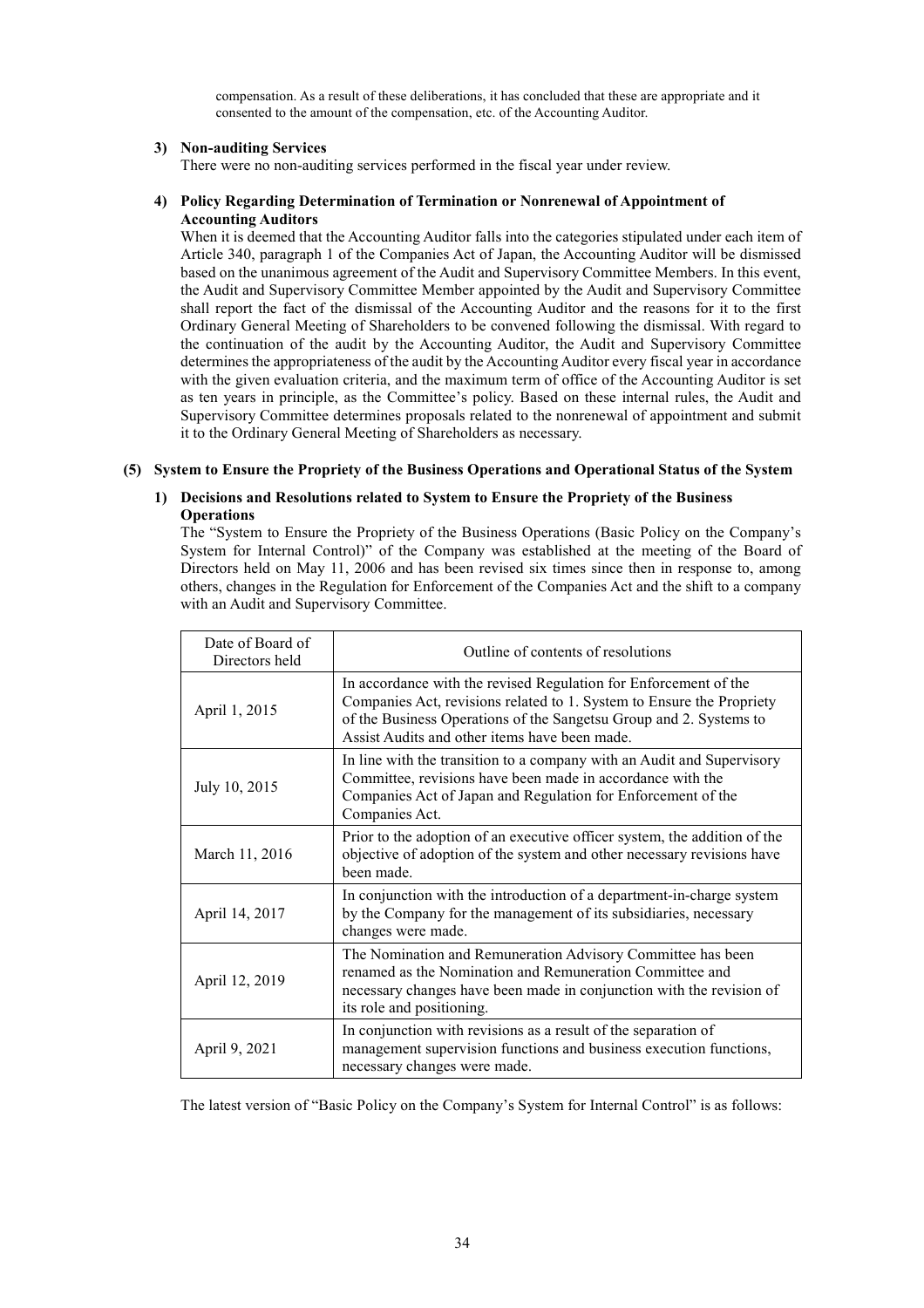compensation. As a result of these deliberations, it has concluded that these are appropriate and it consented to the amount of the compensation, etc. of the Accounting Auditor.

#### 3) Non-auditing Services

There were no non-auditing services performed in the fiscal year under review.

#### 4) Policy Regarding Determination of Termination or Nonrenewal of Appointment of Accounting Auditors

When it is deemed that the Accounting Auditor falls into the categories stipulated under each item of Article 340, paragraph 1 of the Companies Act of Japan, the Accounting Auditor will be dismissed based on the unanimous agreement of the Audit and Supervisory Committee Members. In this event, the Audit and Supervisory Committee Member appointed by the Audit and Supervisory Committee shall report the fact of the dismissal of the Accounting Auditor and the reasons for it to the first Ordinary General Meeting of Shareholders to be convened following the dismissal. With regard to the continuation of the audit by the Accounting Auditor, the Audit and Supervisory Committee determines the appropriateness of the audit by the Accounting Auditor every fiscal year in accordance with the given evaluation criteria, and the maximum term of office of the Accounting Auditor is set as ten years in principle, as the Committee's policy. Based on these internal rules, the Audit and Supervisory Committee determines proposals related to the nonrenewal of appointment and submit it to the Ordinary General Meeting of Shareholders as necessary.

### (5) System to Ensure the Propriety of the Business Operations and Operational Status of the System

#### 1) Decisions and Resolutions related to System to Ensure the Propriety of the Business Operations

The "System to Ensure the Propriety of the Business Operations (Basic Policy on the Company's System for Internal Control)" of the Company was established at the meeting of the Board of Directors held on May 11, 2006 and has been revised six times since then in response to, among others, changes in the Regulation for Enforcement of the Companies Act and the shift to a company with an Audit and Supervisory Committee.

| Date of Board of Directors held | Outline of contents of resolutions |
|---|---|
| April 1, 2015 | In accordance with the revised Regulation for Enforcement of the Companies Act, revisions related to 1. System to Ensure the Propriety of the Business Operations of the Sangetsu Group and 2. Systems to Assist Audits and other items have been made. |
| July 10, 2015 | In line with the transition to a company with an Audit and Supervisory Committee, revisions have been made in accordance with the Companies Act of Japan and Regulation for Enforcement of the Companies Act. |
| March 11, 2016 | Prior to the adoption of an executive officer system, the addition of the objective of adoption of the system and other necessary revisions have been made. |
| April 14, 2017 | In conjunction with the introduction of a department-in-charge system by the Company for the management of its subsidiaries, necessary changes were made. |
| April 12, 2019 | The Nomination and Remuneration Advisory Committee has been renamed as the Nomination and Remuneration Committee and necessary changes have been made in conjunction with the revision of its role and positioning. |
| April 9, 2021 | In conjunction with revisions as a result of the separation of management supervision functions and business execution functions, necessary changes were made. |

The latest version of "Basic Policy on the Company's System for Internal Control" is as follows: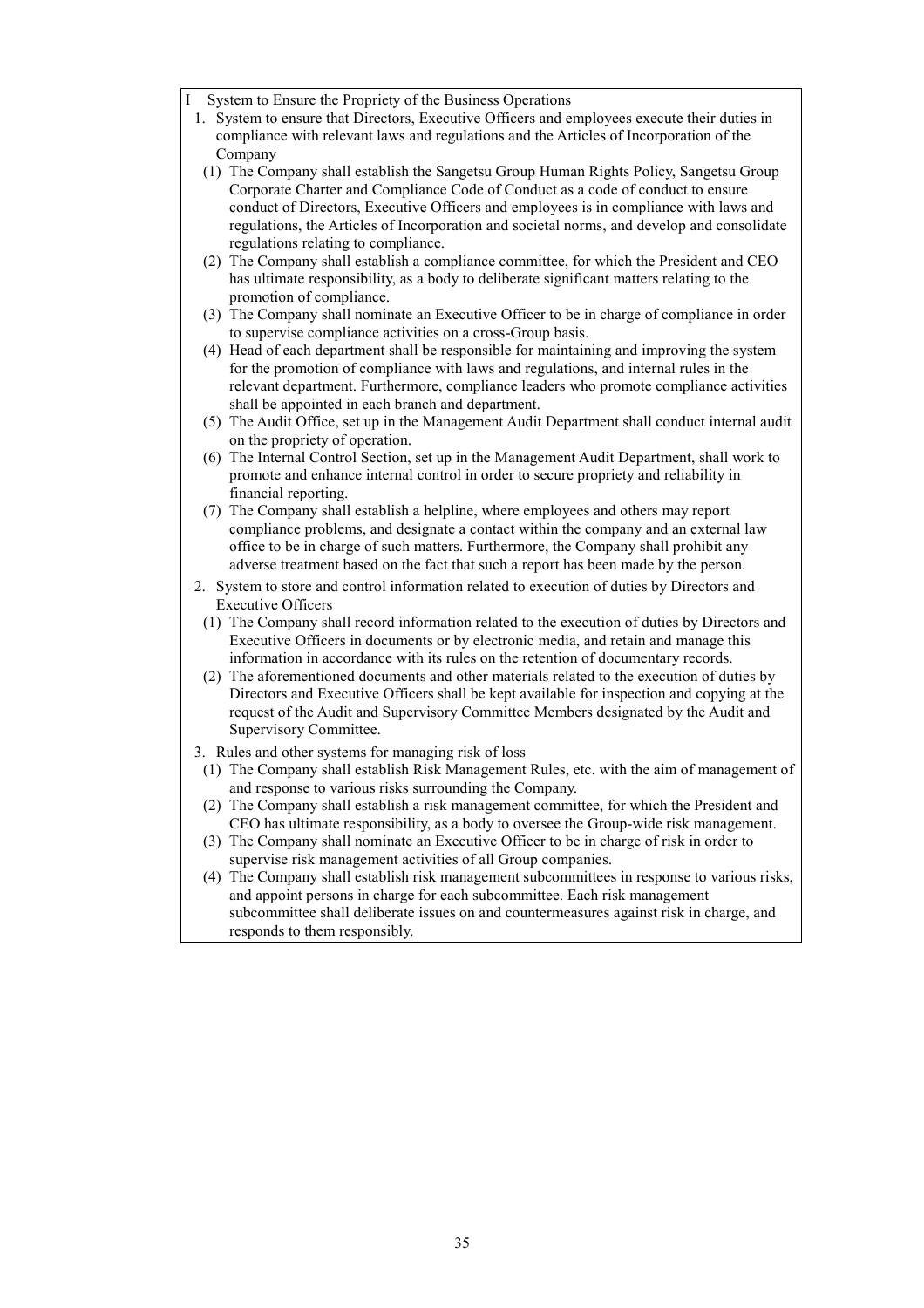I System to Ensure the Propriety of the Business Operations

1. System to ensure that Directors, Executive Officers and employees execute their duties in compliance with relevant laws and regulations and the Articles of Incorporation of the Company

   (1) The Company shall establish the Sangetsu Group Human Rights Policy, Sangetsu Group Corporate Charter and Compliance Code of Conduct as a code of conduct to ensure conduct of Directors, Executive Officers and employees is in compliance with laws and regulations, the Articles of Incorporation and societal norms, and develop and consolidate regulations relating to compliance.

   (2) The Company shall establish a compliance committee, for which the President and CEO has ultimate responsibility, as a body to deliberate significant matters relating to the promotion of compliance.

   (3) The Company shall nominate an Executive Officer to be in charge of compliance in order to supervise compliance activities on a cross-Group basis.

   (4) Head of each department shall be responsible for maintaining and improving the system for the promotion of compliance with laws and regulations, and internal rules in the relevant department. Furthermore, compliance leaders who promote compliance activities shall be appointed in each branch and department.

   (5) The Audit Office, set up in the Management Audit Department shall conduct internal audit on the propriety of operation.

   (6) The Internal Control Section, set up in the Management Audit Department, shall work to promote and enhance internal control in order to secure propriety and reliability in financial reporting.

   (7) The Company shall establish a helpline, where employees and others may report compliance problems, and designate a contact within the company and an external law office to be in charge of such matters. Furthermore, the Company shall prohibit any adverse treatment based on the fact that such a report has been made by the person.

2. System to store and control information related to execution of duties by Directors and Executive Officers

   (1) The Company shall record information related to the execution of duties by Directors and Executive Officers in documents or by electronic media, and retain and manage this information in accordance with its rules on the retention of documentary records.

   (2) The aforementioned documents and other materials related to the execution of duties by Directors and Executive Officers shall be kept available for inspection and copying at the request of the Audit and Supervisory Committee Members designated by the Audit and Supervisory Committee.

3. Rules and other systems for managing risk of loss

   (1) The Company shall establish Risk Management Rules, etc. with the aim of management of and response to various risks surrounding the Company.

   (2) The Company shall establish a risk management committee, for which the President and CEO has ultimate responsibility, as a body to oversee the Group-wide risk management.

   (3) The Company shall nominate an Executive Officer to be in charge of risk in order to supervise risk management activities of all Group companies.

   (4) The Company shall establish risk management subcommittees in response to various risks, and appoint persons in charge for each subcommittee. Each risk management subcommittee shall deliberate issues on and countermeasures against risk in charge, and responds to them responsibly.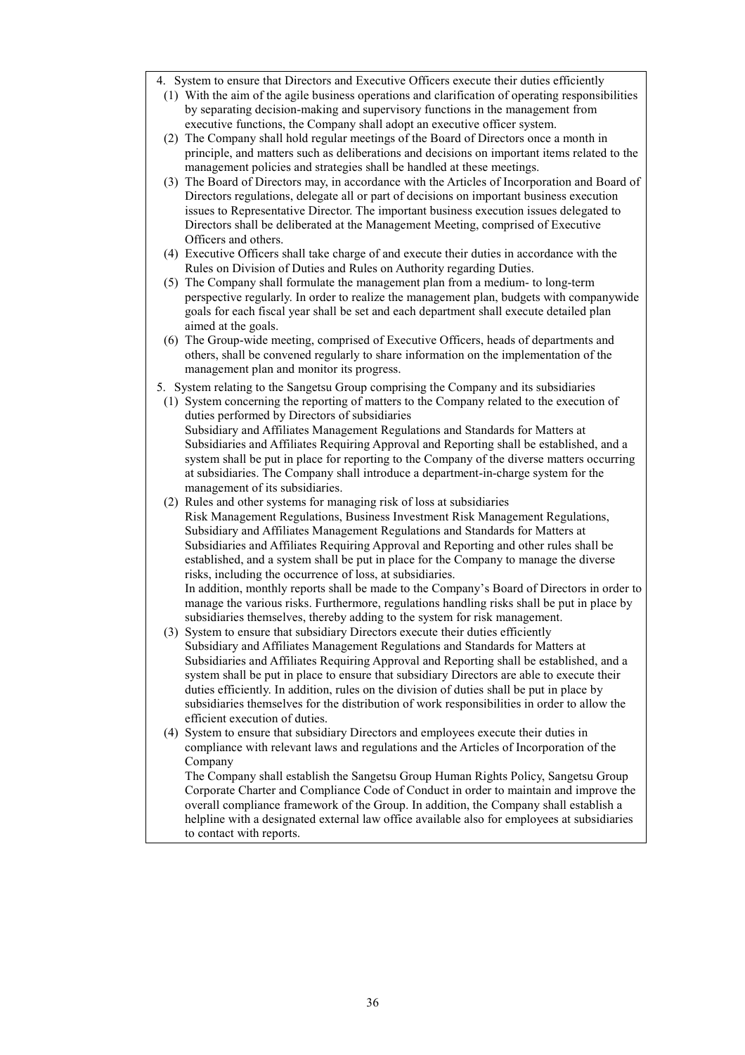4. System to ensure that Directors and Executive Officers execute their duties efficiently

(1) With the aim of the agile business operations and clarification of operating responsibilities by separating decision-making and supervisory functions in the management from executive functions, the Company shall adopt an executive officer system.

(2) The Company shall hold regular meetings of the Board of Directors once a month in principle, and matters such as deliberations and decisions on important items related to the management policies and strategies shall be handled at these meetings.

(3) The Board of Directors may, in accordance with the Articles of Incorporation and Board of Directors regulations, delegate all or part of decisions on important business execution issues to Representative Director. The important business execution issues delegated to Directors shall be deliberated at the Management Meeting, comprised of Executive Officers and others.

(4) Executive Officers shall take charge of and execute their duties in accordance with the Rules on Division of Duties and Rules on Authority regarding Duties.

(5) The Company shall formulate the management plan from a medium- to long-term perspective regularly. In order to realize the management plan, budgets with companywide goals for each fiscal year shall be set and each department shall execute detailed plan aimed at the goals.

(6) The Group-wide meeting, comprised of Executive Officers, heads of departments and others, shall be convened regularly to share information on the implementation of the management plan and monitor its progress.

5. System relating to the Sangetsu Group comprising the Company and its subsidiaries

(1) System concerning the reporting of matters to the Company related to the execution of duties performed by Directors of subsidiaries

Subsidiary and Affiliates Management Regulations and Standards for Matters at Subsidiaries and Affiliates Requiring Approval and Reporting shall be established, and a system shall be put in place for reporting to the Company of the diverse matters occurring at subsidiaries. The Company shall introduce a department-in-charge system for the management of its subsidiaries.

(2) Rules and other systems for managing risk of loss at subsidiaries

Risk Management Regulations, Business Investment Risk Management Regulations, Subsidiary and Affiliates Management Regulations and Standards for Matters at Subsidiaries and Affiliates Requiring Approval and Reporting and other rules shall be established, and a system shall be put in place for the Company to manage the diverse risks, including the occurrence of loss, at subsidiaries.

In addition, monthly reports shall be made to the Company's Board of Directors in order to manage the various risks. Furthermore, regulations handling risks shall be put in place by subsidiaries themselves, thereby adding to the system for risk management.

(3) System to ensure that subsidiary Directors execute their duties efficiently

Subsidiary and Affiliates Management Regulations and Standards for Matters at Subsidiaries and Affiliates Requiring Approval and Reporting shall be established, and a system shall be put in place to ensure that subsidiary Directors are able to execute their duties efficiently. In addition, rules on the division of duties shall be put in place by subsidiaries themselves for the distribution of work responsibilities in order to allow the efficient execution of duties.

(4) System to ensure that subsidiary Directors and employees execute their duties in compliance with relevant laws and regulations and the Articles of Incorporation of the Company

The Company shall establish the Sangetsu Group Human Rights Policy, Sangetsu Group Corporate Charter and Compliance Code of Conduct in order to maintain and improve the overall compliance framework of the Group. In addition, the Company shall establish a helpline with a designated external law office available also for employees at subsidiaries to contact with reports.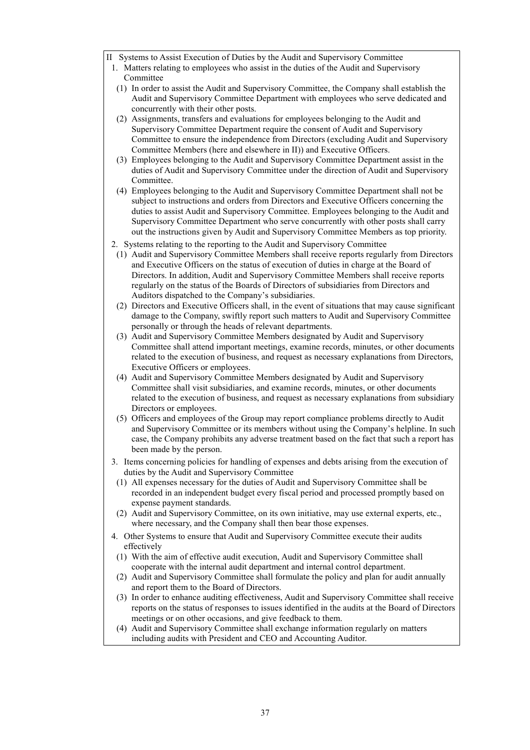II Systems to Assist Execution of Duties by the Audit and Supervisory Committee

1. Matters relating to employees who assist in the duties of the Audit and Supervisory Committee
   (1) In order to assist the Audit and Supervisory Committee, the Company shall establish the Audit and Supervisory Committee Department with employees who serve dedicated and concurrently with their other posts.
   (2) Assignments, transfers and evaluations for employees belonging to the Audit and Supervisory Committee Department require the consent of Audit and Supervisory Committee to ensure the independence from Directors (excluding Audit and Supervisory Committee Members (here and elsewhere in II)) and Executive Officers.
   (3) Employees belonging to the Audit and Supervisory Committee Department assist in the duties of Audit and Supervisory Committee under the direction of Audit and Supervisory Committee.
   (4) Employees belonging to the Audit and Supervisory Committee Department shall not be subject to instructions and orders from Directors and Executive Officers concerning the duties to assist Audit and Supervisory Committee. Employees belonging to the Audit and Supervisory Committee Department who serve concurrently with other posts shall carry out the instructions given by Audit and Supervisory Committee Members as top priority.
2. Systems relating to the reporting to the Audit and Supervisory Committee
   (1) Audit and Supervisory Committee Members shall receive reports regularly from Directors and Executive Officers on the status of execution of duties in charge at the Board of Directors. In addition, Audit and Supervisory Committee Members shall receive reports regularly on the status of the Boards of Directors of subsidiaries from Directors and Auditors dispatched to the Company's subsidiaries.
   (2) Directors and Executive Officers shall, in the event of situations that may cause significant damage to the Company, swiftly report such matters to Audit and Supervisory Committee personally or through the heads of relevant departments.
   (3) Audit and Supervisory Committee Members designated by Audit and Supervisory Committee shall attend important meetings, examine records, minutes, or other documents related to the execution of business, and request as necessary explanations from Directors, Executive Officers or employees.
   (4) Audit and Supervisory Committee Members designated by Audit and Supervisory Committee shall visit subsidiaries, and examine records, minutes, or other documents related to the execution of business, and request as necessary explanations from subsidiary Directors or employees.
   (5) Officers and employees of the Group may report compliance problems directly to Audit and Supervisory Committee or its members without using the Company's helpline. In such case, the Company prohibits any adverse treatment based on the fact that such a report has been made by the person.
3. Items concerning policies for handling of expenses and debts arising from the execution of duties by the Audit and Supervisory Committee
   (1) All expenses necessary for the duties of Audit and Supervisory Committee shall be recorded in an independent budget every fiscal period and processed promptly based on expense payment standards.
   (2) Audit and Supervisory Committee, on its own initiative, may use external experts, etc., where necessary, and the Company shall then bear those expenses.
4. Other Systems to ensure that Audit and Supervisory Committee execute their audits effectively
   (1) With the aim of effective audit execution, Audit and Supervisory Committee shall cooperate with the internal audit department and internal control department.
   (2) Audit and Supervisory Committee shall formulate the policy and plan for audit annually and report them to the Board of Directors.
   (3) In order to enhance auditing effectiveness, Audit and Supervisory Committee shall receive reports on the status of responses to issues identified in the audits at the Board of Directors meetings or on other occasions, and give feedback to them.
   (4) Audit and Supervisory Committee shall exchange information regularly on matters including audits with President and CEO and Accounting Auditor.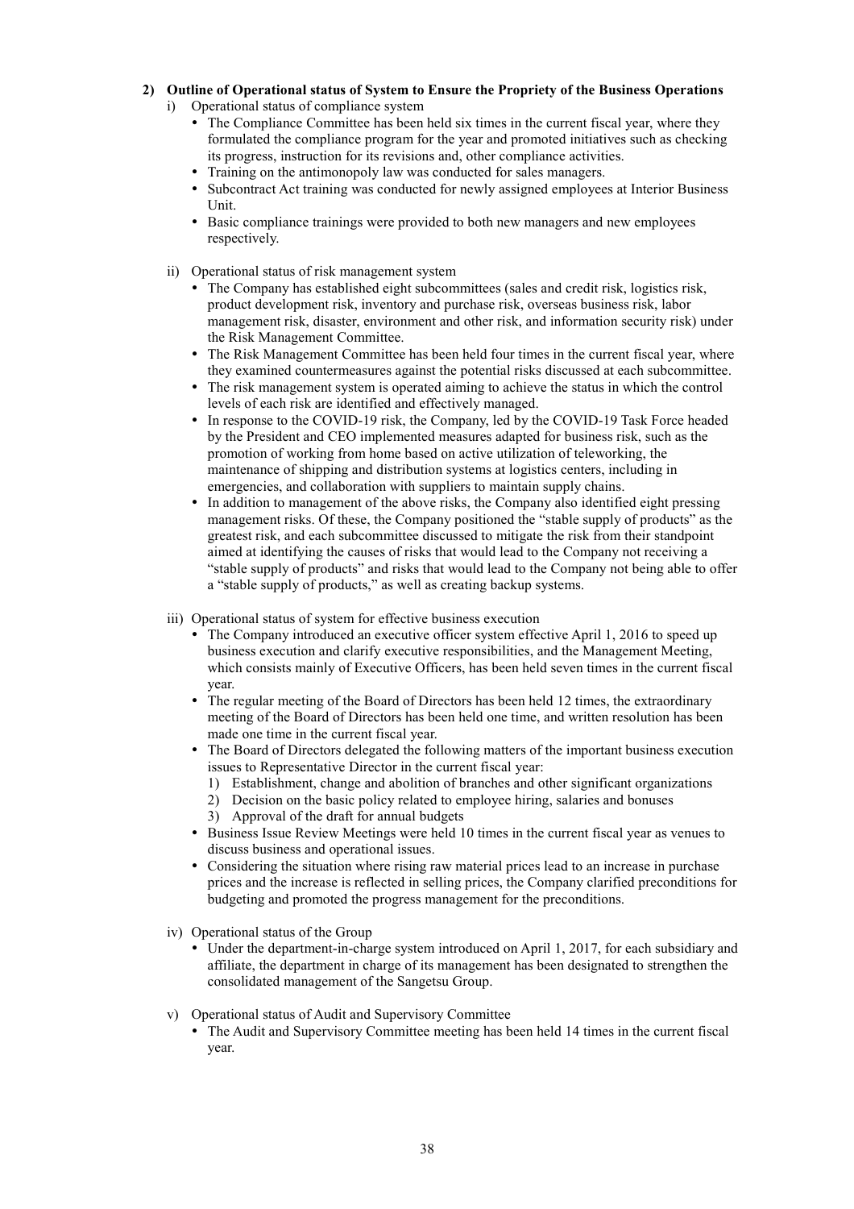## 2) Outline of Operational status of System to Ensure the Propriety of the Business Operations

i) Operational status of compliance system

- The Compliance Committee has been held six times in the current fiscal year, where they formulated the compliance program for the year and promoted initiatives such as checking its progress, instruction for its revisions and, other compliance activities.
- Training on the antimonopoly law was conducted for sales managers.
- Subcontract Act training was conducted for newly assigned employees at Interior Business Unit.
- Basic compliance trainings were provided to both new managers and new employees respectively.

ii) Operational status of risk management system

- The Company has established eight subcommittees (sales and credit risk, logistics risk, product development risk, inventory and purchase risk, overseas business risk, labor management risk, disaster, environment and other risk, and information security risk) under the Risk Management Committee.
- The Risk Management Committee has been held four times in the current fiscal year, where they examined countermeasures against the potential risks discussed at each subcommittee.
- The risk management system is operated aiming to achieve the status in which the control levels of each risk are identified and effectively managed.
- In response to the COVID-19 risk, the Company, led by the COVID-19 Task Force headed by the President and CEO implemented measures adapted for business risk, such as the promotion of working from home based on active utilization of teleworking, the maintenance of shipping and distribution systems at logistics centers, including in emergencies, and collaboration with suppliers to maintain supply chains.
- In addition to management of the above risks, the Company also identified eight pressing management risks. Of these, the Company positioned the "stable supply of products" as the greatest risk, and each subcommittee discussed to mitigate the risk from their standpoint aimed at identifying the causes of risks that would lead to the Company not receiving a "stable supply of products" and risks that would lead to the Company not being able to offer a "stable supply of products," as well as creating backup systems.

iii) Operational status of system for effective business execution

- The Company introduced an executive officer system effective April 1, 2016 to speed up business execution and clarify executive responsibilities, and the Management Meeting, which consists mainly of Executive Officers, has been held seven times in the current fiscal year.
- The regular meeting of the Board of Directors has been held 12 times, the extraordinary meeting of the Board of Directors has been held one time, and written resolution has been made one time in the current fiscal year.
- The Board of Directors delegated the following matters of the important business execution issues to Representative Director in the current fiscal year:
  1) Establishment, change and abolition of branches and other significant organizations
  2) Decision on the basic policy related to employee hiring, salaries and bonuses
  3) Approval of the draft for annual budgets
- Business Issue Review Meetings were held 10 times in the current fiscal year as venues to discuss business and operational issues.
- Considering the situation where rising raw material prices lead to an increase in purchase prices and the increase is reflected in selling prices, the Company clarified preconditions for budgeting and promoted the progress management for the preconditions.

iv) Operational status of the Group

- Under the department-in-charge system introduced on April 1, 2017, for each subsidiary and affiliate, the department in charge of its management has been designated to strengthen the consolidated management of the Sangetsu Group.

v) Operational status of Audit and Supervisory Committee

- The Audit and Supervisory Committee meeting has been held 14 times in the current fiscal year.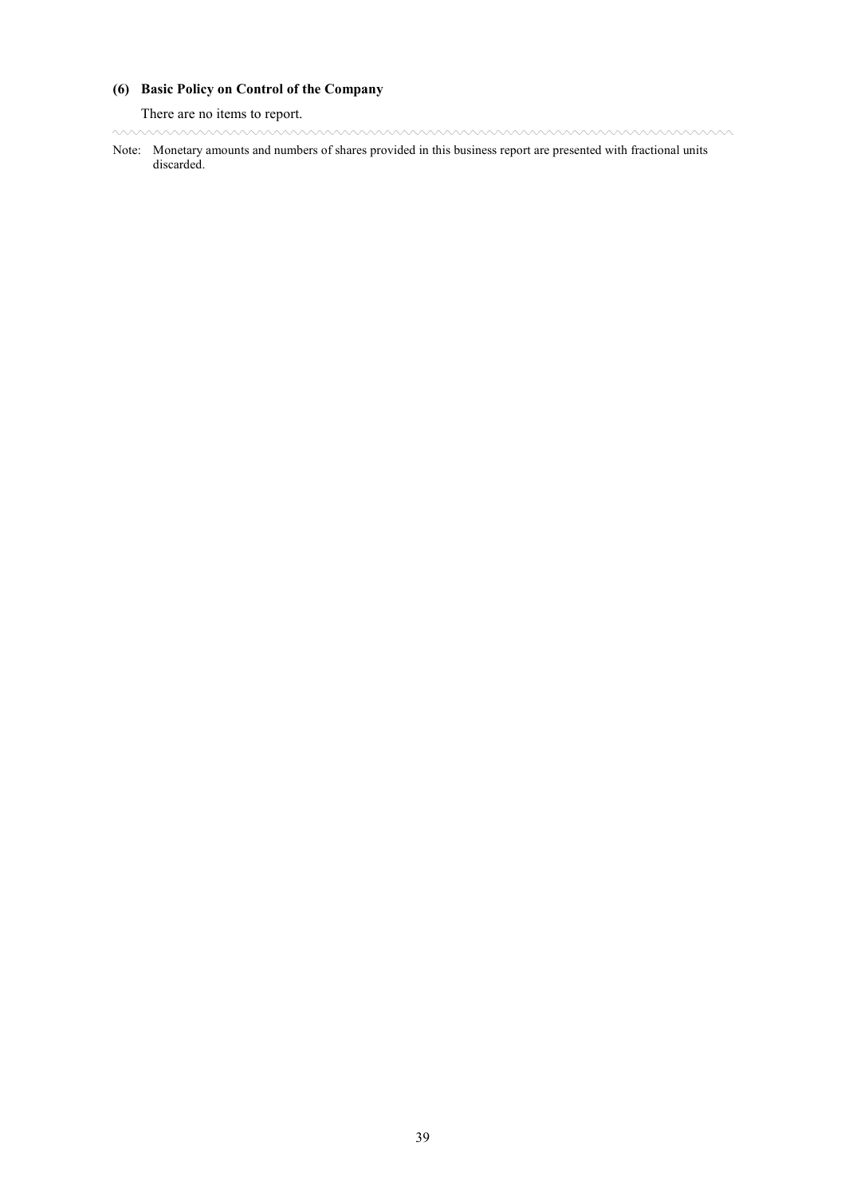### (6) Basic Policy on Control of the Company

There are no items to report.

---

Note: Monetary amounts and numbers of shares provided in this business report are presented with fractional units discarded.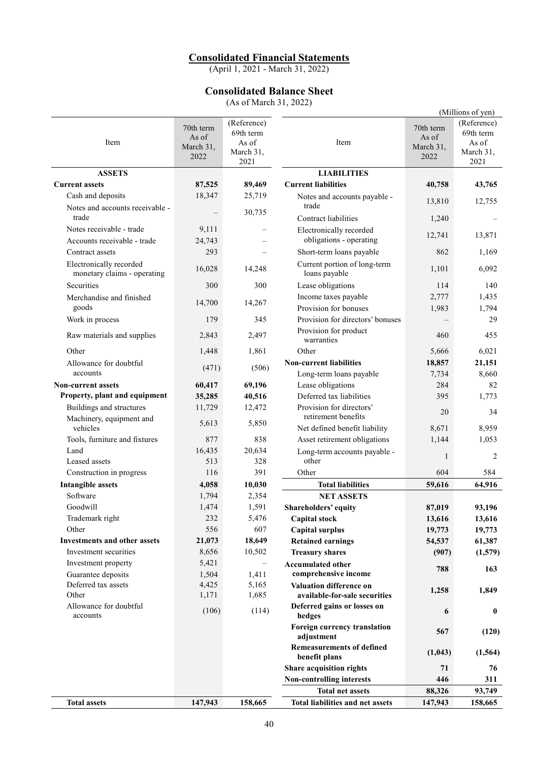# Consolidated Financial Statements

(April 1, 2021 - March 31, 2022)

## Consolidated Balance Sheet

(As of March 31, 2022)

(Millions of yen)

| Item | 70th term As of March 31, 2022 | (Reference) 69th term As of March 31, 2021 |
|---|---|---|
| **ASSETS** | | |
| **Current assets** | **87,525** | **89,469** |
| Cash and deposits | 18,347 | 25,719 |
| Notes and accounts receivable - trade | – | 30,735 |
| Notes receivable - trade | 9,111 | – |
| Accounts receivable - trade | 24,743 | – |
| Contract assets | 293 | – |
| Electronically recorded monetary claims - operating | 16,028 | 14,248 |
| Securities | 300 | 300 |
| Merchandise and finished goods | 14,700 | 14,267 |
| Work in process | 179 | 345 |
| Raw materials and supplies | 2,843 | 2,497 |
| Other | 1,448 | 1,861 |
| Allowance for doubtful accounts | (471) | (506) |
| **Non-current assets** | **60,417** | **69,196** |
| **Property, plant and equipment** | **35,285** | **40,516** |
| Buildings and structures | 11,729 | 12,472 |
| Machinery, equipment and vehicles | 5,613 | 5,850 |
| Tools, furniture and fixtures | 877 | 838 |
| Land | 16,435 | 20,634 |
| Leased assets | 513 | 328 |
| Construction in progress | 116 | 391 |
| **Intangible assets** | **4,058** | **10,030** |
| Software | 1,794 | 2,354 |
| Goodwill | 1,474 | 1,591 |
| Trademark right | 232 | 5,476 |
| Other | 556 | 607 |
| **Investments and other assets** | **21,073** | **18,649** |
| Investment securities | 8,656 | 10,502 |
| Investment property | 5,421 | – |
| Guarantee deposits | 1,504 | 1,411 |
| Deferred tax assets | 4,425 | 5,165 |
| Other | 1,171 | 1,685 |
| Allowance for doubtful accounts | (106) | (114) |
| **Total assets** | **147,943** | **158,665** |

| Item | 70th term As of March 31, 2022 | (Reference) 69th term As of March 31, 2021 |
|---|---|---|
| **LIABILITIES** | | |
| **Current liabilities** | **40,758** | **43,765** |
| Notes and accounts payable - trade | 13,810 | 12,755 |
| Contract liabilities | 1,240 | – |
| Electronically recorded obligations - operating | 12,741 | 13,871 |
| Short-term loans payable | 862 | 1,169 |
| Current portion of long-term loans payable | 1,101 | 6,092 |
| Lease obligations | 114 | 140 |
| Income taxes payable | 2,777 | 1,435 |
| Provision for bonuses | 1,983 | 1,794 |
| Provision for directors' bonuses | – | 29 |
| Provision for product warranties | 460 | 455 |
| Other | 5,666 | 6,021 |
| **Non-current liabilities** | **18,857** | **21,151** |
| Long-term loans payable | 7,734 | 8,660 |
| Lease obligations | 284 | 82 |
| Deferred tax liabilities | 395 | 1,773 |
| Provision for directors' retirement benefits | 20 | 34 |
| Net defined benefit liability | 8,671 | 8,959 |
| Asset retirement obligations | 1,144 | 1,053 |
| Long-term accounts payable - other | 1 | 2 |
| Other | 604 | 584 |
| **Total liabilities** | **59,616** | **64,916** |
| **NET ASSETS** | | |
| **Shareholders' equity** | **87,019** | **93,196** |
| **Capital stock** | **13,616** | **13,616** |
| **Capital surplus** | **19,773** | **19,773** |
| **Retained earnings** | **54,537** | **61,387** |
| **Treasury shares** | **(907)** | **(1,579)** |
| **Accumulated other comprehensive income** | **788** | **163** |
| **Valuation difference on available-for-sale securities** | **1,258** | **1,849** |
| **Deferred gains or losses on hedges** | **6** | **0** |
| **Foreign currency translation adjustment** | **567** | **(120)** |
| **Remeasurements of defined benefit plans** | **(1,043)** | **(1,564)** |
| **Share acquisition rights** | **71** | **76** |
| **Non-controlling interests** | **446** | **311** |
| **Total net assets** | **88,326** | **93,749** |
| **Total liabilities and net assets** | **147,943** | **158,665** |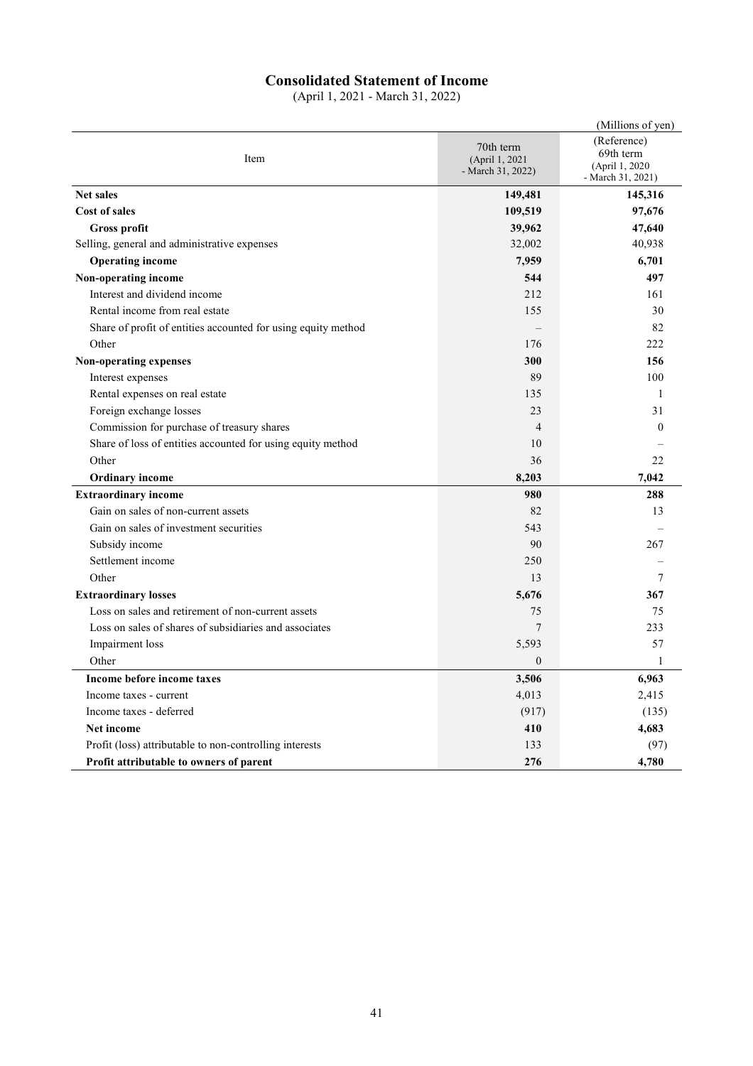# Consolidated Statement of Income

(April 1, 2021 - March 31, 2022)

(Millions of yen)

| Item | 70th term (April 1, 2021 - March 31, 2022) | (Reference) 69th term (April 1, 2020 - March 31, 2021) |
|---|---|---|
| **Net sales** | **149,481** | **145,316** |
| **Cost of sales** | **109,519** | **97,676** |
| **Gross profit** | **39,962** | **47,640** |
| Selling, general and administrative expenses | 32,002 | 40,938 |
| **Operating income** | **7,959** | **6,701** |
| **Non-operating income** | **544** | **497** |
| Interest and dividend income | 212 | 161 |
| Rental income from real estate | 155 | 30 |
| Share of profit of entities accounted for using equity method | – | 82 |
| Other | 176 | 222 |
| **Non-operating expenses** | **300** | **156** |
| Interest expenses | 89 | 100 |
| Rental expenses on real estate | 135 | 1 |
| Foreign exchange losses | 23 | 31 |
| Commission for purchase of treasury shares | 4 | 0 |
| Share of loss of entities accounted for using equity method | 10 | – |
| Other | 36 | 22 |
| **Ordinary income** | **8,203** | **7,042** |
| **Extraordinary income** | **980** | **288** |
| Gain on sales of non-current assets | 82 | 13 |
| Gain on sales of investment securities | 543 | – |
| Subsidy income | 90 | 267 |
| Settlement income | 250 | – |
| Other | 13 | 7 |
| **Extraordinary losses** | **5,676** | **367** |
| Loss on sales and retirement of non-current assets | 75 | 75 |
| Loss on sales of shares of subsidiaries and associates | 7 | 233 |
| Impairment loss | 5,593 | 57 |
| Other | 0 | 1 |
| **Income before income taxes** | **3,506** | **6,963** |
| Income taxes - current | 4,013 | 2,415 |
| Income taxes - deferred | (917) | (135) |
| **Net income** | **410** | **4,683** |
| Profit (loss) attributable to non-controlling interests | 133 | (97) |
| **Profit attributable to owners of parent** | **276** | **4,780** |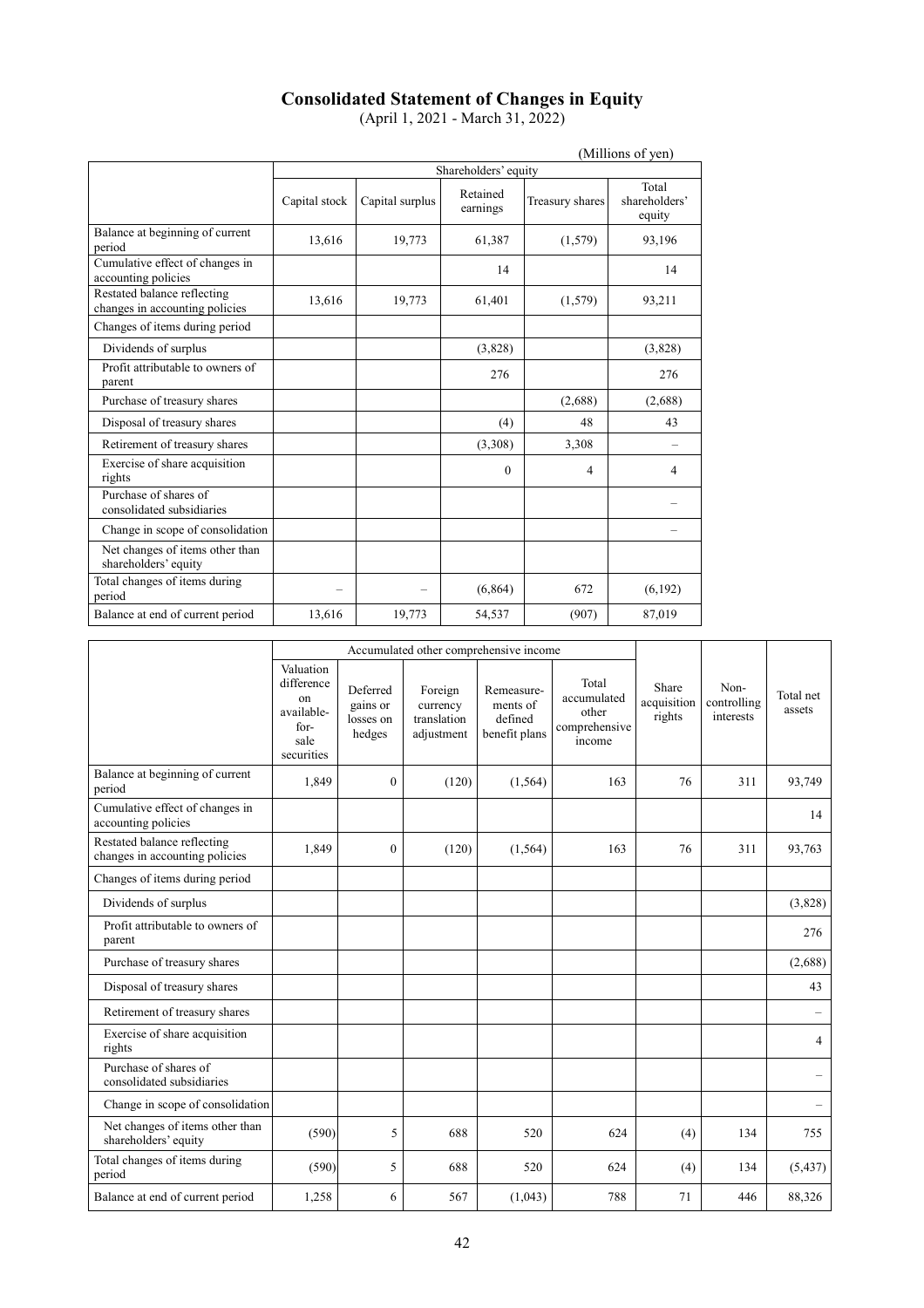# Consolidated Statement of Changes in Equity

(April 1, 2021 - March 31, 2022)

(Millions of yen)

| | Shareholders' equity | | | | |
|---|---|---|---|---|---|
| | Capital stock | Capital surplus | Retained earnings | Treasury shares | Total shareholders' equity |
| Balance at beginning of current period | 13,616 | 19,773 | 61,387 | (1,579) | 93,196 |
| Cumulative effect of changes in accounting policies | | | 14 | | 14 |
| Restated balance reflecting changes in accounting policies | 13,616 | 19,773 | 61,401 | (1,579) | 93,211 |
| Changes of items during period | | | | | |
| Dividends of surplus | | | (3,828) | | (3,828) |
| Profit attributable to owners of parent | | | 276 | | 276 |
| Purchase of treasury shares | | | | (2,688) | (2,688) |
| Disposal of treasury shares | | | (4) | 48 | 43 |
| Retirement of treasury shares | | | (3,308) | 3,308 | – |
| Exercise of share acquisition rights | | | 0 | 4 | 4 |
| Purchase of shares of consolidated subsidiaries | | | | | – |
| Change in scope of consolidation | | | | | – |
| Net changes of items other than shareholders' equity | | | | | |
| Total changes of items during period | – | – | (6,864) | 672 | (6,192) |
| Balance at end of current period | 13,616 | 19,773 | 54,537 | (907) | 87,019 |

| | Accumulated other comprehensive income | | | | | Share acquisition rights | Non-controlling interests | Total net assets |
|---|---|---|---|---|---|---|---|---|
| | Valuation difference on available-for-sale securities | Deferred gains or losses on hedges | Foreign currency translation adjustment | Remeasurements of defined benefit plans | Total accumulated other comprehensive income | | | |
| Balance at beginning of current period | 1,849 | 0 | (120) | (1,564) | 163 | 76 | 311 | 93,749 |
| Cumulative effect of changes in accounting policies | | | | | | | | 14 |
| Restated balance reflecting changes in accounting policies | 1,849 | 0 | (120) | (1,564) | 163 | 76 | 311 | 93,763 |
| Changes of items during period | | | | | | | | |
| Dividends of surplus | | | | | | | | (3,828) |
| Profit attributable to owners of parent | | | | | | | | 276 |
| Purchase of treasury shares | | | | | | | | (2,688) |
| Disposal of treasury shares | | | | | | | | 43 |
| Retirement of treasury shares | | | | | | | | – |
| Exercise of share acquisition rights | | | | | | | | 4 |
| Purchase of shares of consolidated subsidiaries | | | | | | | | – |
| Change in scope of consolidation | | | | | | | | – |
| Net changes of items other than shareholders' equity | (590) | 5 | 688 | 520 | 624 | (4) | 134 | 755 |
| Total changes of items during period | (590) | 5 | 688 | 520 | 624 | (4) | 134 | (5,437) |
| Balance at end of current period | 1,258 | 6 | 567 | (1,043) | 788 | 71 | 446 | 88,326 |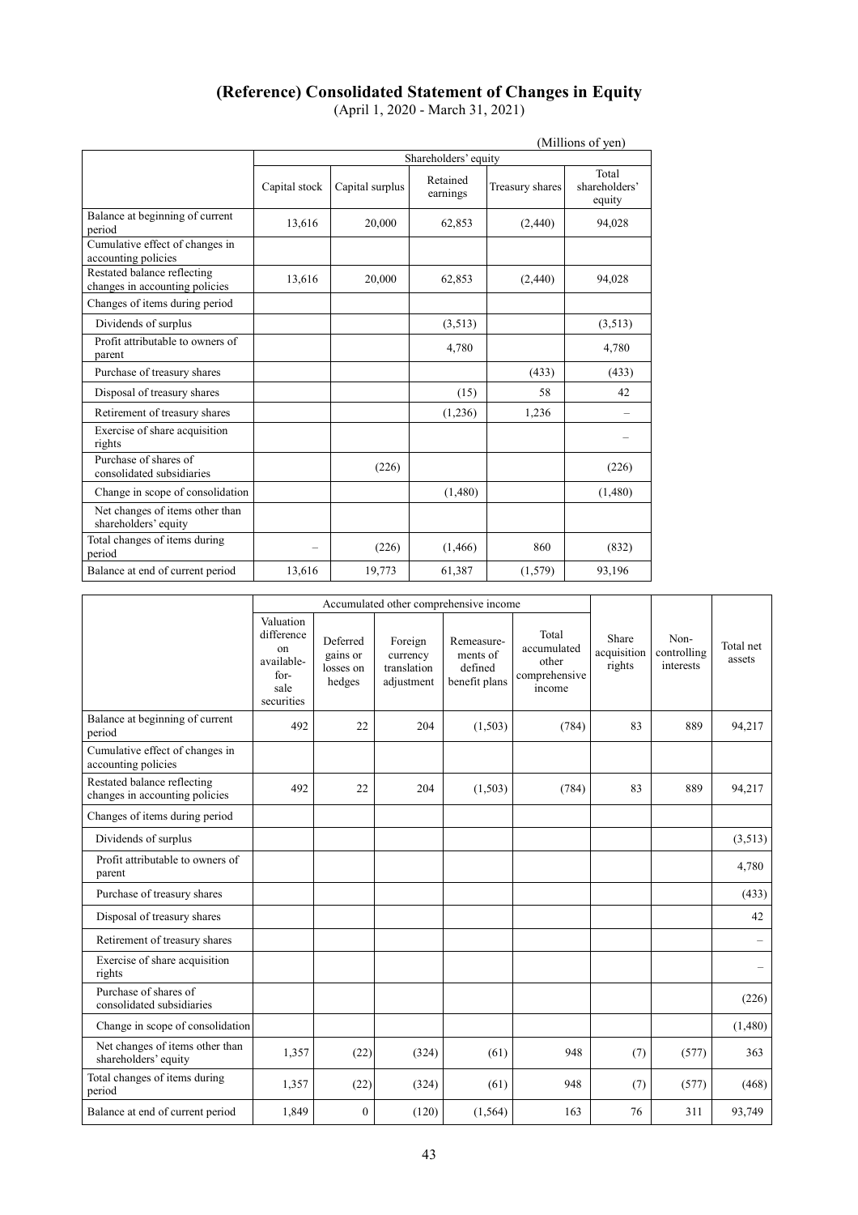# (Reference) Consolidated Statement of Changes in Equity

(April 1, 2020 - March 31, 2021)

(Millions of yen)

| | Shareholders' equity | | | | |
|---|---|---|---|---|---|
| | Capital stock | Capital surplus | Retained earnings | Treasury shares | Total shareholders' equity |
| Balance at beginning of current period | 13,616 | 20,000 | 62,853 | (2,440) | 94,028 |
| Cumulative effect of changes in accounting policies | | | | | |
| Restated balance reflecting changes in accounting policies | 13,616 | 20,000 | 62,853 | (2,440) | 94,028 |
| Changes of items during period | | | | | |
| Dividends of surplus | | | (3,513) | | (3,513) |
| Profit attributable to owners of parent | | | 4,780 | | 4,780 |
| Purchase of treasury shares | | | | (433) | (433) |
| Disposal of treasury shares | | | (15) | 58 | 42 |
| Retirement of treasury shares | | | (1,236) | 1,236 | – |
| Exercise of share acquisition rights | | | | | – |
| Purchase of shares of consolidated subsidiaries | | (226) | | | (226) |
| Change in scope of consolidation | | | (1,480) | | (1,480) |
| Net changes of items other than shareholders' equity | | | | | |
| Total changes of items during period | – | (226) | (1,466) | 860 | (832) |
| Balance at end of current period | 13,616 | 19,773 | 61,387 | (1,579) | 93,196 |

| | Accumulated other comprehensive income | | | | | Share acquisition rights | Non-controlling interests | Total net assets |
|---|---|---|---|---|---|---|---|---|
| | Valuation difference on available-for-sale securities | Deferred gains or losses on hedges | Foreign currency translation adjustment | Remeasurements of defined benefit plans | Total accumulated other comprehensive income | | | |
| Balance at beginning of current period | 492 | 22 | 204 | (1,503) | (784) | 83 | 889 | 94,217 |
| Cumulative effect of changes in accounting policies | | | | | | | | |
| Restated balance reflecting changes in accounting policies | 492 | 22 | 204 | (1,503) | (784) | 83 | 889 | 94,217 |
| Changes of items during period | | | | | | | | |
| Dividends of surplus | | | | | | | | (3,513) |
| Profit attributable to owners of parent | | | | | | | | 4,780 |
| Purchase of treasury shares | | | | | | | | (433) |
| Disposal of treasury shares | | | | | | | | 42 |
| Retirement of treasury shares | | | | | | | | – |
| Exercise of share acquisition rights | | | | | | | | – |
| Purchase of shares of consolidated subsidiaries | | | | | | | | (226) |
| Change in scope of consolidation | | | | | | | | (1,480) |
| Net changes of items other than shareholders' equity | 1,357 | (22) | (324) | (61) | 948 | (7) | (577) | 363 |
| Total changes of items during period | 1,357 | (22) | (324) | (61) | 948 | (7) | (577) | (468) |
| Balance at end of current period | 1,849 | 0 | (120) | (1,564) | 163 | 76 | 311 | 93,749 |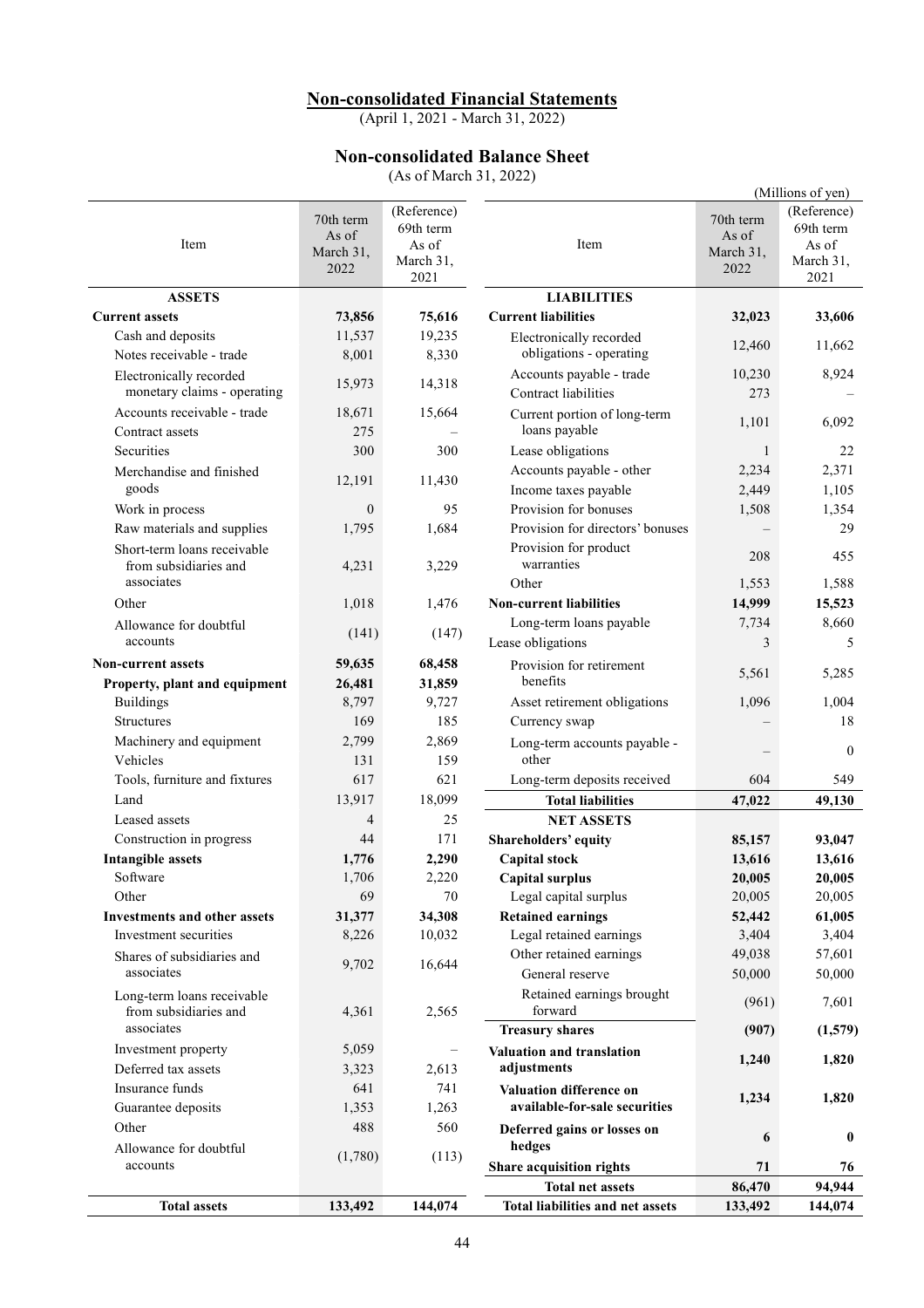# Non-consolidated Financial Statements

(April 1, 2021 - March 31, 2022)

## Non-consolidated Balance Sheet

(As of March 31, 2022)

(Millions of yen)

| Item | 70th term As of March 31, 2022 | (Reference) 69th term As of March 31, 2021 |
|---|---|---|
| **ASSETS** | | |
| **Current assets** | **73,856** | **75,616** |
| Cash and deposits | 11,537 | 19,235 |
| Notes receivable - trade | 8,001 | 8,330 |
| Electronically recorded monetary claims - operating | 15,973 | 14,318 |
| Accounts receivable - trade | 18,671 | 15,664 |
| Contract assets | 275 | – |
| Securities | 300 | 300 |
| Merchandise and finished goods | 12,191 | 11,430 |
| Work in process | 0 | 95 |
| Raw materials and supplies | 1,795 | 1,684 |
| Short-term loans receivable from subsidiaries and associates | 4,231 | 3,229 |
| Other | 1,018 | 1,476 |
| Allowance for doubtful accounts | (141) | (147) |
| **Non-current assets** | **59,635** | **68,458** |
| **Property, plant and equipment** | **26,481** | **31,859** |
| Buildings | 8,797 | 9,727 |
| Structures | 169 | 185 |
| Machinery and equipment | 2,799 | 2,869 |
| Vehicles | 131 | 159 |
| Tools, furniture and fixtures | 617 | 621 |
| Land | 13,917 | 18,099 |
| Leased assets | 4 | 25 |
| Construction in progress | 44 | 171 |
| **Intangible assets** | **1,776** | **2,290** |
| Software | 1,706 | 2,220 |
| Other | 69 | 70 |
| **Investments and other assets** | **31,377** | **34,308** |
| Investment securities | 8,226 | 10,032 |
| Shares of subsidiaries and associates | 9,702 | 16,644 |
| Long-term loans receivable from subsidiaries and associates | 4,361 | 2,565 |
| Investment property | 5,059 | – |
| Deferred tax assets | 3,323 | 2,613 |
| Insurance funds | 641 | 741 |
| Guarantee deposits | 1,353 | 1,263 |
| Other | 488 | 560 |
| Allowance for doubtful accounts | (1,780) | (113) |
| **Total assets** | **133,492** | **144,074** |

| Item | 70th term As of March 31, 2022 | (Reference) 69th term As of March 31, 2021 |
|---|---|---|
| **LIABILITIES** | | |
| **Current liabilities** | **32,023** | **33,606** |
| Electronically recorded obligations - operating | 12,460 | 11,662 |
| Accounts payable - trade | 10,230 | 8,924 |
| Contract liabilities | 273 | – |
| Current portion of long-term loans payable | 1,101 | 6,092 |
| Lease obligations | 1 | 22 |
| Accounts payable - other | 2,234 | 2,371 |
| Income taxes payable | 2,449 | 1,105 |
| Provision for bonuses | 1,508 | 1,354 |
| Provision for directors' bonuses | – | 29 |
| Provision for product warranties | 208 | 455 |
| Other | 1,553 | 1,588 |
| **Non-current liabilities** | **14,999** | **15,523** |
| Long-term loans payable | 7,734 | 8,660 |
| Lease obligations | 3 | 5 |
| Provision for retirement benefits | 5,561 | 5,285 |
| Asset retirement obligations | 1,096 | 1,004 |
| Currency swap | – | 18 |
| Long-term accounts payable - other | – | 0 |
| Long-term deposits received | 604 | 549 |
| **Total liabilities** | **47,022** | **49,130** |
| **NET ASSETS** | | |
| **Shareholders' equity** | **85,157** | **93,047** |
| **Capital stock** | **13,616** | **13,616** |
| **Capital surplus** | **20,005** | **20,005** |
| Legal capital surplus | 20,005 | 20,005 |
| **Retained earnings** | **52,442** | **61,005** |
| Legal retained earnings | 3,404 | 3,404 |
| Other retained earnings | 49,038 | 57,601 |
| General reserve | 50,000 | 50,000 |
| Retained earnings brought forward | (961) | 7,601 |
| **Treasury shares** | **(907)** | **(1,579)** |
| **Valuation and translation adjustments** | **1,240** | **1,820** |
| **Valuation difference on available-for-sale securities** | **1,234** | **1,820** |
| **Deferred gains or losses on hedges** | **6** | **0** |
| **Share acquisition rights** | **71** | **76** |
| **Total net assets** | **86,470** | **94,944** |
| **Total liabilities and net assets** | **133,492** | **144,074** |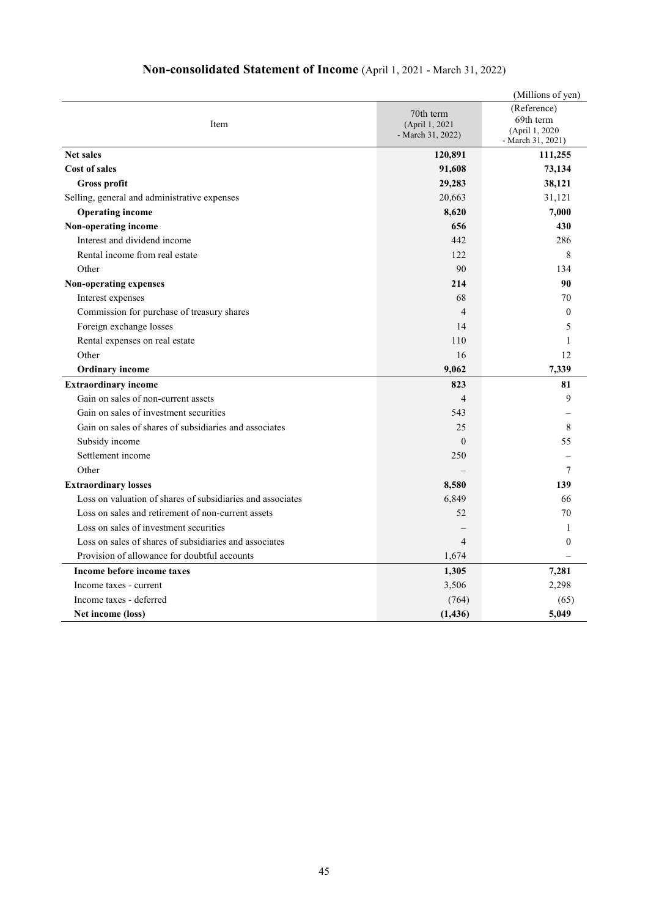# Non-consolidated Statement of Income (April 1, 2021 - March 31, 2022)

(Millions of yen)

| Item | 70th term (April 1, 2021 - March 31, 2022) | (Reference) 69th term (April 1, 2020 - March 31, 2021) |
|---|---|---|
| **Net sales** | **120,891** | **111,255** |
| **Cost of sales** | **91,608** | **73,134** |
| **Gross profit** | **29,283** | **38,121** |
| Selling, general and administrative expenses | 20,663 | 31,121 |
| **Operating income** | **8,620** | **7,000** |
| **Non-operating income** | **656** | **430** |
| Interest and dividend income | 442 | 286 |
| Rental income from real estate | 122 | 8 |
| Other | 90 | 134 |
| **Non-operating expenses** | **214** | **90** |
| Interest expenses | 68 | 70 |
| Commission for purchase of treasury shares | 4 | 0 |
| Foreign exchange losses | 14 | 5 |
| Rental expenses on real estate | 110 | 1 |
| Other | 16 | 12 |
| **Ordinary income** | **9,062** | **7,339** |
| **Extraordinary income** | **823** | **81** |
| Gain on sales of non-current assets | 4 | 9 |
| Gain on sales of investment securities | 543 | – |
| Gain on sales of shares of subsidiaries and associates | 25 | 8 |
| Subsidy income | 0 | 55 |
| Settlement income | 250 | – |
| Other | – | 7 |
| **Extraordinary losses** | **8,580** | **139** |
| Loss on valuation of shares of subsidiaries and associates | 6,849 | 66 |
| Loss on sales and retirement of non-current assets | 52 | 70 |
| Loss on sales of investment securities | – | 1 |
| Loss on sales of shares of subsidiaries and associates | 4 | 0 |
| Provision of allowance for doubtful accounts | 1,674 | – |
| **Income before income taxes** | **1,305** | **7,281** |
| Income taxes - current | 3,506 | 2,298 |
| Income taxes - deferred | (764) | (65) |
| **Net income (loss)** | **(1,436)** | **5,049** |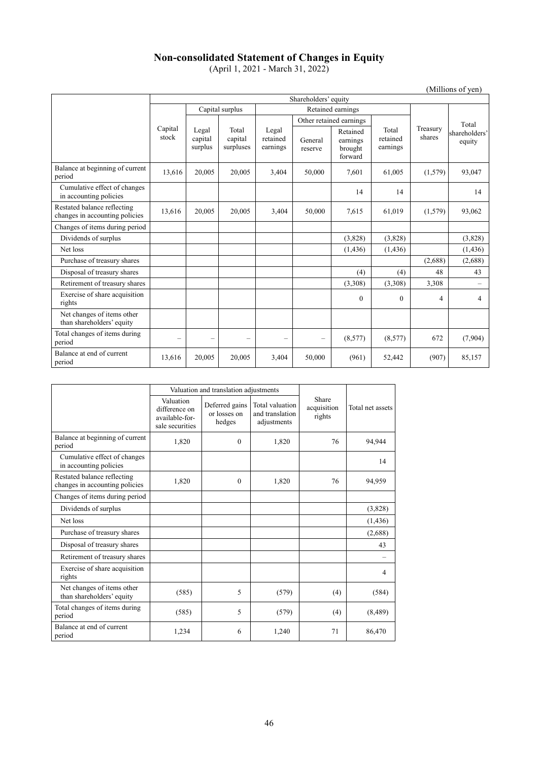# Non-consolidated Statement of Changes in Equity

(April 1, 2021 - March 31, 2022)

(Millions of yen)

| | Shareholders' equity | | | | | | | | |
|---|---|---|---|---|---|---|---|---|---|
| | | Capital surplus | | Retained earnings | | | | | |
| | | | | | Other retained earnings | | | | |
| | Capital stock | Legal capital surplus | Total capital surpluses | Legal retained earnings | General reserve | Retained earnings brought forward | Total retained earnings | Treasury shares | Total shareholders' equity |
| Balance at beginning of current period | 13,616 | 20,005 | 20,005 | 3,404 | 50,000 | 7,601 | 61,005 | (1,579) | 93,047 |
| Cumulative effect of changes in accounting policies | | | | | | 14 | 14 | | 14 |
| Restated balance reflecting changes in accounting policies | 13,616 | 20,005 | 20,005 | 3,404 | 50,000 | 7,615 | 61,019 | (1,579) | 93,062 |
| Changes of items during period | | | | | | | | | |
| Dividends of surplus | | | | | | (3,828) | (3,828) | | (3,828) |
| Net loss | | | | | | (1,436) | (1,436) | | (1,436) |
| Purchase of treasury shares | | | | | | | | (2,688) | (2,688) |
| Disposal of treasury shares | | | | | | (4) | (4) | 48 | 43 |
| Retirement of treasury shares | | | | | | (3,308) | (3,308) | 3,308 | – |
| Exercise of share acquisition rights | | | | | | 0 | 0 | 4 | 4 |
| Net changes of items other than shareholders' equity | | | | | | | | | |
| Total changes of items during period | – | – | – | – | – | (8,577) | (8,577) | 672 | (7,904) |
| Balance at end of current period | 13,616 | 20,005 | 20,005 | 3,404 | 50,000 | (961) | 52,442 | (907) | 85,157 |

| | Valuation and translation adjustments | | | | |
|---|---|---|---|---|---|
| | Valuation difference on available-for-sale securities | Deferred gains or losses on hedges | Total valuation and translation adjustments | Share acquisition rights | Total net assets |
| Balance at beginning of current period | 1,820 | 0 | 1,820 | 76 | 94,944 |
| Cumulative effect of changes in accounting policies | | | | | 14 |
| Restated balance reflecting changes in accounting policies | 1,820 | 0 | 1,820 | 76 | 94,959 |
| Changes of items during period | | | | | |
| Dividends of surplus | | | | | (3,828) |
| Net loss | | | | | (1,436) |
| Purchase of treasury shares | | | | | (2,688) |
| Disposal of treasury shares | | | | | 43 |
| Retirement of treasury shares | | | | | – |
| Exercise of share acquisition rights | | | | | 4 |
| Net changes of items other than shareholders' equity | (585) | 5 | (579) | (4) | (584) |
| Total changes of items during period | (585) | 5 | (579) | (4) | (8,489) |
| Balance at end of current period | 1,234 | 6 | 1,240 | 71 | 86,470 |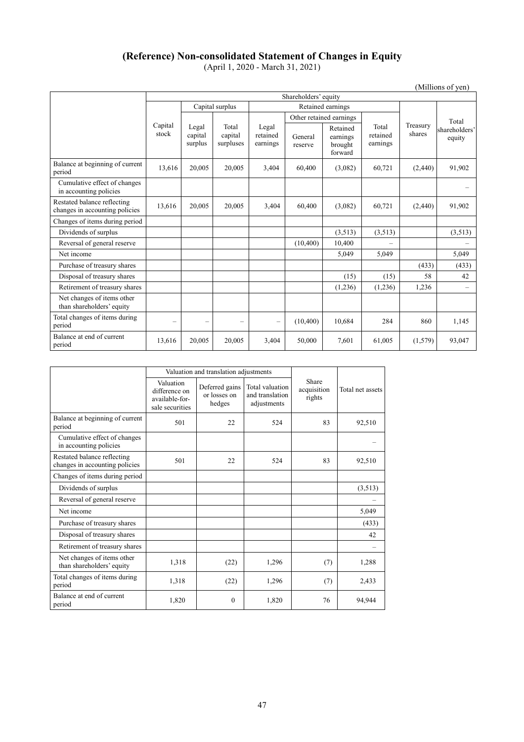# (Reference) Non-consolidated Statement of Changes in Equity

(April 1, 2020 - March 31, 2021)

(Millions of yen)

| | Shareholders' equity | | | | | | | | |
|---|---|---|---|---|---|---|---|---|---|
| | Capital stock | Capital surplus | | Retained earnings | | | | Treasury shares | Total shareholders' equity |
| | | Legal capital surplus | Total capital surpluses | Legal retained earnings | Other retained earnings | | Total retained earnings | | |
| | | | | | General reserve | Retained earnings brought forward | | | |
| Balance at beginning of current period | 13,616 | 20,005 | 20,005 | 3,404 | 60,400 | (3,082) | 60,721 | (2,440) | 91,902 |
| Cumulative effect of changes in accounting policies | | | | | | | | | – |
| Restated balance reflecting changes in accounting policies | 13,616 | 20,005 | 20,005 | 3,404 | 60,400 | (3,082) | 60,721 | (2,440) | 91,902 |
| Changes of items during period | | | | | | | | | |
| Dividends of surplus | | | | | | (3,513) | (3,513) | | (3,513) |
| Reversal of general reserve | | | | | (10,400) | 10,400 | – | | – |
| Net income | | | | | | 5,049 | 5,049 | | 5,049 |
| Purchase of treasury shares | | | | | | | | (433) | (433) |
| Disposal of treasury shares | | | | | | (15) | (15) | 58 | 42 |
| Retirement of treasury shares | | | | | | (1,236) | (1,236) | 1,236 | – |
| Net changes of items other than shareholders' equity | | | | | | | | | |
| Total changes of items during period | – | – | – | – | (10,400) | 10,684 | 284 | 860 | 1,145 |
| Balance at end of current period | 13,616 | 20,005 | 20,005 | 3,404 | 50,000 | 7,601 | 61,005 | (1,579) | 93,047 |

| | Valuation and translation adjustments | | | Share acquisition rights | Total net assets |
|---|---|---|---|---|---|
| | Valuation difference on available-for-sale securities | Deferred gains or losses on hedges | Total valuation and translation adjustments | | |
| Balance at beginning of current period | 501 | 22 | 524 | 83 | 92,510 |
| Cumulative effect of changes in accounting policies | | | | | – |
| Restated balance reflecting changes in accounting policies | 501 | 22 | 524 | 83 | 92,510 |
| Changes of items during period | | | | | |
| Dividends of surplus | | | | | (3,513) |
| Reversal of general reserve | | | | | – |
| Net income | | | | | 5,049 |
| Purchase of treasury shares | | | | | (433) |
| Disposal of treasury shares | | | | | 42 |
| Retirement of treasury shares | | | | | – |
| Net changes of items other than shareholders' equity | 1,318 | (22) | 1,296 | (7) | 1,288 |
| Total changes of items during period | 1,318 | (22) | 1,296 | (7) | 2,433 |
| Balance at end of current period | 1,820 | 0 | 1,820 | 76 | 94,944 |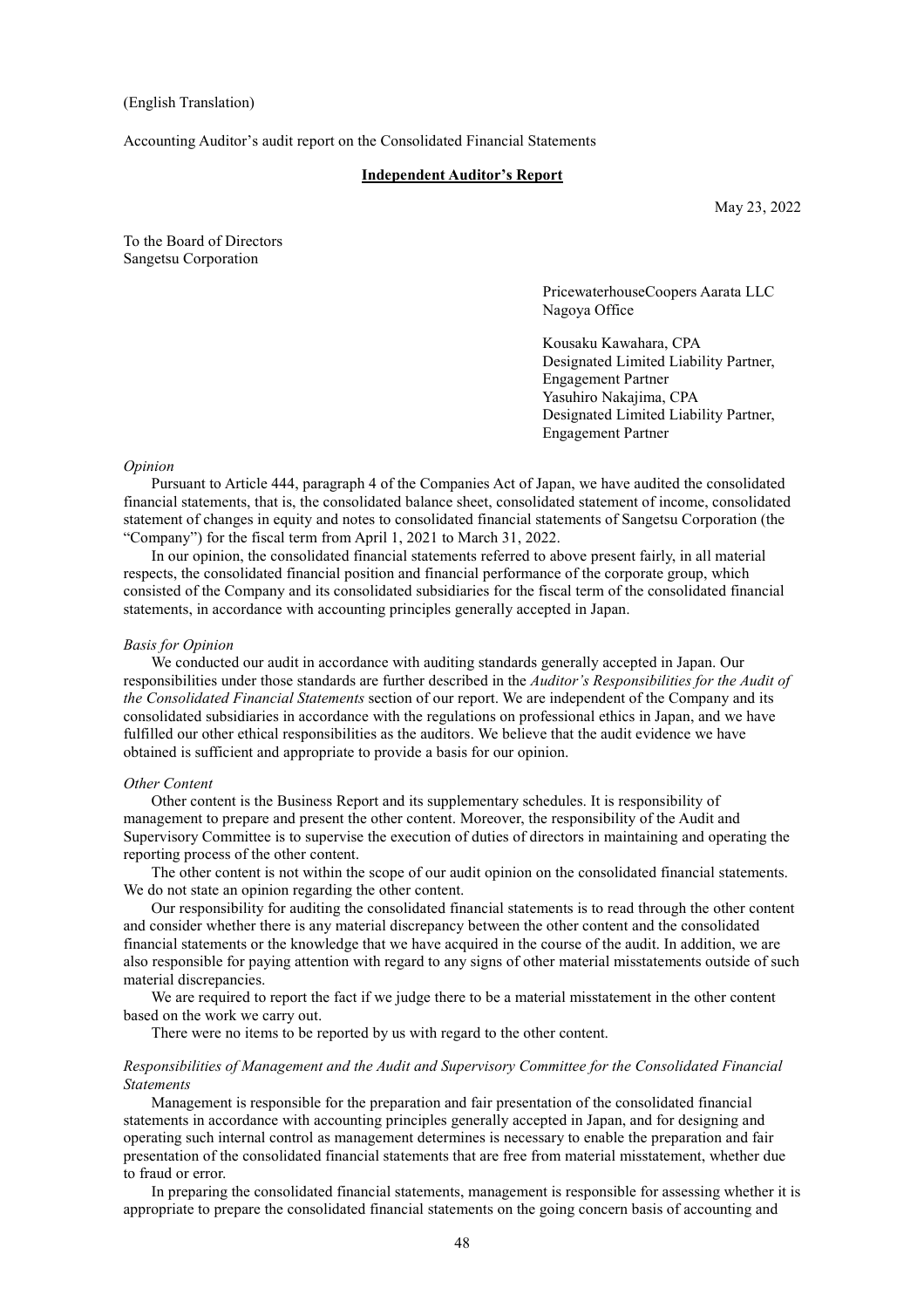(English Translation)

Accounting Auditor's audit report on the Consolidated Financial Statements

## Independent Auditor's Report

May 23, 2022

To the Board of Directors
Sangetsu Corporation

PricewaterhouseCoopers Aarata LLC
Nagoya Office

Kousaku Kawahara, CPA
Designated Limited Liability Partner,
Engagement Partner
Yasuhiro Nakajima, CPA
Designated Limited Liability Partner,
Engagement Partner

*Opinion*

Pursuant to Article 444, paragraph 4 of the Companies Act of Japan, we have audited the consolidated financial statements, that is, the consolidated balance sheet, consolidated statement of income, consolidated statement of changes in equity and notes to consolidated financial statements of Sangetsu Corporation (the "Company") for the fiscal term from April 1, 2021 to March 31, 2022.

In our opinion, the consolidated financial statements referred to above present fairly, in all material respects, the consolidated financial position and financial performance of the corporate group, which consisted of the Company and its consolidated subsidiaries for the fiscal term of the consolidated financial statements, in accordance with accounting principles generally accepted in Japan.

*Basis for Opinion*

We conducted our audit in accordance with auditing standards generally accepted in Japan. Our responsibilities under those standards are further described in the *Auditor's Responsibilities for the Audit of the Consolidated Financial Statements* section of our report. We are independent of the Company and its consolidated subsidiaries in accordance with the regulations on professional ethics in Japan, and we have fulfilled our other ethical responsibilities as the auditors. We believe that the audit evidence we have obtained is sufficient and appropriate to provide a basis for our opinion.

*Other Content*

Other content is the Business Report and its supplementary schedules. It is responsibility of management to prepare and present the other content. Moreover, the responsibility of the Audit and Supervisory Committee is to supervise the execution of duties of directors in maintaining and operating the reporting process of the other content.

The other content is not within the scope of our audit opinion on the consolidated financial statements. We do not state an opinion regarding the other content.

Our responsibility for auditing the consolidated financial statements is to read through the other content and consider whether there is any material discrepancy between the other content and the consolidated financial statements or the knowledge that we have acquired in the course of the audit. In addition, we are also responsible for paying attention with regard to any signs of other material misstatements outside of such material discrepancies.

We are required to report the fact if we judge there to be a material misstatement in the other content based on the work we carry out.

There were no items to be reported by us with regard to the other content.

*Responsibilities of Management and the Audit and Supervisory Committee for the Consolidated Financial Statements*

Management is responsible for the preparation and fair presentation of the consolidated financial statements in accordance with accounting principles generally accepted in Japan, and for designing and operating such internal control as management determines is necessary to enable the preparation and fair presentation of the consolidated financial statements that are free from material misstatement, whether due to fraud or error.

In preparing the consolidated financial statements, management is responsible for assessing whether it is appropriate to prepare the consolidated financial statements on the going concern basis of accounting and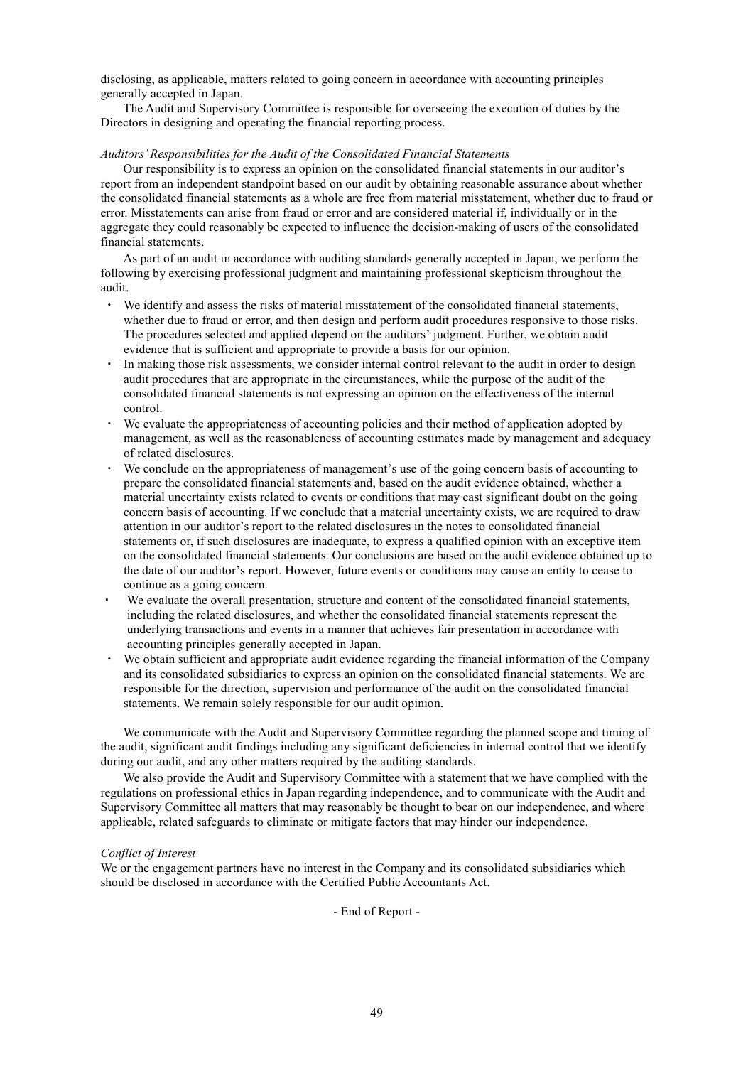disclosing, as applicable, matters related to going concern in accordance with accounting principles generally accepted in Japan.

The Audit and Supervisory Committee is responsible for overseeing the execution of duties by the Directors in designing and operating the financial reporting process.

*Auditors' Responsibilities for the Audit of the Consolidated Financial Statements*

Our responsibility is to express an opinion on the consolidated financial statements in our auditor's report from an independent standpoint based on our audit by obtaining reasonable assurance about whether the consolidated financial statements as a whole are free from material misstatement, whether due to fraud or error. Misstatements can arise from fraud or error and are considered material if, individually or in the aggregate they could reasonably be expected to influence the decision-making of users of the consolidated financial statements.

As part of an audit in accordance with auditing standards generally accepted in Japan, we perform the following by exercising professional judgment and maintaining professional skepticism throughout the audit.

- We identify and assess the risks of material misstatement of the consolidated financial statements, whether due to fraud or error, and then design and perform audit procedures responsive to those risks. The procedures selected and applied depend on the auditors' judgment. Further, we obtain audit evidence that is sufficient and appropriate to provide a basis for our opinion.
- In making those risk assessments, we consider internal control relevant to the audit in order to design audit procedures that are appropriate in the circumstances, while the purpose of the audit of the consolidated financial statements is not expressing an opinion on the effectiveness of the internal control.
- We evaluate the appropriateness of accounting policies and their method of application adopted by management, as well as the reasonableness of accounting estimates made by management and adequacy of related disclosures.
- We conclude on the appropriateness of management's use of the going concern basis of accounting to prepare the consolidated financial statements and, based on the audit evidence obtained, whether a material uncertainty exists related to events or conditions that may cast significant doubt on the going concern basis of accounting. If we conclude that a material uncertainty exists, we are required to draw attention in our auditor's report to the related disclosures in the notes to consolidated financial statements or, if such disclosures are inadequate, to express a qualified opinion with an exceptive item on the consolidated financial statements. Our conclusions are based on the audit evidence obtained up to the date of our auditor's report. However, future events or conditions may cause an entity to cease to continue as a going concern.
- We evaluate the overall presentation, structure and content of the consolidated financial statements, including the related disclosures, and whether the consolidated financial statements represent the underlying transactions and events in a manner that achieves fair presentation in accordance with accounting principles generally accepted in Japan.
- We obtain sufficient and appropriate audit evidence regarding the financial information of the Company and its consolidated subsidiaries to express an opinion on the consolidated financial statements. We are responsible for the direction, supervision and performance of the audit on the consolidated financial statements. We remain solely responsible for our audit opinion.

We communicate with the Audit and Supervisory Committee regarding the planned scope and timing of the audit, significant audit findings including any significant deficiencies in internal control that we identify during our audit, and any other matters required by the auditing standards.

We also provide the Audit and Supervisory Committee with a statement that we have complied with the regulations on professional ethics in Japan regarding independence, and to communicate with the Audit and Supervisory Committee all matters that may reasonably be thought to bear on our independence, and where applicable, related safeguards to eliminate or mitigate factors that may hinder our independence.

*Conflict of Interest*

We or the engagement partners have no interest in the Company and its consolidated subsidiaries which should be disclosed in accordance with the Certified Public Accountants Act.

- End of Report -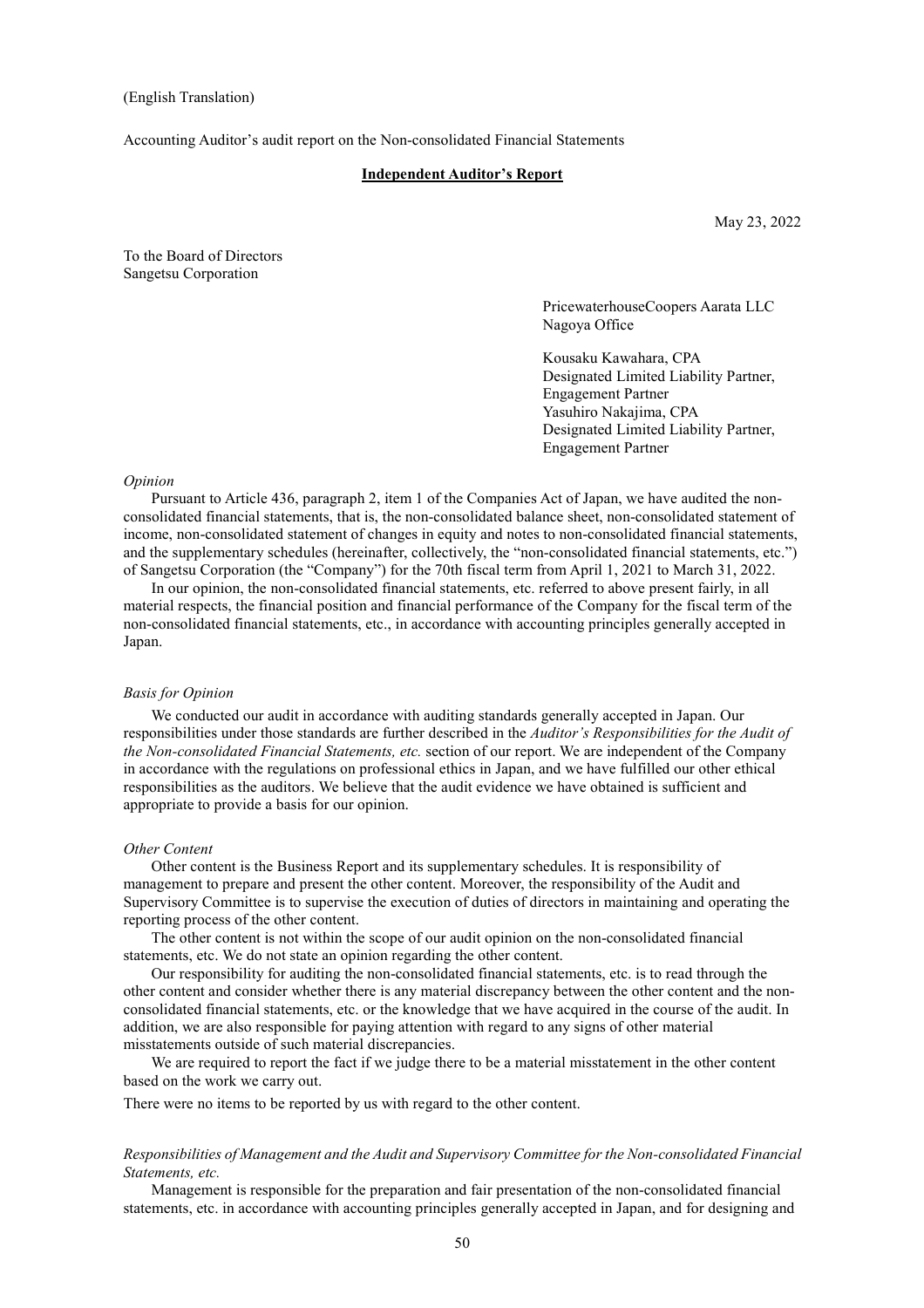(English Translation)

Accounting Auditor's audit report on the Non-consolidated Financial Statements

**Independent Auditor's Report**

May 23, 2022

To the Board of Directors
Sangetsu Corporation

PricewaterhouseCoopers Aarata LLC
Nagoya Office

Kousaku Kawahara, CPA
Designated Limited Liability Partner,
Engagement Partner
Yasuhiro Nakajima, CPA
Designated Limited Liability Partner,
Engagement Partner

*Opinion*

Pursuant to Article 436, paragraph 2, item 1 of the Companies Act of Japan, we have audited the non-consolidated financial statements, that is, the non-consolidated balance sheet, non-consolidated statement of income, non-consolidated statement of changes in equity and notes to non-consolidated financial statements, and the supplementary schedules (hereinafter, collectively, the "non-consolidated financial statements, etc.") of Sangetsu Corporation (the "Company") for the 70th fiscal term from April 1, 2021 to March 31, 2022.

In our opinion, the non-consolidated financial statements, etc. referred to above present fairly, in all material respects, the financial position and financial performance of the Company for the fiscal term of the non-consolidated financial statements, etc., in accordance with accounting principles generally accepted in Japan.

*Basis for Opinion*

We conducted our audit in accordance with auditing standards generally accepted in Japan. Our responsibilities under those standards are further described in the *Auditor's Responsibilities for the Audit of the Non-consolidated Financial Statements, etc.* section of our report. We are independent of the Company in accordance with the regulations on professional ethics in Japan, and we have fulfilled our other ethical responsibilities as the auditors. We believe that the audit evidence we have obtained is sufficient and appropriate to provide a basis for our opinion.

*Other Content*

Other content is the Business Report and its supplementary schedules. It is responsibility of management to prepare and present the other content. Moreover, the responsibility of the Audit and Supervisory Committee is to supervise the execution of duties of directors in maintaining and operating the reporting process of the other content.

The other content is not within the scope of our audit opinion on the non-consolidated financial statements, etc. We do not state an opinion regarding the other content.

Our responsibility for auditing the non-consolidated financial statements, etc. is to read through the other content and consider whether there is any material discrepancy between the other content and the non-consolidated financial statements, etc. or the knowledge that we have acquired in the course of the audit. In addition, we are also responsible for paying attention with regard to any signs of other material misstatements outside of such material discrepancies.

We are required to report the fact if we judge there to be a material misstatement in the other content based on the work we carry out.

There were no items to be reported by us with regard to the other content.

*Responsibilities of Management and the Audit and Supervisory Committee for the Non-consolidated Financial Statements, etc.*

Management is responsible for the preparation and fair presentation of the non-consolidated financial statements, etc. in accordance with accounting principles generally accepted in Japan, and for designing and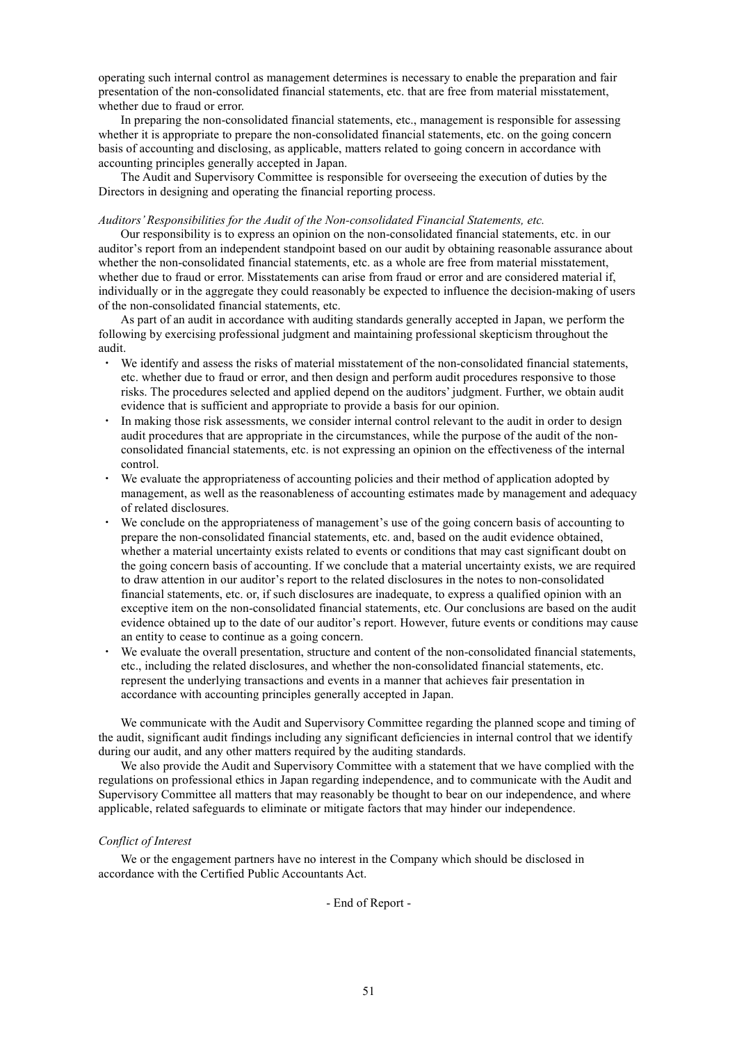operating such internal control as management determines is necessary to enable the preparation and fair presentation of the non-consolidated financial statements, etc. that are free from material misstatement, whether due to fraud or error.

In preparing the non-consolidated financial statements, etc., management is responsible for assessing whether it is appropriate to prepare the non-consolidated financial statements, etc. on the going concern basis of accounting and disclosing, as applicable, matters related to going concern in accordance with accounting principles generally accepted in Japan.

The Audit and Supervisory Committee is responsible for overseeing the execution of duties by the Directors in designing and operating the financial reporting process.

*Auditors' Responsibilities for the Audit of the Non-consolidated Financial Statements, etc.*

Our responsibility is to express an opinion on the non-consolidated financial statements, etc. in our auditor's report from an independent standpoint based on our audit by obtaining reasonable assurance about whether the non-consolidated financial statements, etc. as a whole are free from material misstatement, whether due to fraud or error. Misstatements can arise from fraud or error and are considered material if, individually or in the aggregate they could reasonably be expected to influence the decision-making of users of the non-consolidated financial statements, etc.

As part of an audit in accordance with auditing standards generally accepted in Japan, we perform the following by exercising professional judgment and maintaining professional skepticism throughout the audit.

- We identify and assess the risks of material misstatement of the non-consolidated financial statements, etc. whether due to fraud or error, and then design and perform audit procedures responsive to those risks. The procedures selected and applied depend on the auditors' judgment. Further, we obtain audit evidence that is sufficient and appropriate to provide a basis for our opinion.
- In making those risk assessments, we consider internal control relevant to the audit in order to design audit procedures that are appropriate in the circumstances, while the purpose of the audit of the non-consolidated financial statements, etc. is not expressing an opinion on the effectiveness of the internal control.
- We evaluate the appropriateness of accounting policies and their method of application adopted by management, as well as the reasonableness of accounting estimates made by management and adequacy of related disclosures.
- We conclude on the appropriateness of management's use of the going concern basis of accounting to prepare the non-consolidated financial statements, etc. and, based on the audit evidence obtained, whether a material uncertainty exists related to events or conditions that may cast significant doubt on the going concern basis of accounting. If we conclude that a material uncertainty exists, we are required to draw attention in our auditor's report to the related disclosures in the notes to non-consolidated financial statements, etc. or, if such disclosures are inadequate, to express a qualified opinion with an exceptive item on the non-consolidated financial statements, etc. Our conclusions are based on the audit evidence obtained up to the date of our auditor's report. However, future events or conditions may cause an entity to cease to continue as a going concern.
- We evaluate the overall presentation, structure and content of the non-consolidated financial statements, etc., including the related disclosures, and whether the non-consolidated financial statements, etc. represent the underlying transactions and events in a manner that achieves fair presentation in accordance with accounting principles generally accepted in Japan.

We communicate with the Audit and Supervisory Committee regarding the planned scope and timing of the audit, significant audit findings including any significant deficiencies in internal control that we identify during our audit, and any other matters required by the auditing standards.

We also provide the Audit and Supervisory Committee with a statement that we have complied with the regulations on professional ethics in Japan regarding independence, and to communicate with the Audit and Supervisory Committee all matters that may reasonably be thought to bear on our independence, and where applicable, related safeguards to eliminate or mitigate factors that may hinder our independence.

*Conflict of Interest*

We or the engagement partners have no interest in the Company which should be disclosed in accordance with the Certified Public Accountants Act.

- End of Report -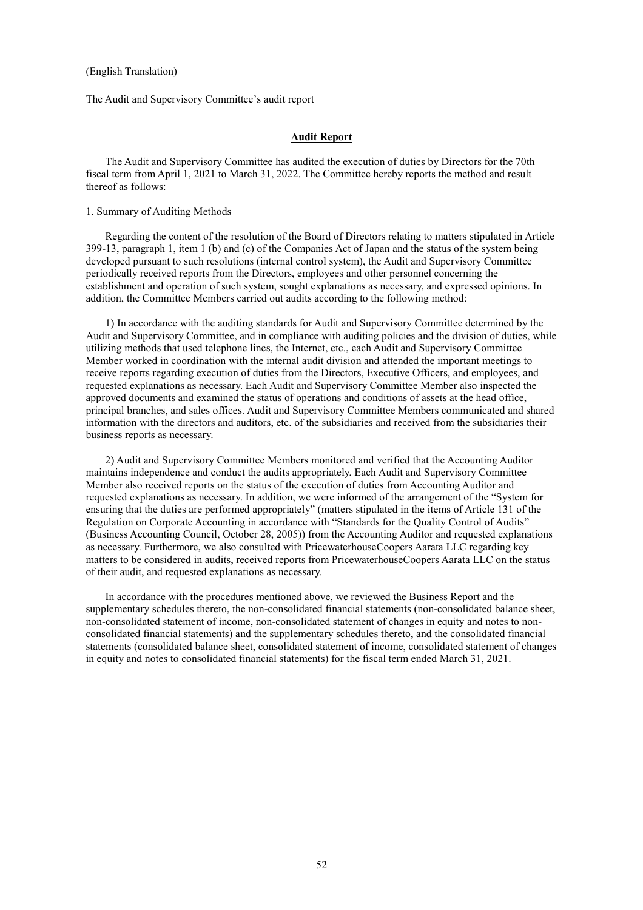(English Translation)

The Audit and Supervisory Committee's audit report

## **Audit Report**

The Audit and Supervisory Committee has audited the execution of duties by Directors for the 70th fiscal term from April 1, 2021 to March 31, 2022. The Committee hereby reports the method and result thereof as follows:

1. Summary of Auditing Methods

Regarding the content of the resolution of the Board of Directors relating to matters stipulated in Article 399-13, paragraph 1, item 1 (b) and (c) of the Companies Act of Japan and the status of the system being developed pursuant to such resolutions (internal control system), the Audit and Supervisory Committee periodically received reports from the Directors, employees and other personnel concerning the establishment and operation of such system, sought explanations as necessary, and expressed opinions. In addition, the Committee Members carried out audits according to the following method:

1) In accordance with the auditing standards for Audit and Supervisory Committee determined by the Audit and Supervisory Committee, and in compliance with auditing policies and the division of duties, while utilizing methods that used telephone lines, the Internet, etc., each Audit and Supervisory Committee Member worked in coordination with the internal audit division and attended the important meetings to receive reports regarding execution of duties from the Directors, Executive Officers, and employees, and requested explanations as necessary. Each Audit and Supervisory Committee Member also inspected the approved documents and examined the status of operations and conditions of assets at the head office, principal branches, and sales offices. Audit and Supervisory Committee Members communicated and shared information with the directors and auditors, etc. of the subsidiaries and received from the subsidiaries their business reports as necessary.

2) Audit and Supervisory Committee Members monitored and verified that the Accounting Auditor maintains independence and conduct the audits appropriately. Each Audit and Supervisory Committee Member also received reports on the status of the execution of duties from Accounting Auditor and requested explanations as necessary. In addition, we were informed of the arrangement of the "System for ensuring that the duties are performed appropriately" (matters stipulated in the items of Article 131 of the Regulation on Corporate Accounting in accordance with "Standards for the Quality Control of Audits" (Business Accounting Council, October 28, 2005)) from the Accounting Auditor and requested explanations as necessary. Furthermore, we also consulted with PricewaterhouseCoopers Aarata LLC regarding key matters to be considered in audits, received reports from PricewaterhouseCoopers Aarata LLC on the status of their audit, and requested explanations as necessary.

In accordance with the procedures mentioned above, we reviewed the Business Report and the supplementary schedules thereto, the non-consolidated financial statements (non-consolidated balance sheet, non-consolidated statement of income, non-consolidated statement of changes in equity and notes to non-consolidated financial statements) and the supplementary schedules thereto, and the consolidated financial statements (consolidated balance sheet, consolidated statement of income, consolidated statement of changes in equity and notes to consolidated financial statements) for the fiscal term ended March 31, 2021.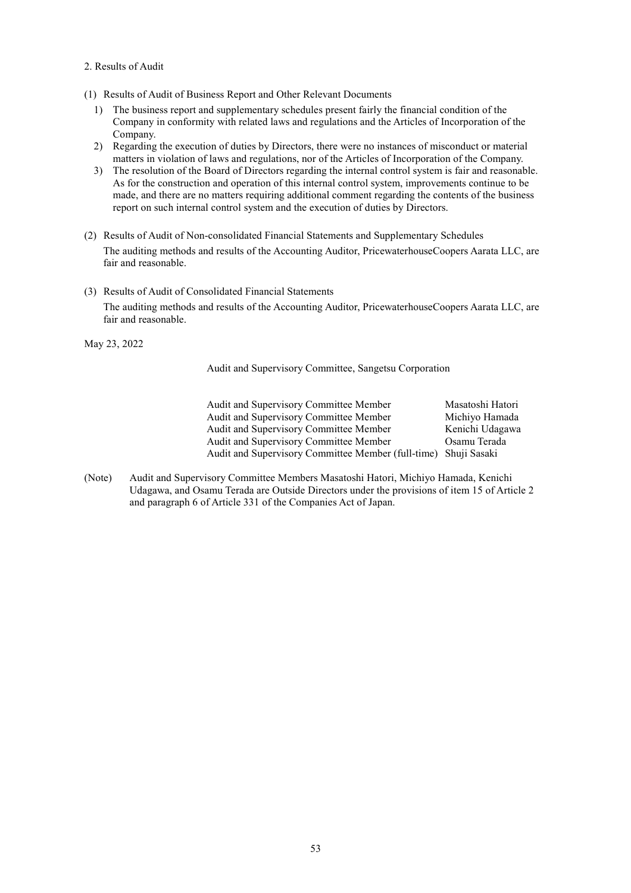2. Results of Audit

(1) Results of Audit of Business Report and Other Relevant Documents

1) The business report and supplementary schedules present fairly the financial condition of the Company in conformity with related laws and regulations and the Articles of Incorporation of the Company.
2) Regarding the execution of duties by Directors, there were no instances of misconduct or material matters in violation of laws and regulations, nor of the Articles of Incorporation of the Company.
3) The resolution of the Board of Directors regarding the internal control system is fair and reasonable. As for the construction and operation of this internal control system, improvements continue to be made, and there are no matters requiring additional comment regarding the contents of the business report on such internal control system and the execution of duties by Directors.

(2) Results of Audit of Non-consolidated Financial Statements and Supplementary Schedules

The auditing methods and results of the Accounting Auditor, PricewaterhouseCoopers Aarata LLC, are fair and reasonable.

(3) Results of Audit of Consolidated Financial Statements

The auditing methods and results of the Accounting Auditor, PricewaterhouseCoopers Aarata LLC, are fair and reasonable.

May 23, 2022

Audit and Supervisory Committee, Sangetsu Corporation

| | |
|---|---|
| Audit and Supervisory Committee Member | Masatoshi Hatori |
| Audit and Supervisory Committee Member | Michiyo Hamada |
| Audit and Supervisory Committee Member | Kenichi Udagawa |
| Audit and Supervisory Committee Member | Osamu Terada |
| Audit and Supervisory Committee Member (full-time) | Shuji Sasaki |

(Note) Audit and Supervisory Committee Members Masatoshi Hatori, Michiyo Hamada, Kenichi Udagawa, and Osamu Terada are Outside Directors under the provisions of item 15 of Article 2 and paragraph 6 of Article 331 of the Companies Act of Japan.